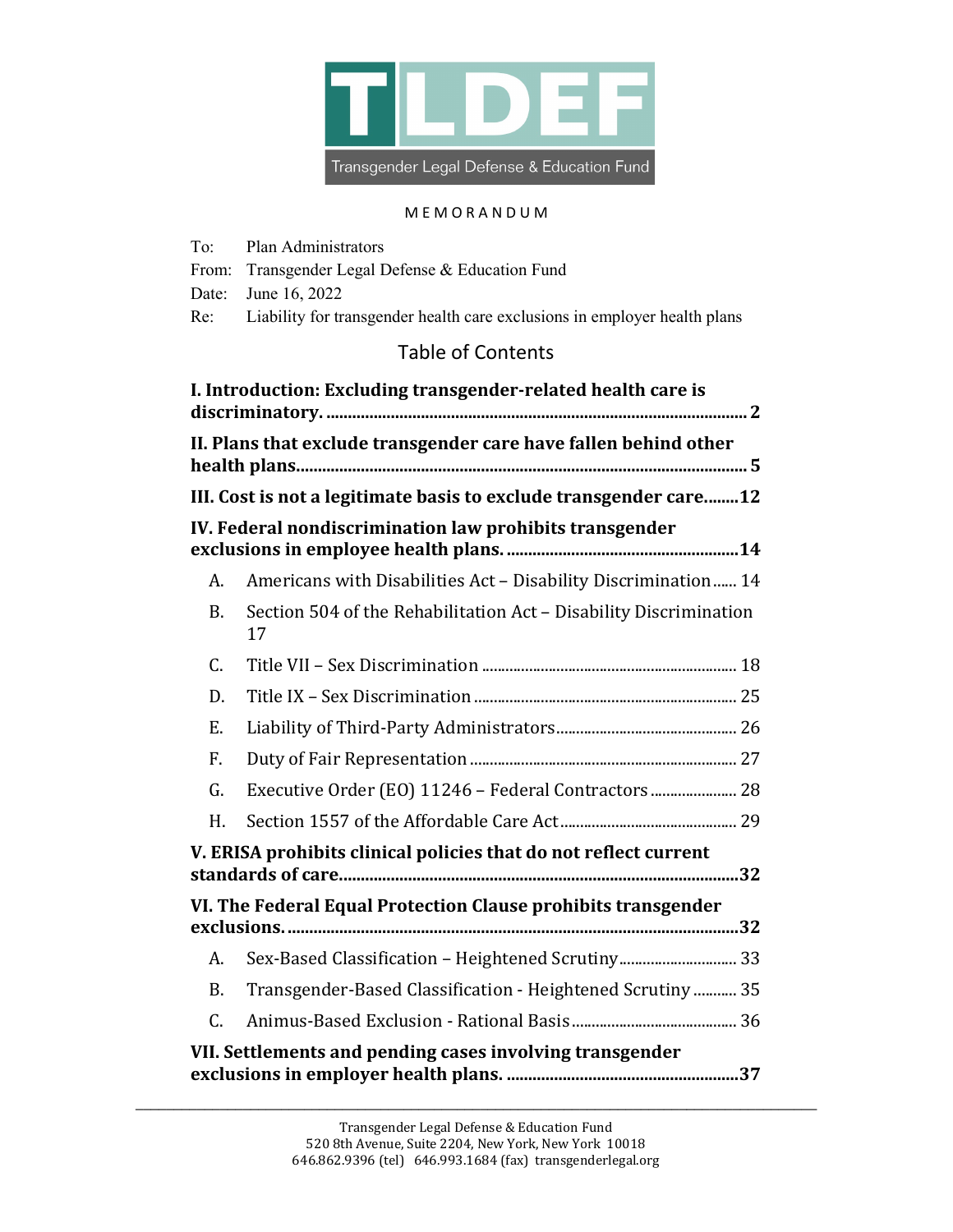TLDEF

Transgender Legal Defense & Education Fund

MEMORANDUM

To: Plan Administrators
From: Transgender Legal Defense & Education Fund
Date: June 16, 2022
Re: Liability for transgender health care exclusions in employer health plans

## Table of Contents

**I. Introduction: Excluding transgender-related health care is discriminatory.** ........ 2

**II. Plans that exclude transgender care have fallen behind other health plans** ........ 5

**III. Cost is not a legitimate basis to exclude transgender care** ........ 12

**IV. Federal nondiscrimination law prohibits transgender exclusions in employee health plans.** ........ 14

- A. Americans with Disabilities Act – Disability Discrimination ........ 14
- B. Section 504 of the Rehabilitation Act – Disability Discrimination 17
- C. Title VII – Sex Discrimination ........ 18
- D. Title IX – Sex Discrimination ........ 25
- E. Liability of Third-Party Administrators ........ 26
- F. Duty of Fair Representation ........ 27
- G. Executive Order (EO) 11246 – Federal Contractors ........ 28
- H. Section 1557 of the Affordable Care Act ........ 29

**V. ERISA prohibits clinical policies that do not reflect current standards of care** ........ 32

**VI. The Federal Equal Protection Clause prohibits transgender exclusions.** ........ 32

- A. Sex-Based Classification – Heightened Scrutiny ........ 33
- B. Transgender-Based Classification - Heightened Scrutiny ........ 35
- C. Animus-Based Exclusion - Rational Basis ........ 36

**VII. Settlements and pending cases involving transgender exclusions in employer health plans.** ........ 37

Transgender Legal Defense & Education Fund
520 8th Avenue, Suite 2204, New York, New York 10018
646.862.9396 (tel) 646.993.1684 (fax) transgenderlegal.org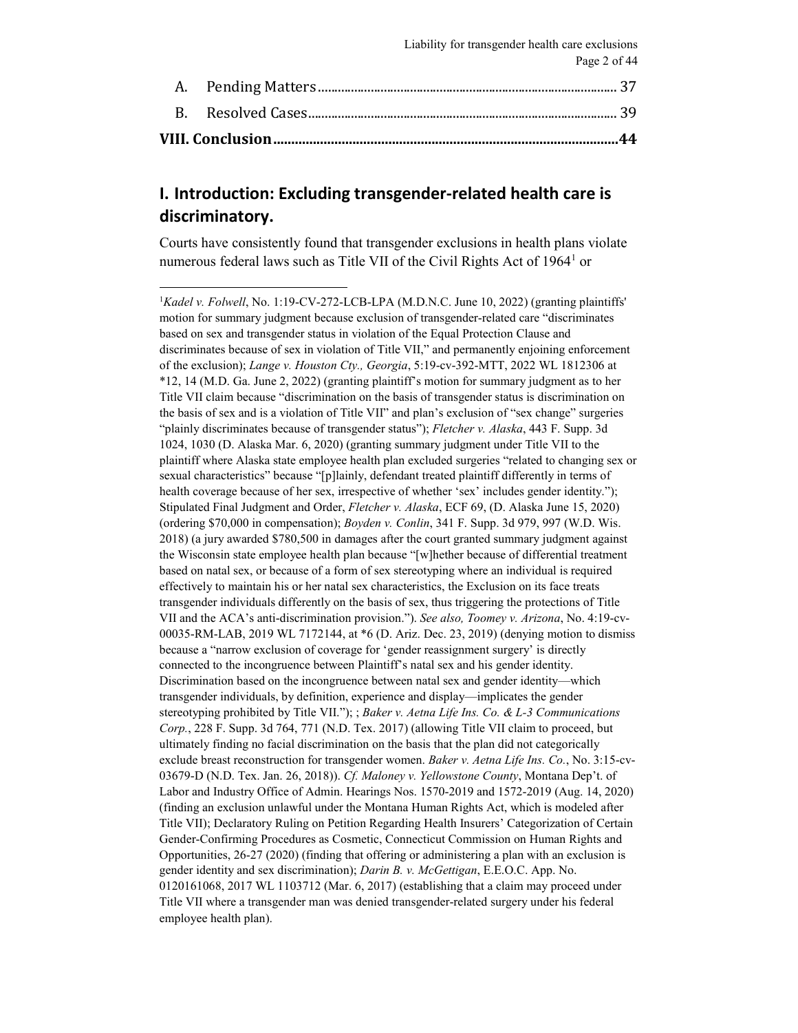A. Pending Matters........................................................................................ 37

B. Resolved Cases........................................................................................... 39

**VIII. Conclusion...............................................................................................44**

## I. Introduction: Excluding transgender-related health care is discriminatory.

Courts have consistently found that transgender exclusions in health plans violate numerous federal laws such as Title VII of the Civil Rights Act of 1964[1] or

---

[1] *Kadel v. Folwell*, No. 1:19-CV-272-LCB-LPA (M.D.N.C. June 10, 2022) (granting plaintiffs' motion for summary judgment because exclusion of transgender-related care "discriminates based on sex and transgender status in violation of the Equal Protection Clause and discriminates because of sex in violation of Title VII," and permanently enjoining enforcement of the exclusion); *Lange v. Houston Cty., Georgia*, 5:19-cv-392-MTT, 2022 WL 1812306 at *12, 14 (M.D. Ga. June 2, 2022) (granting plaintiff's motion for summary judgment as to her Title VII claim because "discrimination on the basis of transgender status is discrimination on the basis of sex and is a violation of Title VII" and plan's exclusion of "sex change" surgeries "plainly discriminates because of transgender status"); *Fletcher v. Alaska*, 443 F. Supp. 3d 1024, 1030 (D. Alaska Mar. 6, 2020) (granting summary judgment under Title VII to the plaintiff where Alaska state employee health plan excluded surgeries "related to changing sex or sexual characteristics" because "[p]lainly, defendant treated plaintiff differently in terms of health coverage because of her sex, irrespective of whether 'sex' includes gender identity."); Stipulated Final Judgment and Order, *Fletcher v. Alaska*, ECF 69, (D. Alaska June 15, 2020) (ordering $70,000 in compensation); *Boyden v. Conlin*, 341 F. Supp. 3d 979, 997 (W.D. Wis. 2018) (a jury awarded $780,500 in damages after the court granted summary judgment against the Wisconsin state employee health plan because "[w]hether because of differential treatment based on natal sex, or because of a form of sex stereotyping where an individual is required effectively to maintain his or her natal sex characteristics, the Exclusion on its face treats transgender individuals differently on the basis of sex, thus triggering the protections of Title VII and the ACA's anti-discrimination provision."). *See also, Toomey v. Arizona*, No. 4:19-cv-00035-RM-LAB, 2019 WL 7172144, at *6 (D. Ariz. Dec. 23, 2019) (denying motion to dismiss because a "narrow exclusion of coverage for 'gender reassignment surgery' is directly connected to the incongruence between Plaintiff's natal sex and his gender identity. Discrimination based on the incongruence between natal sex and gender identity—which transgender individuals, by definition, experience and display—implicates the gender stereotyping prohibited by Title VII."); ; *Baker v. Aetna Life Ins. Co. & L-3 Communications Corp.*, 228 F. Supp. 3d 764, 771 (N.D. Tex. 2017) (allowing Title VII claim to proceed, but ultimately finding no facial discrimination on the basis that the plan did not categorically exclude breast reconstruction for transgender women. *Baker v. Aetna Life Ins. Co.*, No. 3:15-cv-03679-D (N.D. Tex. Jan. 26, 2018)). *Cf. Maloney v. Yellowstone County*, Montana Dep't. of Labor and Industry Office of Admin. Hearings Nos. 1570-2019 and 1572-2019 (Aug. 14, 2020) (finding an exclusion unlawful under the Montana Human Rights Act, which is modeled after Title VII); Declaratory Ruling on Petition Regarding Health Insurers' Categorization of Certain Gender-Confirming Procedures as Cosmetic, Connecticut Commission on Human Rights and Opportunities, 26-27 (2020) (finding that offering or administering a plan with an exclusion is gender identity and sex discrimination); *Darin B. v. McGettigan*, E.E.O.C. App. No. 0120161068, 2017 WL 1103712 (Mar. 6, 2017) (establishing that a claim may proceed under Title VII where a transgender man was denied transgender-related surgery under his federal employee health plan).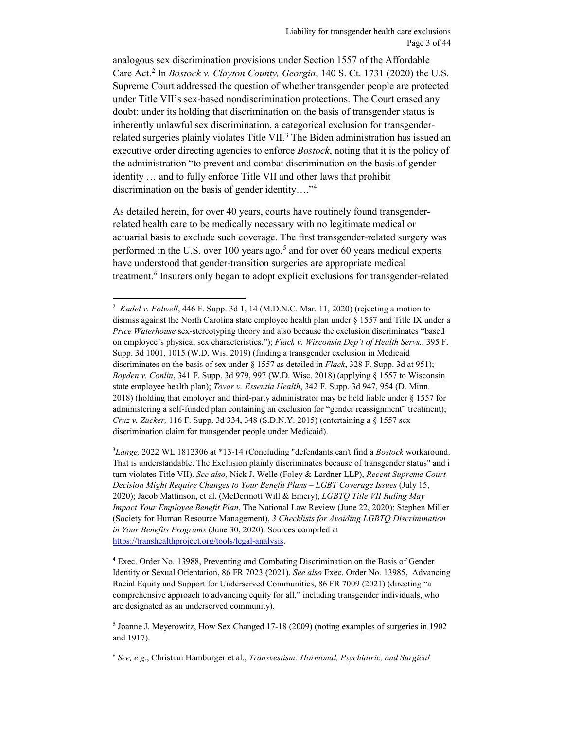analogous sex discrimination provisions under Section 1557 of the Affordable Care Act.[2] In *Bostock v. Clayton County, Georgia*, 140 S. Ct. 1731 (2020) the U.S. Supreme Court addressed the question of whether transgender people are protected under Title VII's sex-based nondiscrimination protections. The Court erased any doubt: under its holding that discrimination on the basis of transgender status is inherently unlawful sex discrimination, a categorical exclusion for transgender-related surgeries plainly violates Title VII.[3] The Biden administration has issued an executive order directing agencies to enforce *Bostock*, noting that it is the policy of the administration "to prevent and combat discrimination on the basis of gender identity … and to fully enforce Title VII and other laws that prohibit discrimination on the basis of gender identity…."[4]

As detailed herein, for over 40 years, courts have routinely found transgender-related health care to be medically necessary with no legitimate medical or actuarial basis to exclude such coverage. The first transgender-related surgery was performed in the U.S. over 100 years ago,[5] and for over 60 years medical experts have understood that gender-transition surgeries are appropriate medical treatment.[6] Insurers only began to adopt explicit exclusions for transgender-related

---

[2] *Kadel v. Folwell*, 446 F. Supp. 3d 1, 14 (M.D.N.C. Mar. 11, 2020) (rejecting a motion to dismiss against the North Carolina state employee health plan under § 1557 and Title IX under a *Price Waterhouse* sex-stereotyping theory and also because the exclusion discriminates "based on employee's physical sex characteristics."); *Flack v. Wisconsin Dep't of Health Servs.*, 395 F. Supp. 3d 1001, 1015 (W.D. Wis. 2019) (finding a transgender exclusion in Medicaid discriminates on the basis of sex under § 1557 as detailed in *Flack*, 328 F. Supp. 3d at 951); *Boyden v. Conlin*, 341 F. Supp. 3d 979, 997 (W.D. Wisc. 2018) (applying § 1557 to Wisconsin state employee health plan); *Tovar v. Essentia Health*, 342 F. Supp. 3d 947, 954 (D. Minn. 2018) (holding that employer and third-party administrator may be held liable under § 1557 for administering a self-funded plan containing an exclusion for "gender reassignment" treatment); *Cruz v. Zucker,* 116 F. Supp. 3d 334, 348 (S.D.N.Y. 2015) (entertaining a § 1557 sex discrimination claim for transgender people under Medicaid).

[3] *Lange,* 2022 WL 1812306 at *13-14 (Concluding "defendants can't find a *Bostock* workaround. That is understandable. The Exclusion plainly discriminates because of transgender status" and i turn violates Title VII). *See also,* Nick J. Welle (Foley & Lardner LLP), *Recent Supreme Court Decision Might Require Changes to Your Benefit Plans – LGBT Coverage Issues* (July 15, 2020); Jacob Mattinson, et al. (McDermott Will & Emery), *LGBTQ Title VII Ruling May Impact Your Employee Benefit Plan*, The National Law Review (June 22, 2020); Stephen Miller (Society for Human Resource Management), *3 Checklists for Avoiding LGBTQ Discrimination in Your Benefits Programs* (June 30, 2020). Sources compiled at https://transhealthproject.org/tools/legal-analysis.

[4] Exec. Order No. 13988, Preventing and Combating Discrimination on the Basis of Gender Identity or Sexual Orientation, 86 FR 7023 (2021). *See also* Exec. Order No. 13985, Advancing Racial Equity and Support for Underserved Communities, 86 FR 7009 (2021) (directing "a comprehensive approach to advancing equity for all," including transgender individuals, who are designated as an underserved community).

[5] Joanne J. Meyerowitz, How Sex Changed 17-18 (2009) (noting examples of surgeries in 1902 and 1917).

[6] *See, e.g.*, Christian Hamburger et al., *Transvestism: Hormonal, Psychiatric, and Surgical*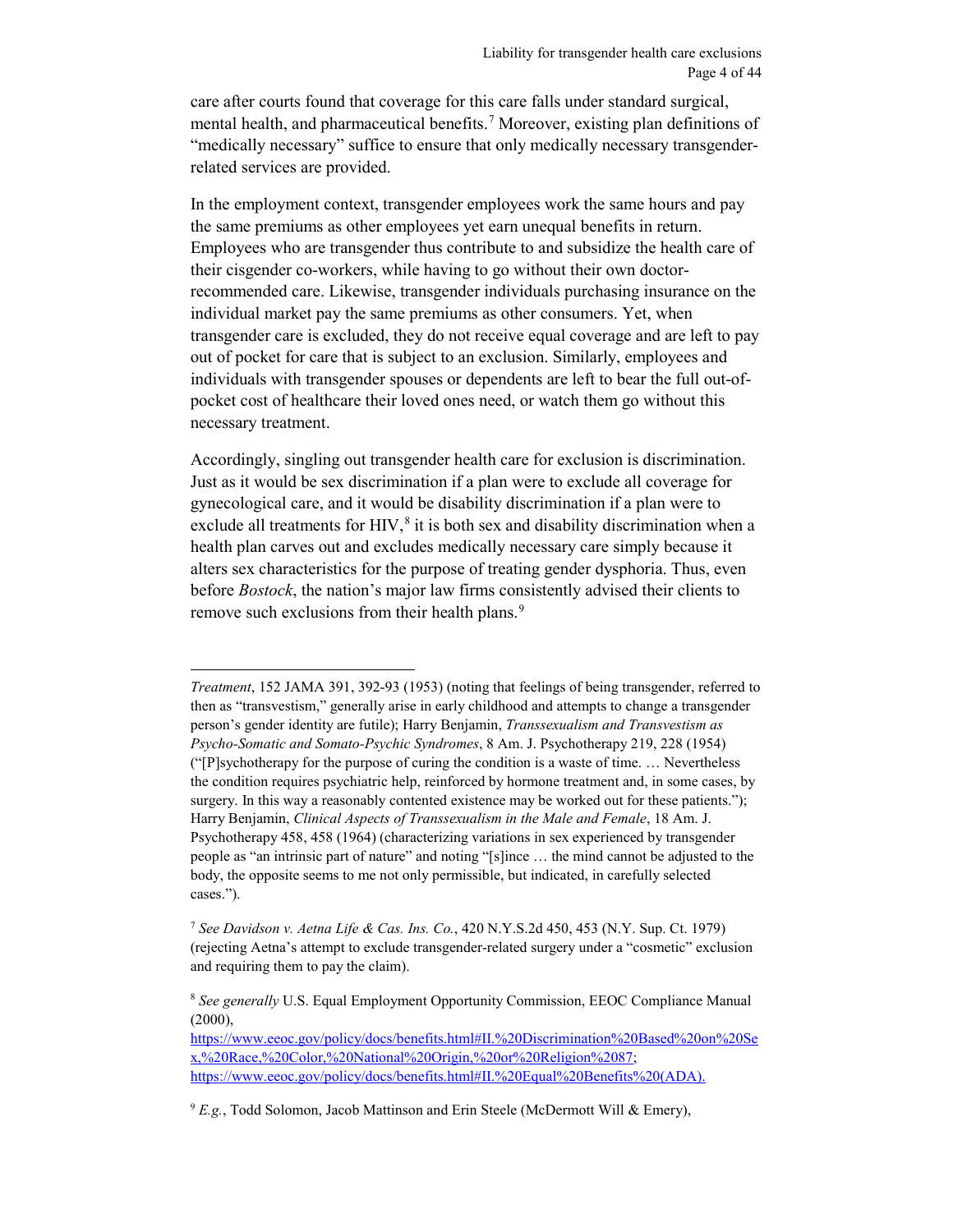care after courts found that coverage for this care falls under standard surgical, mental health, and pharmaceutical benefits.[7] Moreover, existing plan definitions of "medically necessary" suffice to ensure that only medically necessary transgender-related services are provided.

In the employment context, transgender employees work the same hours and pay the same premiums as other employees yet earn unequal benefits in return. Employees who are transgender thus contribute to and subsidize the health care of their cisgender co-workers, while having to go without their own doctor-recommended care. Likewise, transgender individuals purchasing insurance on the individual market pay the same premiums as other consumers. Yet, when transgender care is excluded, they do not receive equal coverage and are left to pay out of pocket for care that is subject to an exclusion. Similarly, employees and individuals with transgender spouses or dependents are left to bear the full out-of-pocket cost of healthcare their loved ones need, or watch them go without this necessary treatment.

Accordingly, singling out transgender health care for exclusion is discrimination. Just as it would be sex discrimination if a plan were to exclude all coverage for gynecological care, and it would be disability discrimination if a plan were to exclude all treatments for HIV,[8] it is both sex and disability discrimination when a health plan carves out and excludes medically necessary care simply because it alters sex characteristics for the purpose of treating gender dysphoria. Thus, even before *Bostock*, the nation's major law firms consistently advised their clients to remove such exclusions from their health plans.[9]

---

*Treatment*, 152 JAMA 391, 392-93 (1953) (noting that feelings of being transgender, referred to then as "transvestism," generally arise in early childhood and attempts to change a transgender person's gender identity are futile); Harry Benjamin, *Transsexualism and Transvestism as Psycho-Somatic and Somato-Psychic Syndromes*, 8 Am. J. Psychotherapy 219, 228 (1954) ("[P]sychotherapy for the purpose of curing the condition is a waste of time. … Nevertheless the condition requires psychiatric help, reinforced by hormone treatment and, in some cases, by surgery. In this way a reasonably contented existence may be worked out for these patients."); Harry Benjamin, *Clinical Aspects of Transsexualism in the Male and Female*, 18 Am. J. Psychotherapy 458, 458 (1964) (characterizing variations in sex experienced by transgender people as "an intrinsic part of nature" and noting "[s]ince … the mind cannot be adjusted to the body, the opposite seems to me not only permissible, but indicated, in carefully selected cases.").

[7] *See Davidson v. Aetna Life & Cas. Ins. Co.*, 420 N.Y.S.2d 450, 453 (N.Y. Sup. Ct. 1979) (rejecting Aetna's attempt to exclude transgender-related surgery under a "cosmetic" exclusion and requiring them to pay the claim).

[8] *See generally* U.S. Equal Employment Opportunity Commission, EEOC Compliance Manual (2000), https://www.eeoc.gov/policy/docs/benefits.html#II.%20Discrimination%20Based%20on%20Sex,%20Race,%20Color,%20National%20Origin,%20or%20Religion%2087; https://www.eeoc.gov/policy/docs/benefits.html#II.%20Equal%20Benefits%20(ADA).

[9] *E.g.*, Todd Solomon, Jacob Mattinson and Erin Steele (McDermott Will & Emery),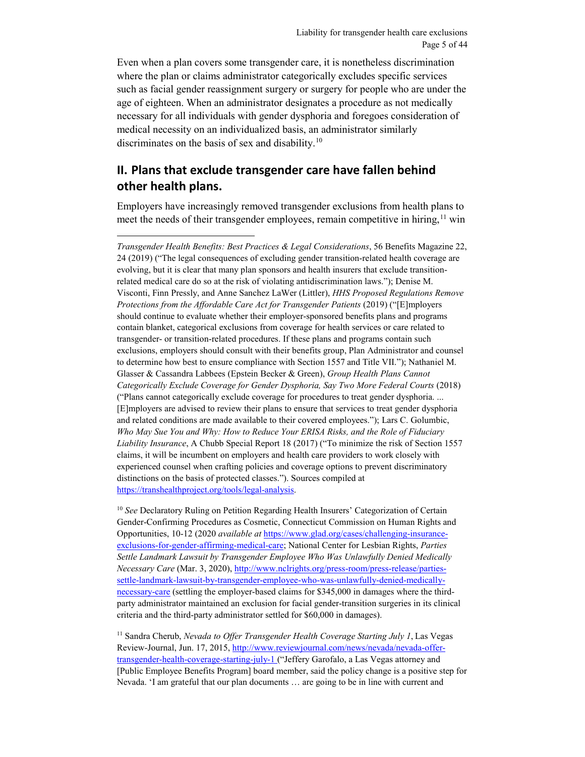Even when a plan covers some transgender care, it is nonetheless discrimination where the plan or claims administrator categorically excludes specific services such as facial gender reassignment surgery or surgery for people who are under the age of eighteen. When an administrator designates a procedure as not medically necessary for all individuals with gender dysphoria and foregoes consideration of medical necessity on an individualized basis, an administrator similarly discriminates on the basis of sex and disability.[10]

## II. Plans that exclude transgender care have fallen behind other health plans.

Employers have increasingly removed transgender exclusions from health plans to meet the needs of their transgender employees, remain competitive in hiring,[11] win

---

*Transgender Health Benefits: Best Practices & Legal Considerations*, 56 Benefits Magazine 22, 24 (2019) ("The legal consequences of excluding gender transition-related health coverage are evolving, but it is clear that many plan sponsors and health insurers that exclude transition-related medical care do so at the risk of violating antidiscrimination laws."); Denise M. Visconti, Finn Pressly, and Anne Sanchez LaWer (Littler), *HHS Proposed Regulations Remove Protections from the Affordable Care Act for Transgender Patients* (2019) ("[E]mployers should continue to evaluate whether their employer-sponsored benefits plans and programs contain blanket, categorical exclusions from coverage for health services or care related to transgender- or transition-related procedures. If these plans and programs contain such exclusions, employers should consult with their benefits group, Plan Administrator and counsel to determine how best to ensure compliance with Section 1557 and Title VII."); Nathaniel M. Glasser & Cassandra Labbees (Epstein Becker & Green), *Group Health Plans Cannot Categorically Exclude Coverage for Gender Dysphoria, Say Two More Federal Courts* (2018) ("Plans cannot categorically exclude coverage for procedures to treat gender dysphoria. ... [E]mployers are advised to review their plans to ensure that services to treat gender dysphoria and related conditions are made available to their covered employees."); Lars C. Golumbic, *Who May Sue You and Why: How to Reduce Your ERISA Risks, and the Role of Fiduciary Liability Insurance*, A Chubb Special Report 18 (2017) ("To minimize the risk of Section 1557 claims, it will be incumbent on employers and health care providers to work closely with experienced counsel when crafting policies and coverage options to prevent discriminatory distinctions on the basis of protected classes."). Sources compiled at https://transhealthproject.org/tools/legal-analysis.

[10] *See* Declaratory Ruling on Petition Regarding Health Insurers' Categorization of Certain Gender-Confirming Procedures as Cosmetic, Connecticut Commission on Human Rights and Opportunities, 10-12 (2020 *available at* https://www.glad.org/cases/challenging-insurance-exclusions-for-gender-affirming-medical-care; National Center for Lesbian Rights, *Parties Settle Landmark Lawsuit by Transgender Employee Who Was Unlawfully Denied Medically Necessary Care* (Mar. 3, 2020), http://www.nclrights.org/press-room/press-release/parties-settle-landmark-lawsuit-by-transgender-employee-who-was-unlawfully-denied-medically-necessary-care (settling the employer-based claims for $345,000 in damages where the third-party administrator maintained an exclusion for facial gender-transition surgeries in its clinical criteria and the third-party administrator settled for $60,000 in damages).

[11] Sandra Cherub, *Nevada to Offer Transgender Health Coverage Starting July 1*, Las Vegas Review-Journal, Jun. 17, 2015, http://www.reviewjournal.com/news/nevada/nevada-offer-transgender-health-coverage-starting-july-1 ("Jeffery Garofalo, a Las Vegas attorney and [Public Employee Benefits Program] board member, said the policy change is a positive step for Nevada. 'I am grateful that our plan documents … are going to be in line with current and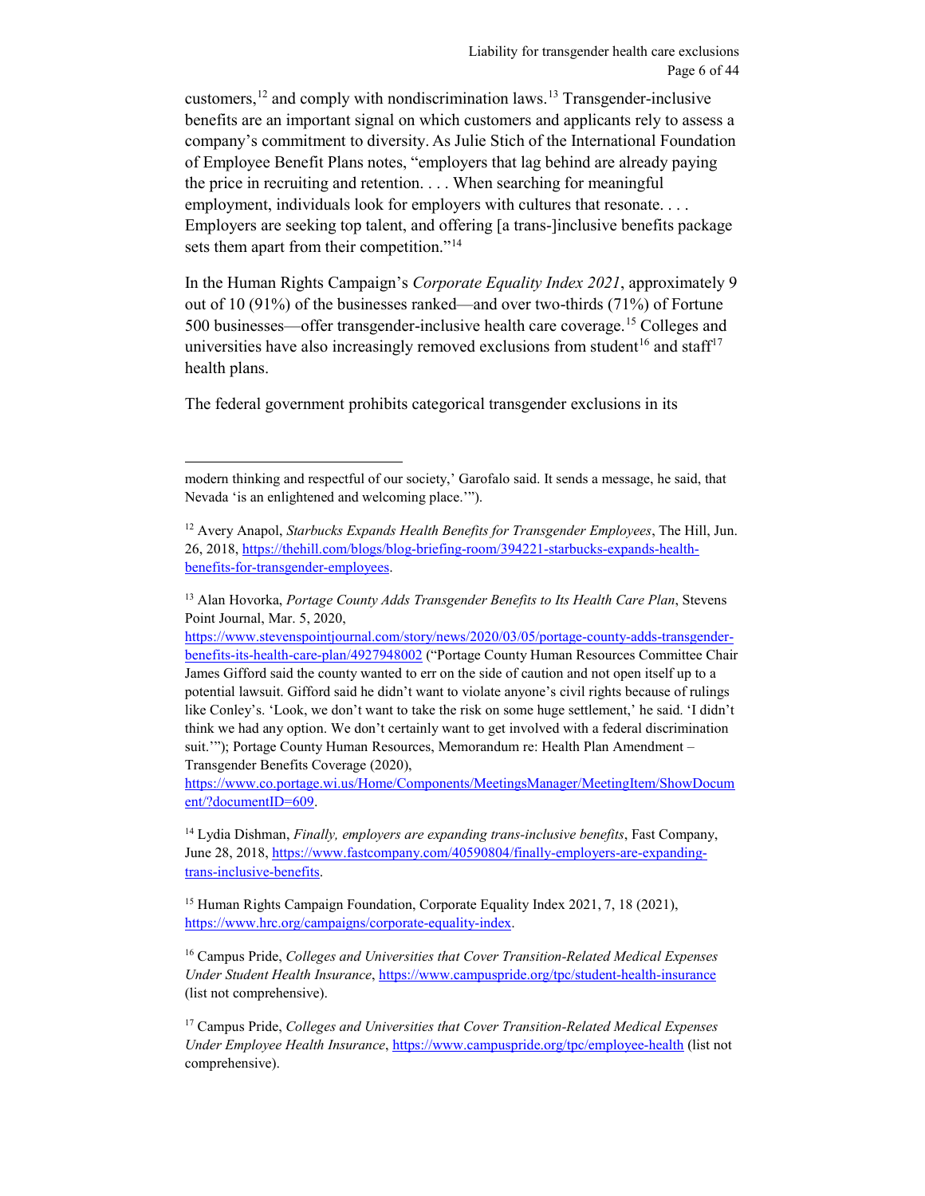customers,[12] and comply with nondiscrimination laws.[13] Transgender-inclusive benefits are an important signal on which customers and applicants rely to assess a company's commitment to diversity. As Julie Stich of the International Foundation of Employee Benefit Plans notes, "employers that lag behind are already paying the price in recruiting and retention. . . . When searching for meaningful employment, individuals look for employers with cultures that resonate. . . . Employers are seeking top talent, and offering [a trans-]inclusive benefits package sets them apart from their competition."[14]

In the Human Rights Campaign's *Corporate Equality Index 2021*, approximately 9 out of 10 (91%) of the businesses ranked—and over two-thirds (71%) of Fortune 500 businesses—offer transgender-inclusive health care coverage.[15] Colleges and universities have also increasingly removed exclusions from student[16] and staff[17] health plans.

The federal government prohibits categorical transgender exclusions in its

---

modern thinking and respectful of our society,' Garofalo said. It sends a message, he said, that Nevada 'is an enlightened and welcoming place.'").

[12] Avery Anapol, *Starbucks Expands Health Benefits for Transgender Employees*, The Hill, Jun. 26, 2018, https://thehill.com/blogs/blog-briefing-room/394221-starbucks-expands-health-benefits-for-transgender-employees.

[13] Alan Hovorka, *Portage County Adds Transgender Benefits to Its Health Care Plan*, Stevens Point Journal, Mar. 5, 2020, https://www.stevenspointjournal.com/story/news/2020/03/05/portage-county-adds-transgender-benefits-its-health-care-plan/4927948002 ("Portage County Human Resources Committee Chair James Gifford said the county wanted to err on the side of caution and not open itself up to a potential lawsuit. Gifford said he didn't want to violate anyone's civil rights because of rulings like Conley's. 'Look, we don't want to take the risk on some huge settlement,' he said. 'I didn't think we had any option. We don't certainly want to get involved with a federal discrimination suit.'"); Portage County Human Resources, Memorandum re: Health Plan Amendment – Transgender Benefits Coverage (2020), https://www.co.portage.wi.us/Home/Components/MeetingsManager/MeetingItem/ShowDocument/?documentID=609.

[14] Lydia Dishman, *Finally, employers are expanding trans-inclusive benefits*, Fast Company, June 28, 2018, https://www.fastcompany.com/40590804/finally-employers-are-expanding-trans-inclusive-benefits.

[15] Human Rights Campaign Foundation, Corporate Equality Index 2021, 7, 18 (2021), https://www.hrc.org/campaigns/corporate-equality-index.

[16] Campus Pride, *Colleges and Universities that Cover Transition-Related Medical Expenses Under Student Health Insurance*, https://www.campuspride.org/tpc/student-health-insurance (list not comprehensive).

[17] Campus Pride, *Colleges and Universities that Cover Transition-Related Medical Expenses Under Employee Health Insurance*, https://www.campuspride.org/tpc/employee-health (list not comprehensive).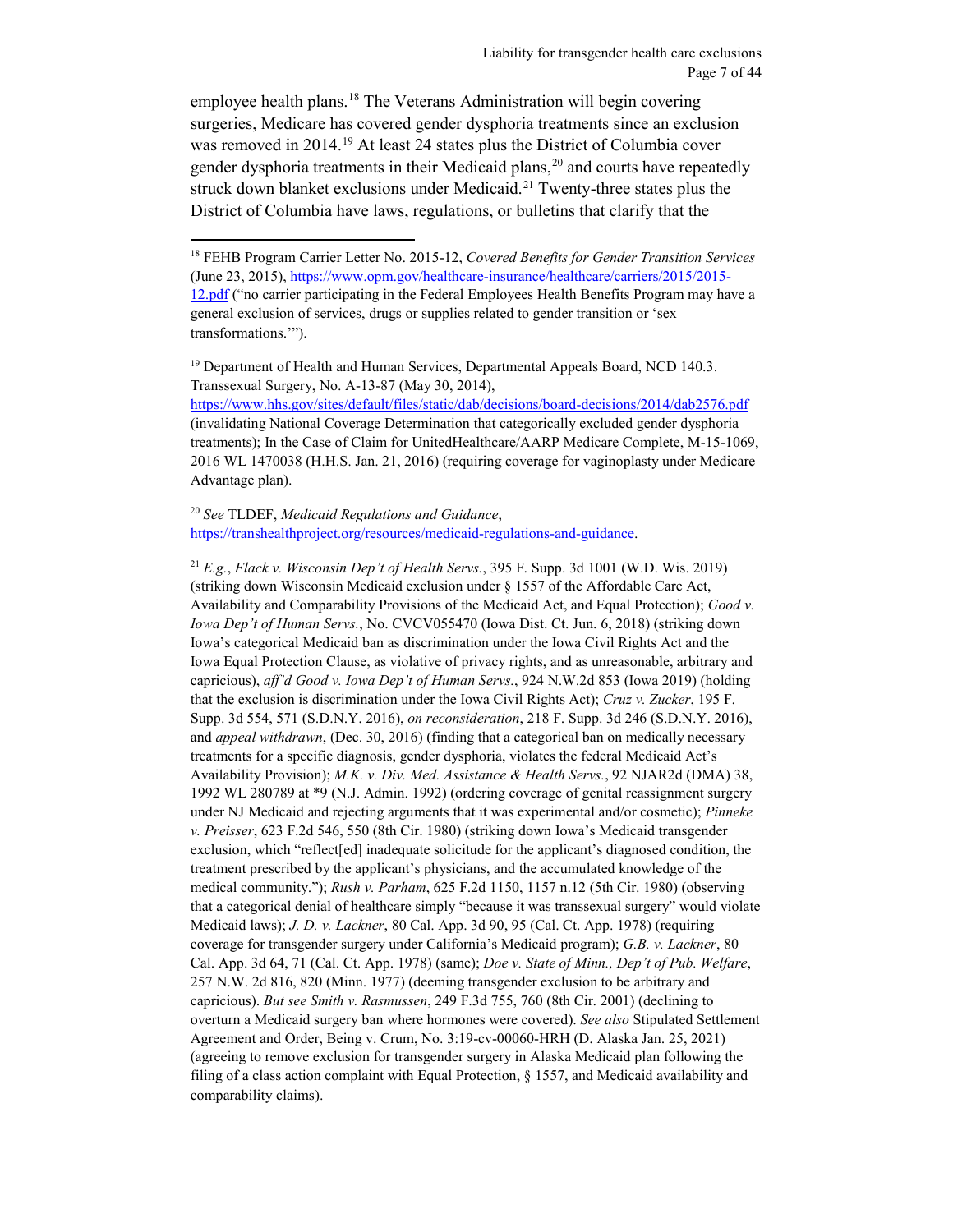employee health plans.[18] The Veterans Administration will begin covering surgeries, Medicare has covered gender dysphoria treatments since an exclusion was removed in 2014.[19] At least 24 states plus the District of Columbia cover gender dysphoria treatments in their Medicaid plans,[20] and courts have repeatedly struck down blanket exclusions under Medicaid.[21] Twenty-three states plus the District of Columbia have laws, regulations, or bulletins that clarify that the

---

[18] FEHB Program Carrier Letter No. 2015-12, *Covered Benefits for Gender Transition Services* (June 23, 2015), https://www.opm.gov/healthcare-insurance/healthcare/carriers/2015/2015-12.pdf ("no carrier participating in the Federal Employees Health Benefits Program may have a general exclusion of services, drugs or supplies related to gender transition or 'sex transformations.'").

[19] Department of Health and Human Services, Departmental Appeals Board, NCD 140.3. Transsexual Surgery, No. A-13-87 (May 30, 2014), https://www.hhs.gov/sites/default/files/static/dab/decisions/board-decisions/2014/dab2576.pdf (invalidating National Coverage Determination that categorically excluded gender dysphoria treatments); In the Case of Claim for UnitedHealthcare/AARP Medicare Complete, M-15-1069, 2016 WL 1470038 (H.H.S. Jan. 21, 2016) (requiring coverage for vaginoplasty under Medicare Advantage plan).

[20] *See* TLDEF, *Medicaid Regulations and Guidance*, https://transhealthproject.org/resources/medicaid-regulations-and-guidance.

[21] *E.g.*, *Flack v. Wisconsin Dep't of Health Servs.*, 395 F. Supp. 3d 1001 (W.D. Wis. 2019) (striking down Wisconsin Medicaid exclusion under § 1557 of the Affordable Care Act, Availability and Comparability Provisions of the Medicaid Act, and Equal Protection); *Good v. Iowa Dep't of Human Servs.*, No. CVCV055470 (Iowa Dist. Ct. Jun. 6, 2018) (striking down Iowa's categorical Medicaid ban as discrimination under the Iowa Civil Rights Act and the Iowa Equal Protection Clause, as violative of privacy rights, and as unreasonable, arbitrary and capricious), *aff'd Good v. Iowa Dep't of Human Servs.*, 924 N.W.2d 853 (Iowa 2019) (holding that the exclusion is discrimination under the Iowa Civil Rights Act); *Cruz v. Zucker*, 195 F. Supp. 3d 554, 571 (S.D.N.Y. 2016), *on reconsideration*, 218 F. Supp. 3d 246 (S.D.N.Y. 2016), and *appeal withdrawn*, (Dec. 30, 2016) (finding that a categorical ban on medically necessary treatments for a specific diagnosis, gender dysphoria, violates the federal Medicaid Act's Availability Provision); *M.K. v. Div. Med. Assistance & Health Servs.*, 92 NJAR2d (DMA) 38, 1992 WL 280789 at *9 (N.J. Admin. 1992) (ordering coverage of genital reassignment surgery under NJ Medicaid and rejecting arguments that it was experimental and/or cosmetic); *Pinneke v. Preisser*, 623 F.2d 546, 550 (8th Cir. 1980) (striking down Iowa's Medicaid transgender exclusion, which "reflect[ed] inadequate solicitude for the applicant's diagnosed condition, the treatment prescribed by the applicant's physicians, and the accumulated knowledge of the medical community."); *Rush v. Parham*, 625 F.2d 1150, 1157 n.12 (5th Cir. 1980) (observing that a categorical denial of healthcare simply "because it was transsexual surgery" would violate Medicaid laws); *J. D. v. Lackner*, 80 Cal. App. 3d 90, 95 (Cal. Ct. App. 1978) (requiring coverage for transgender surgery under California's Medicaid program); *G.B. v. Lackner*, 80 Cal. App. 3d 64, 71 (Cal. Ct. App. 1978) (same); *Doe v. State of Minn., Dep't of Pub. Welfare*, 257 N.W. 2d 816, 820 (Minn. 1977) (deeming transgender exclusion to be arbitrary and capricious). *But see Smith v. Rasmussen*, 249 F.3d 755, 760 (8th Cir. 2001) (declining to overturn a Medicaid surgery ban where hormones were covered). *See also* Stipulated Settlement Agreement and Order, Being v. Crum, No. 3:19-cv-00060-HRH (D. Alaska Jan. 25, 2021) (agreeing to remove exclusion for transgender surgery in Alaska Medicaid plan following the filing of a class action complaint with Equal Protection, § 1557, and Medicaid availability and comparability claims).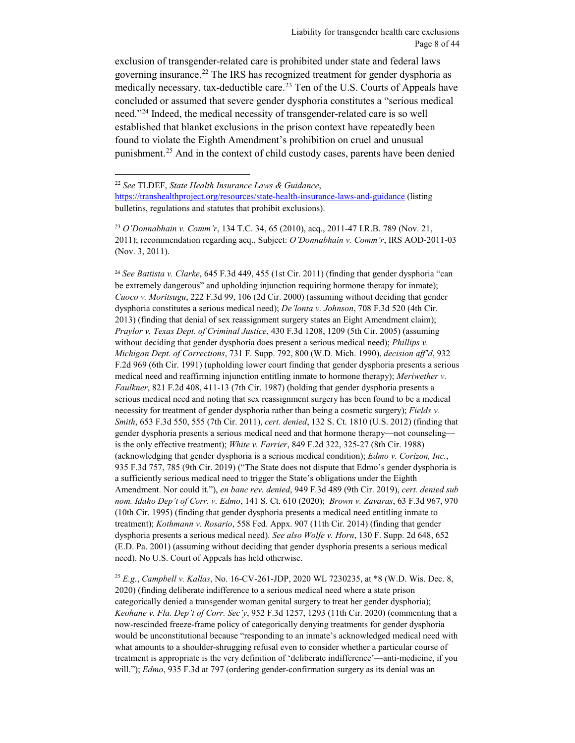exclusion of transgender-related care is prohibited under state and federal laws governing insurance.[22] The IRS has recognized treatment for gender dysphoria as medically necessary, tax-deductible care.[23] Ten of the U.S. Courts of Appeals have concluded or assumed that severe gender dysphoria constitutes a "serious medical need."[24] Indeed, the medical necessity of transgender-related care is so well established that blanket exclusions in the prison context have repeatedly been found to violate the Eighth Amendment's prohibition on cruel and unusual punishment.[25] And in the context of child custody cases, parents have been denied

---

[22] *See* TLDEF, *State Health Insurance Laws & Guidance*, https://transhealthproject.org/resources/state-health-insurance-laws-and-guidance (listing bulletins, regulations and statutes that prohibit exclusions).

[23] *O'Donnabhain v. Comm'r*, 134 T.C. 34, 65 (2010), acq., 2011-47 I.R.B. 789 (Nov. 21, 2011); recommendation regarding acq., Subject: *O'Donnabhain v. Comm'r*, IRS AOD-2011-03 (Nov. 3, 2011).

[24] *See Battista v. Clarke*, 645 F.3d 449, 455 (1st Cir. 2011) (finding that gender dysphoria "can be extremely dangerous" and upholding injunction requiring hormone therapy for inmate); *Cuoco v. Moritsugu*, 222 F.3d 99, 106 (2d Cir. 2000) (assuming without deciding that gender dysphoria constitutes a serious medical need); *De'lonta v. Johnson*, 708 F.3d 520 (4th Cir. 2013) (finding that denial of sex reassignment surgery states an Eight Amendment claim); *Praylor v. Texas Dept. of Criminal Justice*, 430 F.3d 1208, 1209 (5th Cir. 2005) (assuming without deciding that gender dysphoria does present a serious medical need); *Phillips v. Michigan Dept. of Corrections*, 731 F. Supp. 792, 800 (W.D. Mich. 1990), *decision aff'd*, 932 F.2d 969 (6th Cir. 1991) (upholding lower court finding that gender dysphoria presents a serious medical need and reaffirming injunction entitling inmate to hormone therapy); *Meriwether v. Faulkner*, 821 F.2d 408, 411-13 (7th Cir. 1987) (holding that gender dysphoria presents a serious medical need and noting that sex reassignment surgery has been found to be a medical necessity for treatment of gender dysphoria rather than being a cosmetic surgery); *Fields v. Smith*, 653 F.3d 550, 555 (7th Cir. 2011), *cert. denied*, 132 S. Ct. 1810 (U.S. 2012) (finding that gender dysphoria presents a serious medical need and that hormone therapy—not counseling—is the only effective treatment); *White v. Farrier*, 849 F.2d 322, 325-27 (8th Cir. 1988) (acknowledging that gender dysphoria is a serious medical condition); *Edmo v. Corizon, Inc.*, 935 F.3d 757, 785 (9th Cir. 2019) ("The State does not dispute that Edmo's gender dysphoria is a sufficiently serious medical need to trigger the State's obligations under the Eighth Amendment. Nor could it."), *en banc rev. denied*, 949 F.3d 489 (9th Cir. 2019), *cert. denied sub nom. Idaho Dep't of Corr. v. Edmo*, 141 S. Ct. 610 (2020); *Brown v. Zavaras*, 63 F.3d 967, 970 (10th Cir. 1995) (finding that gender dysphoria presents a medical need entitling inmate to treatment); *Kothmann v. Rosario*, 558 Fed. Appx. 907 (11th Cir. 2014) (finding that gender dysphoria presents a serious medical need). *See also Wolfe v. Horn*, 130 F. Supp. 2d 648, 652 (E.D. Pa. 2001) (assuming without deciding that gender dysphoria presents a serious medical need). No U.S. Court of Appeals has held otherwise.

[25] *E.g.*, *Campbell v. Kallas*, No. 16-CV-261-JDP, 2020 WL 7230235, at *8 (W.D. Wis. Dec. 8, 2020) (finding deliberate indifference to a serious medical need where a state prison categorically denied a transgender woman genital surgery to treat her gender dysphoria); *Keohane v. Fla. Dep't of Corr. Sec'y*, 952 F.3d 1257, 1293 (11th Cir. 2020) (commenting that a now-rescinded freeze-frame policy of categorically denying treatments for gender dysphoria would be unconstitutional because "responding to an inmate's acknowledged medical need with what amounts to a shoulder-shrugging refusal even to consider whether a particular course of treatment is appropriate is the very definition of 'deliberate indifference'—anti-medicine, if you will."); *Edmo*, 935 F.3d at 797 (ordering gender-confirmation surgery as its denial was an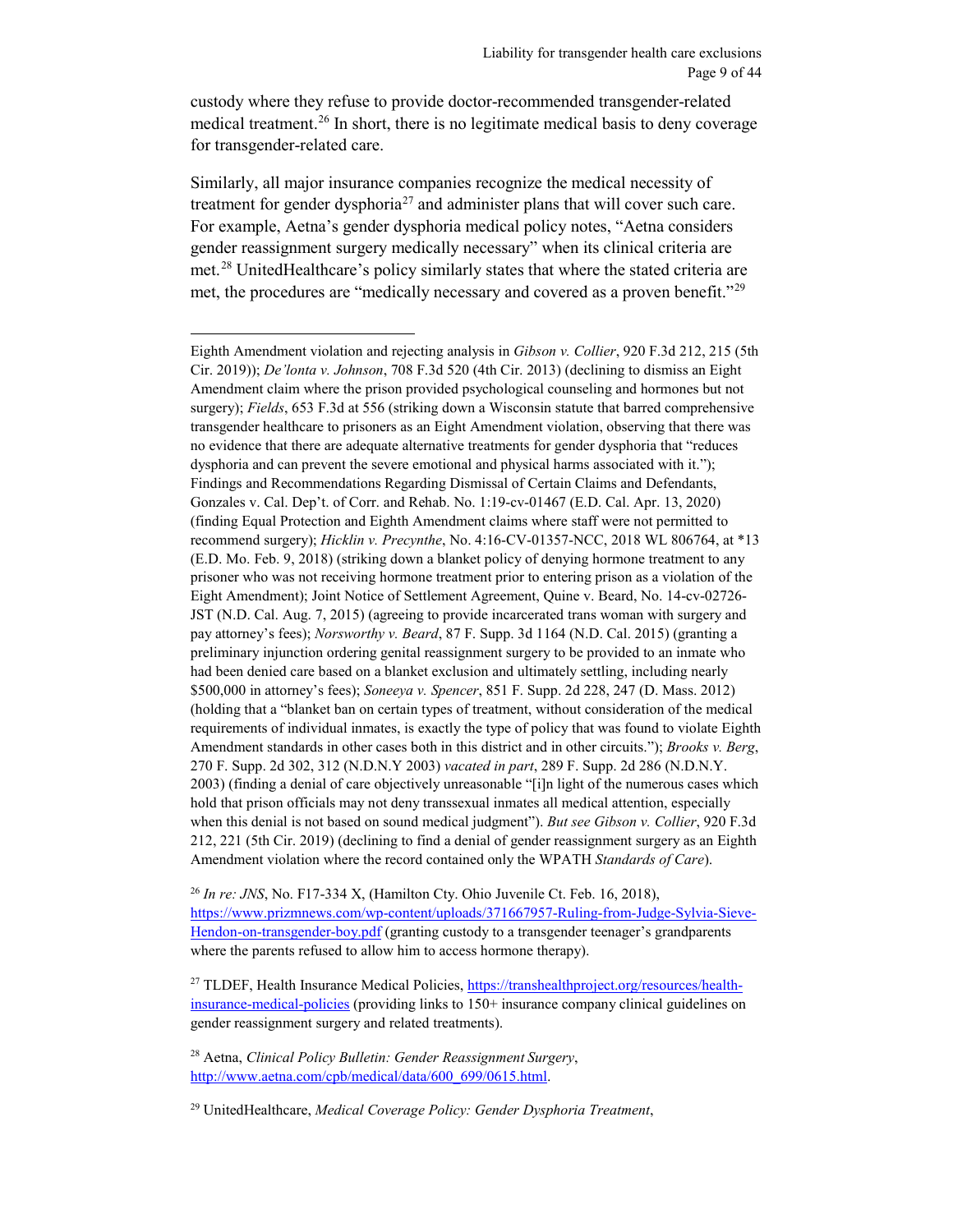custody where they refuse to provide doctor-recommended transgender-related medical treatment.[26] In short, there is no legitimate medical basis to deny coverage for transgender-related care.

Similarly, all major insurance companies recognize the medical necessity of treatment for gender dysphoria[27] and administer plans that will cover such care. For example, Aetna's gender dysphoria medical policy notes, "Aetna considers gender reassignment surgery medically necessary" when its clinical criteria are met.[28] UnitedHealthcare's policy similarly states that where the stated criteria are met, the procedures are "medically necessary and covered as a proven benefit."[29]

---

Eighth Amendment violation and rejecting analysis in *Gibson v. Collier*, 920 F.3d 212, 215 (5th Cir. 2019)); *De'lonta v. Johnson*, 708 F.3d 520 (4th Cir. 2013) (declining to dismiss an Eight Amendment claim where the prison provided psychological counseling and hormones but not surgery); *Fields*, 653 F.3d at 556 (striking down a Wisconsin statute that barred comprehensive transgender healthcare to prisoners as an Eighth Amendment violation, observing that there was no evidence that there are adequate alternative treatments for gender dysphoria that "reduces dysphoria and can prevent the severe emotional and physical harms associated with it."); Findings and Recommendations Regarding Dismissal of Certain Claims and Defendants, Gonzales v. Cal. Dep't. of Corr. and Rehab. No. 1:19-cv-01467 (E.D. Cal. Apr. 13, 2020) (finding Equal Protection and Eighth Amendment claims where staff were not permitted to recommend surgery); *Hicklin v. Precynthe*, No. 4:16-CV-01357-NCC, 2018 WL 806764, at *13 (E.D. Mo. Feb. 9, 2018) (striking down a blanket policy of denying hormone treatment to any prisoner who was not receiving hormone treatment prior to entering prison as a violation of the Eight Amendment); Joint Notice of Settlement Agreement, Quine v. Beard, No. 14-cv-02726-JST (N.D. Cal. Aug. 7, 2015) (agreeing to provide incarcerated trans woman with surgery and pay attorney's fees); *Norsworthy v. Beard*, 87 F. Supp. 3d 1164 (N.D. Cal. 2015) (granting a preliminary injunction ordering genital reassignment surgery to be provided to an inmate who had been denied care based on a blanket exclusion and ultimately settling, including nearly $500,000 in attorney's fees); *Soneeya v. Spencer*, 851 F. Supp. 2d 228, 247 (D. Mass. 2012) (holding that a "blanket ban on certain types of treatment, without consideration of the medical requirements of individual inmates, is exactly the type of policy that was found to violate Eighth Amendment standards in other cases both in this district and in other circuits."); *Brooks v. Berg*, 270 F. Supp. 2d 302, 312 (N.D.N.Y 2003) *vacated in part*, 289 F. Supp. 2d 286 (N.D.N.Y. 2003) (finding a denial of care objectively unreasonable "[i]n light of the numerous cases which hold that prison officials may not deny transsexual inmates all medical attention, especially when this denial is not based on sound medical judgment"). *But see Gibson v. Collier*, 920 F.3d 212, 221 (5th Cir. 2019) (declining to find a denial of gender reassignment surgery as an Eighth Amendment violation where the record contained only the WPATH *Standards of Care*).

[26] *In re: JNS*, No. F17-334 X, (Hamilton Cty. Ohio Juvenile Ct. Feb. 16, 2018), https://www.prizmnews.com/wp-content/uploads/371667957-Ruling-from-Judge-Sylvia-Sieve-Hendon-on-transgender-boy.pdf (granting custody to a transgender teenager's grandparents where the parents refused to allow him to access hormone therapy).

[27] TLDEF, Health Insurance Medical Policies, https://transhealthproject.org/resources/health-insurance-medical-policies (providing links to 150+ insurance company clinical guidelines on gender reassignment surgery and related treatments).

[28] Aetna, *Clinical Policy Bulletin: Gender Reassignment Surgery*, http://www.aetna.com/cpb/medical/data/600_699/0615.html.

[29] UnitedHealthcare, *Medical Coverage Policy: Gender Dysphoria Treatment*,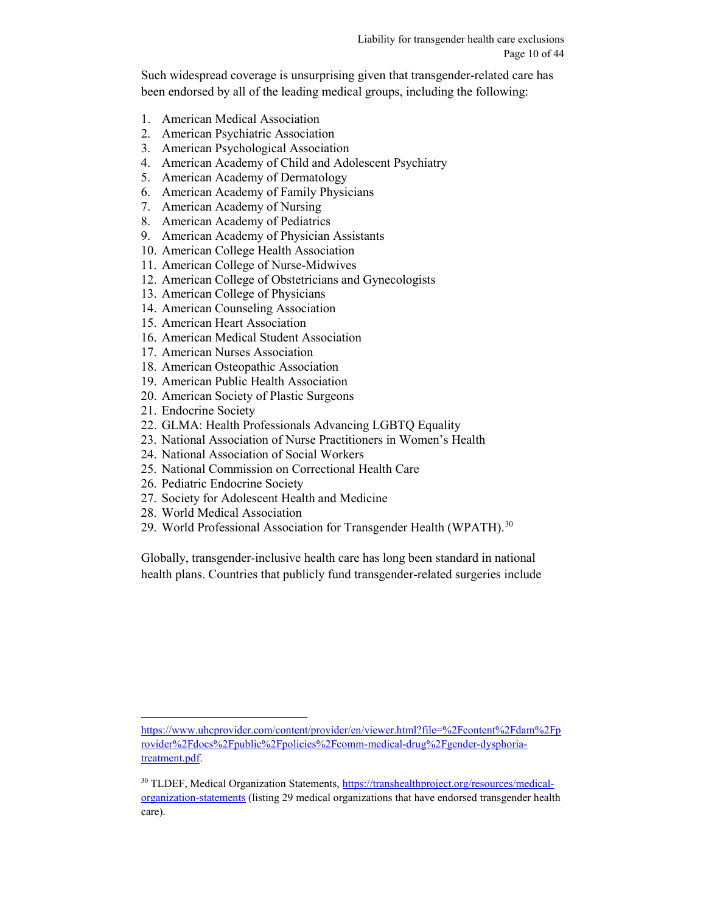Such widespread coverage is unsurprising given that transgender-related care has been endorsed by all of the leading medical groups, including the following:

1. American Medical Association
2. American Psychiatric Association
3. American Psychological Association
4. American Academy of Child and Adolescent Psychiatry
5. American Academy of Dermatology
6. American Academy of Family Physicians
7. American Academy of Nursing
8. American Academy of Pediatrics
9. American Academy of Physician Assistants
10. American College Health Association
11. American College of Nurse-Midwives
12. American College of Obstetricians and Gynecologists
13. American College of Physicians
14. American Counseling Association
15. American Heart Association
16. American Medical Student Association
17. American Nurses Association
18. American Osteopathic Association
19. American Public Health Association
20. American Society of Plastic Surgeons
21. Endocrine Society
22. GLMA: Health Professionals Advancing LGBTQ Equality
23. National Association of Nurse Practitioners in Women's Health
24. National Association of Social Workers
25. National Commission on Correctional Health Care
26. Pediatric Endocrine Society
27. Society for Adolescent Health and Medicine
28. World Medical Association
29. World Professional Association for Transgender Health (WPATH).[30]

Globally, transgender-inclusive health care has long been standard in national health plans. Countries that publicly fund transgender-related surgeries include

---

https://www.uhcprovider.com/content/provider/en/viewer.html?file=%2Fcontent%2Fdam%2Fprovider%2Fdocs%2Fpublic%2Fpolicies%2Fcomm-medical-drug%2Fgender-dysphoria-treatment.pdf.

[30] TLDEF, Medical Organization Statements, https://transhealthproject.org/resources/medical-organization-statements (listing 29 medical organizations that have endorsed transgender health care).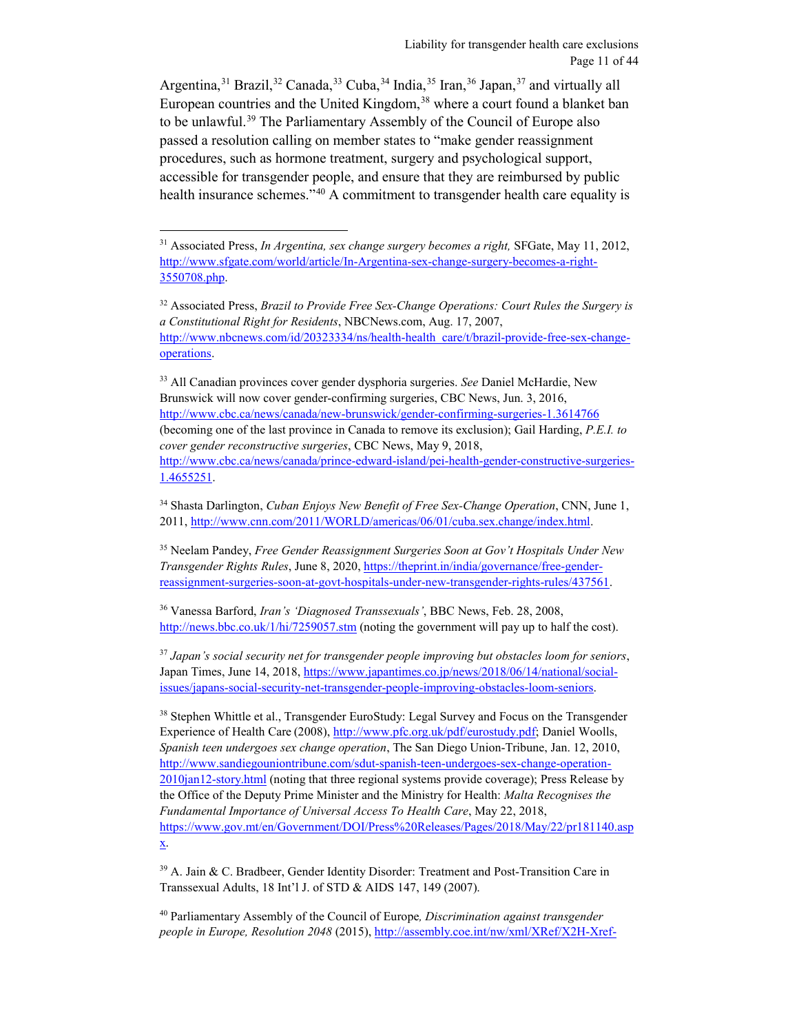Argentina,[31] Brazil,[32] Canada,[33] Cuba,[34] India,[35] Iran,[36] Japan,[37] and virtually all European countries and the United Kingdom,[38] where a court found a blanket ban to be unlawful.[39] The Parliamentary Assembly of the Council of Europe also passed a resolution calling on member states to "make gender reassignment procedures, such as hormone treatment, surgery and psychological support, accessible for transgender people, and ensure that they are reimbursed by public health insurance schemes."[40] A commitment to transgender health care equality is

---

[31] Associated Press, *In Argentina, sex change surgery becomes a right,* SFGate, May 11, 2012, http://www.sfgate.com/world/article/In-Argentina-sex-change-surgery-becomes-a-right-3550708.php.

[32] Associated Press, *Brazil to Provide Free Sex-Change Operations: Court Rules the Surgery is a Constitutional Right for Residents*, NBCNews.com, Aug. 17, 2007, http://www.nbcnews.com/id/20323334/ns/health-health_care/t/brazil-provide-free-sex-change-operations.

[33] All Canadian provinces cover gender dysphoria surgeries. *See* Daniel McHardie, New Brunswick will now cover gender-confirming surgeries, CBC News, Jun. 3, 2016, http://www.cbc.ca/news/canada/new-brunswick/gender-confirming-surgeries-1.3614766 (becoming one of the last province in Canada to remove its exclusion); Gail Harding, *P.E.I. to cover gender reconstructive surgeries*, CBC News, May 9, 2018, http://www.cbc.ca/news/canada/prince-edward-island/pei-health-gender-constructive-surgeries-1.4655251.

[34] Shasta Darlington, *Cuban Enjoys New Benefit of Free Sex-Change Operation*, CNN, June 1, 2011, http://www.cnn.com/2011/WORLD/americas/06/01/cuba.sex.change/index.html.

[35] Neelam Pandey, *Free Gender Reassignment Surgeries Soon at Gov't Hospitals Under New Transgender Rights Rules*, June 8, 2020, https://theprint.in/india/governance/free-gender-reassignment-surgeries-soon-at-govt-hospitals-under-new-transgender-rights-rules/437561.

[36] Vanessa Barford, *Iran's 'Diagnosed Transsexuals'*, BBC News, Feb. 28, 2008, http://news.bbc.co.uk/1/hi/7259057.stm (noting the government will pay up to half the cost).

[37] *Japan's social security net for transgender people improving but obstacles loom for seniors*, Japan Times, June 14, 2018, https://www.japantimes.co.jp/news/2018/06/14/national/social-issues/japans-social-security-net-transgender-people-improving-obstacles-loom-seniors.

[38] Stephen Whittle et al., Transgender EuroStudy: Legal Survey and Focus on the Transgender Experience of Health Care (2008), http://www.pfc.org.uk/pdf/eurostudy.pdf; Daniel Woolls, *Spanish teen undergoes sex change operation*, The San Diego Union-Tribune, Jan. 12, 2010, http://www.sandiegouniontribune.com/sdut-spanish-teen-undergoes-sex-change-operation-2010jan12-story.html (noting that three regional systems provide coverage); Press Release by the Office of the Deputy Prime Minister and the Ministry for Health: *Malta Recognises the Fundamental Importance of Universal Access To Health Care*, May 22, 2018, https://www.gov.mt/en/Government/DOI/Press%20Releases/Pages/2018/May/22/pr181140.aspx.

[39] A. Jain & C. Bradbeer, Gender Identity Disorder: Treatment and Post-Transition Care in Transsexual Adults, 18 Int'l J. of STD & AIDS 147, 149 (2007).

[40] Parliamentary Assembly of the Council of Europe*, Discrimination against transgender people in Europe, Resolution 2048* (2015), http://assembly.coe.int/nw/xml/XRef/X2H-Xref-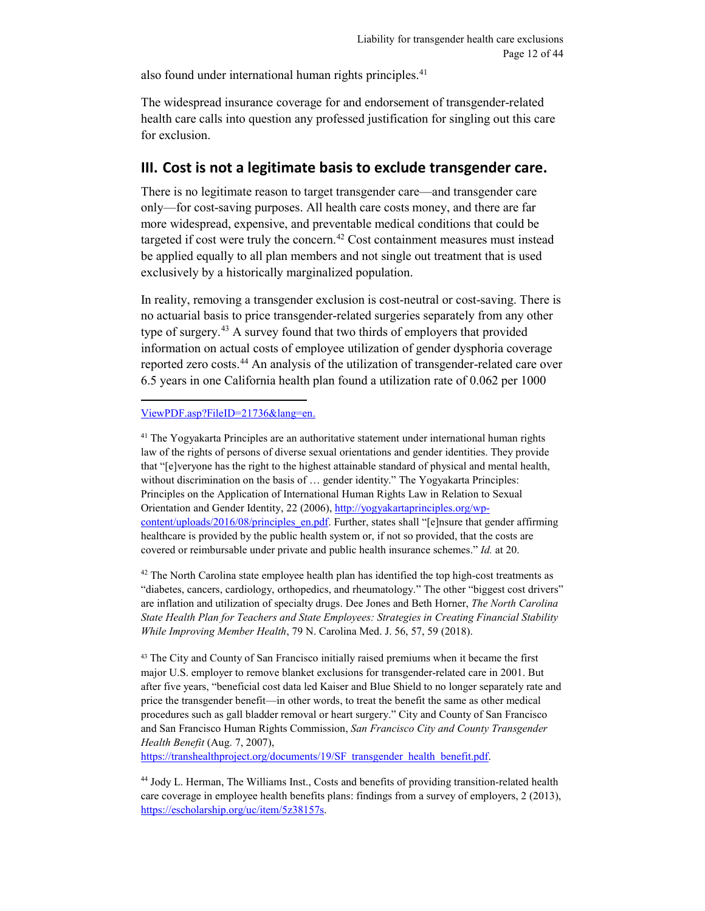also found under international human rights principles.[41]

The widespread insurance coverage for and endorsement of transgender-related health care calls into question any professed justification for singling out this care for exclusion.

## III. Cost is not a legitimate basis to exclude transgender care.

There is no legitimate reason to target transgender care—and transgender care only—for cost-saving purposes. All health care costs money, and there are far more widespread, expensive, and preventable medical conditions that could be targeted if cost were truly the concern.[42] Cost containment measures must instead be applied equally to all plan members and not single out treatment that is used exclusively by a historically marginalized population.

In reality, removing a transgender exclusion is cost-neutral or cost-saving. There is no actuarial basis to price transgender-related surgeries separately from any other type of surgery.[43] A survey found that two thirds of employers that provided information on actual costs of employee utilization of gender dysphoria coverage reported zero costs.[44] An analysis of the utilization of transgender-related care over 6.5 years in one California health plan found a utilization rate of 0.062 per 1000

---

ViewPDF.asp?FileID=21736&lang=en.

[41] The Yogyakarta Principles are an authoritative statement under international human rights law of the rights of persons of diverse sexual orientations and gender identities. They provide that "[e]veryone has the right to the highest attainable standard of physical and mental health, without discrimination on the basis of … gender identity." The Yogyakarta Principles: Principles on the Application of International Human Rights Law in Relation to Sexual Orientation and Gender Identity, 22 (2006), http://yogyakartaprinciples.org/wp-content/uploads/2016/08/principles_en.pdf. Further, states shall "[e]nsure that gender affirming healthcare is provided by the public health system or, if not so provided, that the costs are covered or reimbursable under private and public health insurance schemes." *Id.* at 20.

[42] The North Carolina state employee health plan has identified the top high-cost treatments as "diabetes, cancers, cardiology, orthopedics, and rheumatology." The other "biggest cost drivers" are inflation and utilization of specialty drugs. Dee Jones and Beth Horner, *The North Carolina State Health Plan for Teachers and State Employees: Strategies in Creating Financial Stability While Improving Member Health*, 79 N. Carolina Med. J. 56, 57, 59 (2018).

[43] The City and County of San Francisco initially raised premiums when it became the first major U.S. employer to remove blanket exclusions for transgender-related care in 2001. But after five years, "beneficial cost data led Kaiser and Blue Shield to no longer separately rate and price the transgender benefit—in other words, to treat the benefit the same as other medical procedures such as gall bladder removal or heart surgery." City and County of San Francisco and San Francisco Human Rights Commission, *San Francisco City and County Transgender Health Benefit* (Aug. 7, 2007), https://transhealthproject.org/documents/19/SF_transgender_health_benefit.pdf.

[44] Jody L. Herman, The Williams Inst., Costs and benefits of providing transition-related health care coverage in employee health benefits plans: findings from a survey of employers, 2 (2013), https://escholarship.org/uc/item/5z38157s.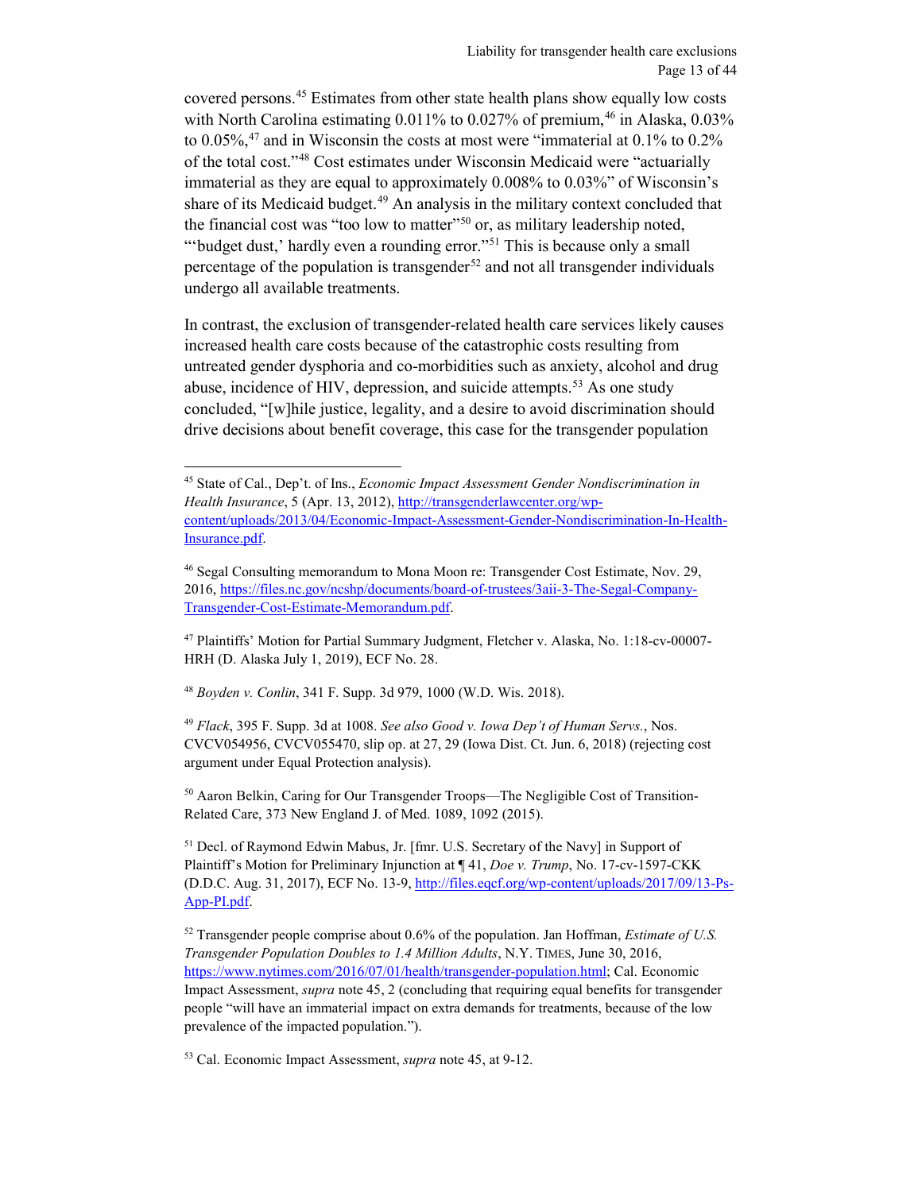covered persons.[45] Estimates from other state health plans show equally low costs with North Carolina estimating 0.011% to 0.027% of premium,[46] in Alaska, 0.03% to 0.05%,[47] and in Wisconsin the costs at most were "immaterial at 0.1% to 0.2% of the total cost."[48] Cost estimates under Wisconsin Medicaid were "actuarially immaterial as they are equal to approximately 0.008% to 0.03%" of Wisconsin's share of its Medicaid budget.[49] An analysis in the military context concluded that the financial cost was "too low to matter"[50] or, as military leadership noted, "'budget dust,' hardly even a rounding error."[51] This is because only a small percentage of the population is transgender[52] and not all transgender individuals undergo all available treatments.

In contrast, the exclusion of transgender-related health care services likely causes increased health care costs because of the catastrophic costs resulting from untreated gender dysphoria and co-morbidities such as anxiety, alcohol and drug abuse, incidence of HIV, depression, and suicide attempts.[53] As one study concluded, "[w]hile justice, legality, and a desire to avoid discrimination should drive decisions about benefit coverage, this case for the transgender population

---

[45] State of Cal., Dep't. of Ins., *Economic Impact Assessment Gender Nondiscrimination in Health Insurance*, 5 (Apr. 13, 2012), http://transgenderlawcenter.org/wp-content/uploads/2013/04/Economic-Impact-Assessment-Gender-Nondiscrimination-In-Health-Insurance.pdf.

[46] Segal Consulting memorandum to Mona Moon re: Transgender Cost Estimate, Nov. 29, 2016, https://files.nc.gov/ncshp/documents/board-of-trustees/3aii-3-The-Segal-Company-Transgender-Cost-Estimate-Memorandum.pdf.

[47] Plaintiffs' Motion for Partial Summary Judgment, Fletcher v. Alaska, No. 1:18-cv-00007-HRH (D. Alaska July 1, 2019), ECF No. 28.

[48] *Boyden v. Conlin*, 341 F. Supp. 3d 979, 1000 (W.D. Wis. 2018).

[49] *Flack*, 395 F. Supp. 3d at 1008. *See also Good v. Iowa Dep't of Human Servs.*, Nos. CVCV054956, CVCV055470, slip op. at 27, 29 (Iowa Dist. Ct. Jun. 6, 2018) (rejecting cost argument under Equal Protection analysis).

[50] Aaron Belkin, Caring for Our Transgender Troops—The Negligible Cost of Transition-Related Care, 373 New England J. of Med. 1089, 1092 (2015).

[51] Decl. of Raymond Edwin Mabus, Jr. [fmr. U.S. Secretary of the Navy] in Support of Plaintiff's Motion for Preliminary Injunction at ¶ 41, *Doe v. Trump*, No. 17-cv-1597-CKK (D.D.C. Aug. 31, 2017), ECF No. 13-9, http://files.eqcf.org/wp-content/uploads/2017/09/13-Ps-App-PI.pdf.

[52] Transgender people comprise about 0.6% of the population. Jan Hoffman, *Estimate of U.S. Transgender Population Doubles to 1.4 Million Adults*, N.Y. TIMES, June 30, 2016, https://www.nytimes.com/2016/07/01/health/transgender-population.html; Cal. Economic Impact Assessment, *supra* note 45, 2 (concluding that requiring equal benefits for transgender people "will have an immaterial impact on extra demands for treatments, because of the low prevalence of the impacted population.").

[53] Cal. Economic Impact Assessment, *supra* note 45, at 9-12.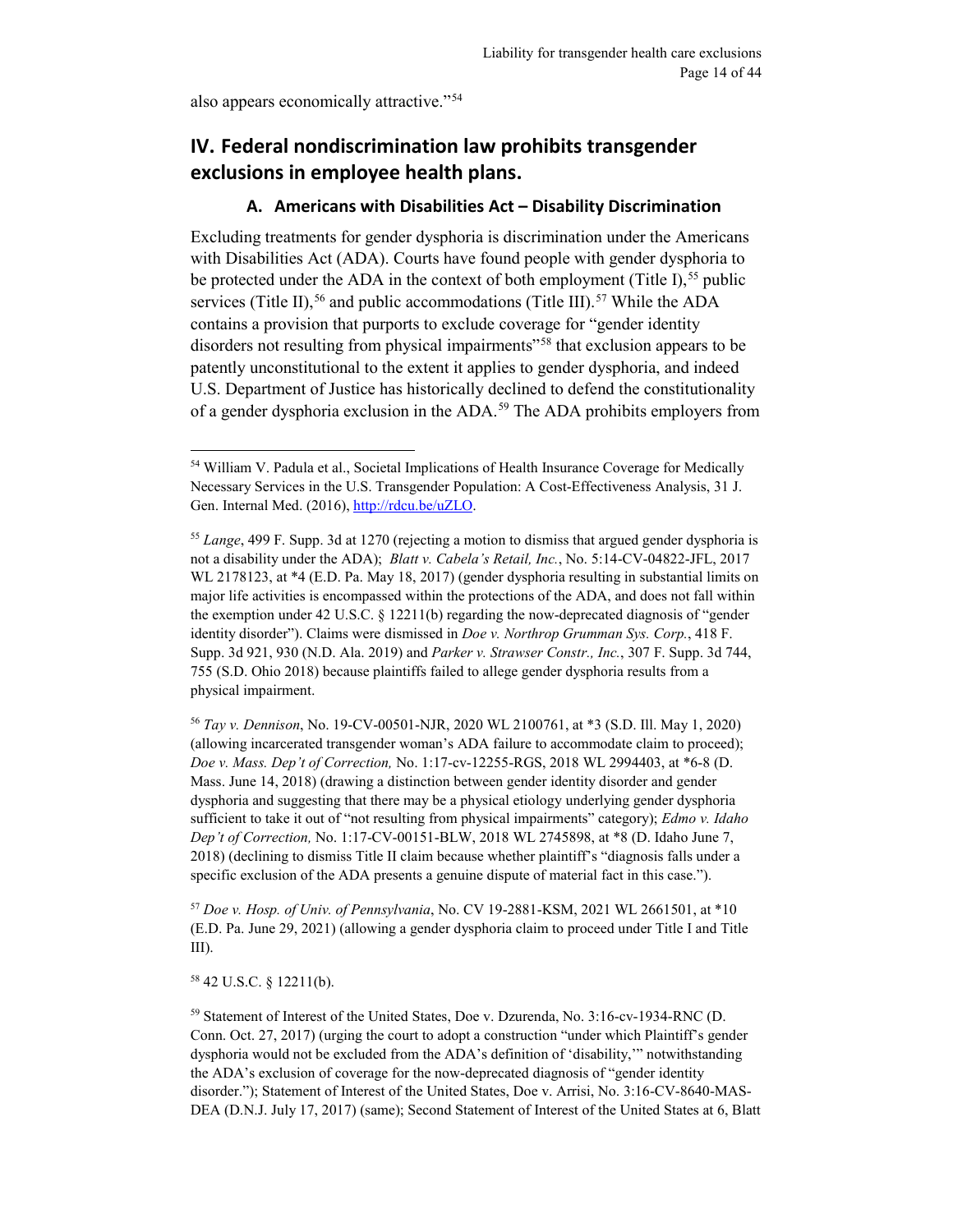also appears economically attractive."[54]

## IV. Federal nondiscrimination law prohibits transgender exclusions in employee health plans.

### A. Americans with Disabilities Act – Disability Discrimination

Excluding treatments for gender dysphoria is discrimination under the Americans with Disabilities Act (ADA). Courts have found people with gender dysphoria to be protected under the ADA in the context of both employment (Title I),[55] public services (Title II),[56] and public accommodations (Title III).[57] While the ADA contains a provision that purports to exclude coverage for "gender identity disorders not resulting from physical impairments"[58] that exclusion appears to be patently unconstitutional to the extent it applies to gender dysphoria, and indeed U.S. Department of Justice has historically declined to defend the constitutionality of a gender dysphoria exclusion in the ADA.[59] The ADA prohibits employers from

---

[54] William V. Padula et al., Societal Implications of Health Insurance Coverage for Medically Necessary Services in the U.S. Transgender Population: A Cost-Effectiveness Analysis, 31 J. Gen. Internal Med. (2016), http://rdcu.be/uZLO.

[55] *Lange*, 499 F. Supp. 3d at 1270 (rejecting a motion to dismiss that argued gender dysphoria is not a disability under the ADA); *Blatt v. Cabela's Retail, Inc.*, No. 5:14-CV-04822-JFL, 2017 WL 2178123, at *4 (E.D. Pa. May 18, 2017) (gender dysphoria resulting in substantial limits on major life activities is encompassed within the protections of the ADA, and does not fall within the exemption under 42 U.S.C. § 12211(b) regarding the now-deprecated diagnosis of "gender identity disorder"). Claims were dismissed in *Doe v. Northrop Grumman Sys. Corp.*, 418 F. Supp. 3d 921, 930 (N.D. Ala. 2019) and *Parker v. Strawser Constr., Inc.*, 307 F. Supp. 3d 744, 755 (S.D. Ohio 2018) because plaintiffs failed to allege gender dysphoria results from a physical impairment.

[56] *Tay v. Dennison*, No. 19-CV-00501-NJR, 2020 WL 2100761, at *3 (S.D. Ill. May 1, 2020) (allowing incarcerated transgender woman's ADA failure to accommodate claim to proceed); *Doe v. Mass. Dep't of Correction,* No. 1:17-cv-12255-RGS, 2018 WL 2994403, at *6-8 (D. Mass. June 14, 2018) (drawing a distinction between gender identity disorder and gender dysphoria and suggesting that there may be a physical etiology underlying gender dysphoria sufficient to take it out of "not resulting from physical impairments" category); *Edmo v. Idaho Dep't of Correction,* No. 1:17-CV-00151-BLW, 2018 WL 2745898, at *8 (D. Idaho June 7, 2018) (declining to dismiss Title II claim because whether plaintiff's "diagnosis falls under a specific exclusion of the ADA presents a genuine dispute of material fact in this case.").

[57] *Doe v. Hosp. of Univ. of Pennsylvania*, No. CV 19-2881-KSM, 2021 WL 2661501, at *10 (E.D. Pa. June 29, 2021) (allowing a gender dysphoria claim to proceed under Title I and Title III).

[58] 42 U.S.C. § 12211(b).

[59] Statement of Interest of the United States, Doe v. Dzurenda, No. 3:16-cv-1934-RNC (D. Conn. Oct. 27, 2017) (urging the court to adopt a construction "under which Plaintiff's gender dysphoria would not be excluded from the ADA's definition of 'disability,'" notwithstanding the ADA's exclusion of coverage for the now-deprecated diagnosis of "gender identity disorder."); Statement of Interest of the United States, Doe v. Arrisi, No. 3:16-CV-8640-MAS-DEA (D.N.J. July 17, 2017) (same); Second Statement of Interest of the United States at 6, Blatt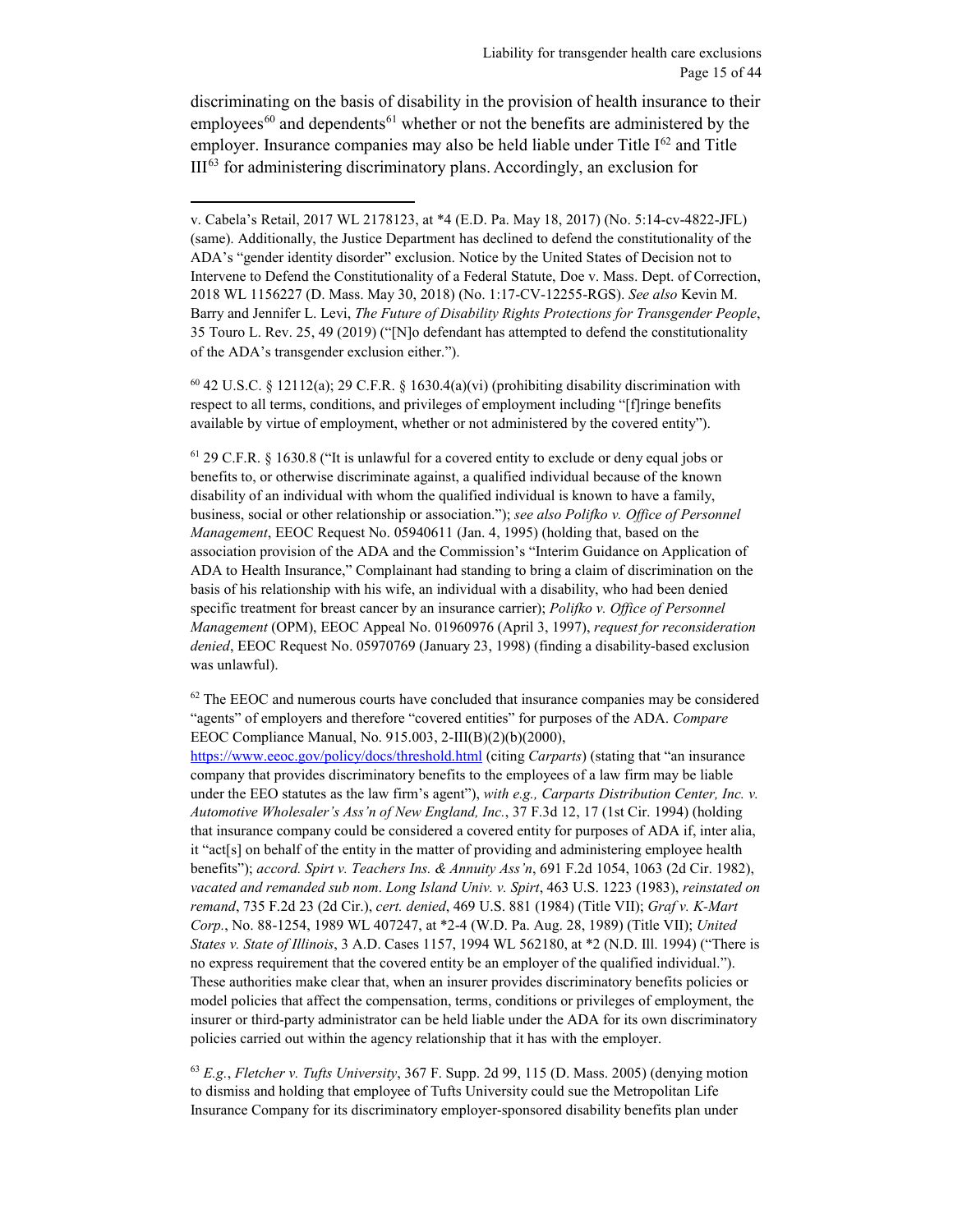discriminating on the basis of disability in the provision of health insurance to their employees[60] and dependents[61] whether or not the benefits are administered by the employer. Insurance companies may also be held liable under Title I[62] and Title III[63] for administering discriminatory plans. Accordingly, an exclusion for

---

v. Cabela's Retail, 2017 WL 2178123, at *4 (E.D. Pa. May 18, 2017) (No. 5:14-cv-4822-JFL) (same). Additionally, the Justice Department has declined to defend the constitutionality of the ADA's "gender identity disorder" exclusion. Notice by the United States of Decision not to Intervene to Defend the Constitutionality of a Federal Statute, Doe v. Mass. Dept. of Correction, 2018 WL 1156227 (D. Mass. May 30, 2018) (No. 1:17-CV-12255-RGS). *See also* Kevin M. Barry and Jennifer L. Levi, *The Future of Disability Rights Protections for Transgender People*, 35 Touro L. Rev. 25, 49 (2019) ("[N]o defendant has attempted to defend the constitutionality of the ADA's transgender exclusion either.").

[60] 42 U.S.C. § 12112(a); 29 C.F.R. § 1630.4(a)(vi) (prohibiting disability discrimination with respect to all terms, conditions, and privileges of employment including "[f]ringe benefits available by virtue of employment, whether or not administered by the covered entity").

[61] 29 C.F.R. § 1630.8 ("It is unlawful for a covered entity to exclude or deny equal jobs or benefits to, or otherwise discriminate against, a qualified individual because of the known disability of an individual with whom the qualified individual is known to have a family, business, social or other relationship or association."); *see also Polifko v. Office of Personnel Management*, EEOC Request No. 05940611 (Jan. 4, 1995) (holding that, based on the association provision of the ADA and the Commission's "Interim Guidance on Application of ADA to Health Insurance," Complainant had standing to bring a claim of discrimination on the basis of his relationship with his wife, an individual with a disability, who had been denied specific treatment for breast cancer by an insurance carrier); *Polifko v. Office of Personnel Management* (OPM), EEOC Appeal No. 01960976 (April 3, 1997), *request for reconsideration denied*, EEOC Request No. 05970769 (January 23, 1998) (finding a disability-based exclusion was unlawful).

[62] The EEOC and numerous courts have concluded that insurance companies may be considered "agents" of employers and therefore "covered entities" for purposes of the ADA. *Compare* EEOC Compliance Manual, No. 915.003, 2-III(B)(2)(b)(2000), https://www.eeoc.gov/policy/docs/threshold.html (citing *Carparts*) (stating that "an insurance company that provides discriminatory benefits to the employees of a law firm may be liable under the EEO statutes as the law firm's agent"), *with e.g., Carparts Distribution Center, Inc. v. Automotive Wholesaler's Ass'n of New England, Inc.*, 37 F.3d 12, 17 (1st Cir. 1994) (holding that insurance company could be considered a covered entity for purposes of ADA if, inter alia, it "act[s] on behalf of the entity in the matter of providing and administering employee health benefits"); *accord. Spirt v. Teachers Ins. & Annuity Ass'n*, 691 F.2d 1054, 1063 (2d Cir. 1982), *vacated and remanded sub nom*. *Long Island Univ. v. Spirt*, 463 U.S. 1223 (1983), *reinstated on remand*, 735 F.2d 23 (2d Cir.), *cert. denied*, 469 U.S. 881 (1984) (Title VII); *Graf v. K-Mart Corp.*, No. 88-1254, 1989 WL 407247, at *2-4 (W.D. Pa. Aug. 28, 1989) (Title VII); *United States v. State of Illinois*, 3 A.D. Cases 1157, 1994 WL 562180, at *2 (N.D. Ill. 1994) ("There is no express requirement that the covered entity be an employer of the qualified individual."). These authorities make clear that, when an insurer provides discriminatory benefits policies or model policies that affect the compensation, terms, conditions or privileges of employment, the insurer or third-party administrator can be held liable under the ADA for its own discriminatory policies carried out within the agency relationship that it has with the employer.

[63] *E.g.*, *Fletcher v. Tufts University*, 367 F. Supp. 2d 99, 115 (D. Mass. 2005) (denying motion to dismiss and holding that employee of Tufts University could sue the Metropolitan Life Insurance Company for its discriminatory employer-sponsored disability benefits plan under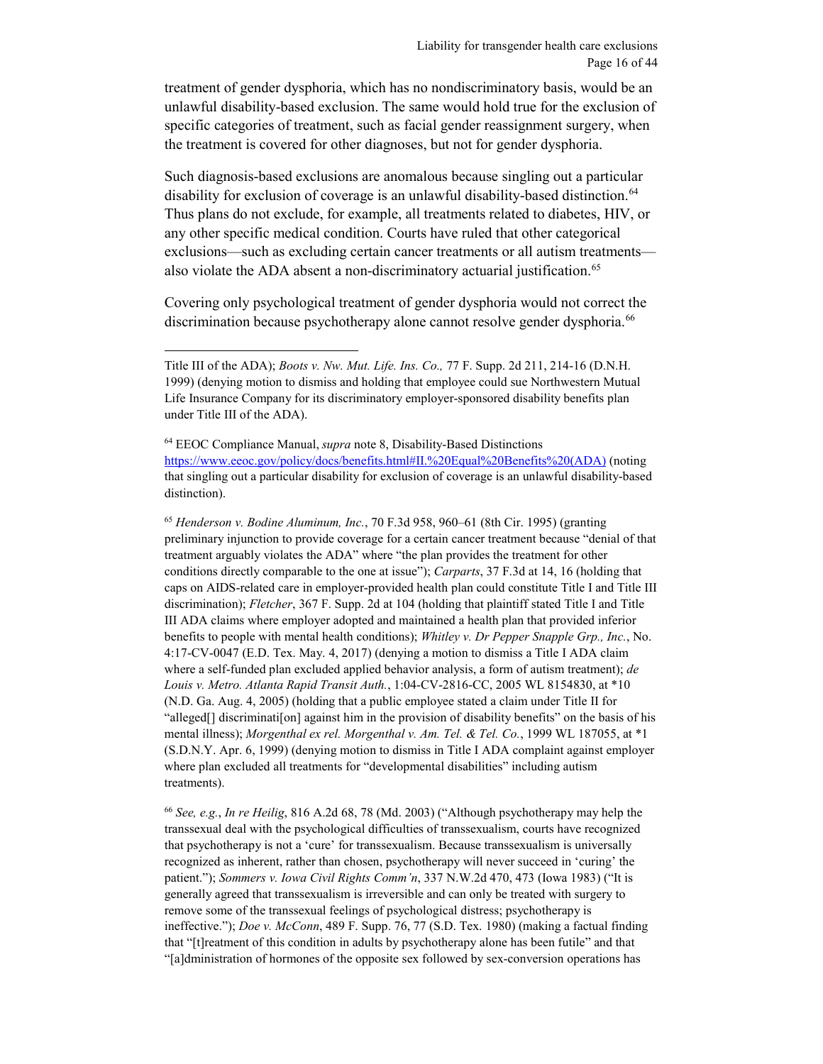treatment of gender dysphoria, which has no nondiscriminatory basis, would be an unlawful disability-based exclusion. The same would hold true for the exclusion of specific categories of treatment, such as facial gender reassignment surgery, when the treatment is covered for other diagnoses, but not for gender dysphoria.

Such diagnosis-based exclusions are anomalous because singling out a particular disability for exclusion of coverage is an unlawful disability-based distinction.[64] Thus plans do not exclude, for example, all treatments related to diabetes, HIV, or any other specific medical condition. Courts have ruled that other categorical exclusions—such as excluding certain cancer treatments or all autism treatments—also violate the ADA absent a non-discriminatory actuarial justification.[65]

Covering only psychological treatment of gender dysphoria would not correct the discrimination because psychotherapy alone cannot resolve gender dysphoria.[66]

---

Title III of the ADA); *Boots v. Nw. Mut. Life. Ins. Co.,* 77 F. Supp. 2d 211, 214-16 (D.N.H. 1999) (denying motion to dismiss and holding that employee could sue Northwestern Mutual Life Insurance Company for its discriminatory employer-sponsored disability benefits plan under Title III of the ADA).

[64] EEOC Compliance Manual, *supra* note 8, Disability-Based Distinctions https://www.eeoc.gov/policy/docs/benefits.html#II.%20Equal%20Benefits%20(ADA) (noting that singling out a particular disability for exclusion of coverage is an unlawful disability-based distinction).

[65] *Henderson v. Bodine Aluminum, Inc.*, 70 F.3d 958, 960–61 (8th Cir. 1995) (granting preliminary injunction to provide coverage for a certain cancer treatment because "denial of that treatment arguably violates the ADA" where "the plan provides the treatment for other conditions directly comparable to the one at issue"); *Carparts*, 37 F.3d at 14, 16 (holding that caps on AIDS-related care in employer-provided health plan could constitute Title I and Title III discrimination); *Fletcher*, 367 F. Supp. 2d at 104 (holding that plaintiff stated Title I and Title III ADA claims where employer adopted and maintained a health plan that provided inferior benefits to people with mental health conditions); *Whitley v. Dr Pepper Snapple Grp., Inc.*, No. 4:17-CV-0047 (E.D. Tex. May. 4, 2017) (denying a motion to dismiss a Title I ADA claim where a self-funded plan excluded applied behavior analysis, a form of autism treatment); *de Louis v. Metro. Atlanta Rapid Transit Auth.*, 1:04-CV-2816-CC, 2005 WL 8154830, at *10 (N.D. Ga. Aug. 4, 2005) (holding that a public employee stated a claim under Title II for "alleged[] discriminati[on] against him in the provision of disability benefits" on the basis of his mental illness); *Morgenthal ex rel. Morgenthal v. Am. Tel. & Tel. Co.*, 1999 WL 187055, at *1 (S.D.N.Y. Apr. 6, 1999) (denying motion to dismiss in Title I ADA complaint against employer where plan excluded all treatments for "developmental disabilities" including autism treatments).

[66] *See, e.g.*, *In re Heilig*, 816 A.2d 68, 78 (Md. 2003) ("Although psychotherapy may help the transsexual deal with the psychological difficulties of transsexualism, courts have recognized that psychotherapy is not a 'cure' for transsexualism. Because transsexualism is universally recognized as inherent, rather than chosen, psychotherapy will never succeed in 'curing' the patient."); *Sommers v. Iowa Civil Rights Comm'n*, 337 N.W.2d 470, 473 (Iowa 1983) ("It is generally agreed that transsexualism is irreversible and can only be treated with surgery to remove some of the transsexual feelings of psychological distress; psychotherapy is ineffective."); *Doe v. McConn*, 489 F. Supp. 76, 77 (S.D. Tex. 1980) (making a factual finding that "[t]reatment of this condition in adults by psychotherapy alone has been futile" and that "[a]dministration of hormones of the opposite sex followed by sex-conversion operations has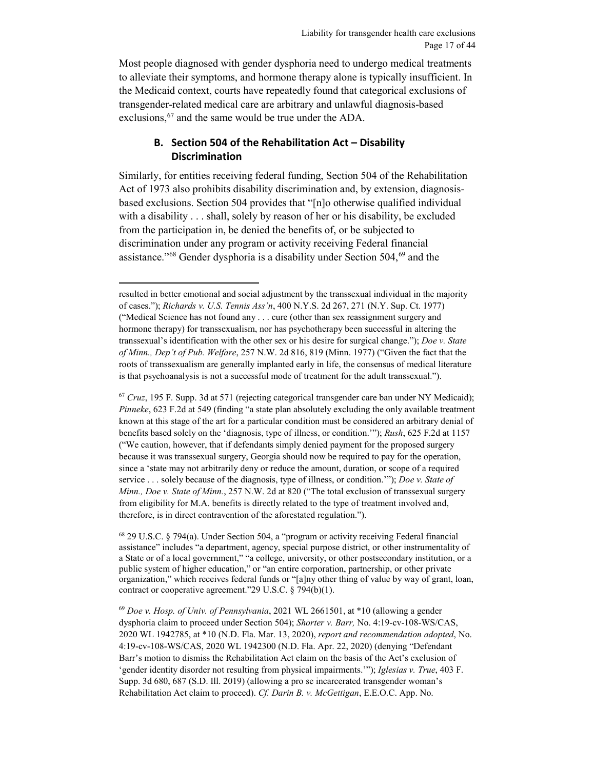Most people diagnosed with gender dysphoria need to undergo medical treatments to alleviate their symptoms, and hormone therapy alone is typically insufficient. In the Medicaid context, courts have repeatedly found that categorical exclusions of transgender-related medical care are arbitrary and unlawful diagnosis-based exclusions,[67] and the same would be true under the ADA.

### B. Section 504 of the Rehabilitation Act – Disability Discrimination

Similarly, for entities receiving federal funding, Section 504 of the Rehabilitation Act of 1973 also prohibits disability discrimination and, by extension, diagnosis-based exclusions. Section 504 provides that "[n]o otherwise qualified individual with a disability . . . shall, solely by reason of her or his disability, be excluded from the participation in, be denied the benefits of, or be subjected to discrimination under any program or activity receiving Federal financial assistance."[68] Gender dysphoria is a disability under Section 504,[69] and the

---

resulted in better emotional and social adjustment by the transsexual individual in the majority of cases."); *Richards v. U.S. Tennis Ass'n*, 400 N.Y.S. 2d 267, 271 (N.Y. Sup. Ct. 1977) ("Medical Science has not found any . . . cure (other than sex reassignment surgery and hormone therapy) for transsexualism, nor has psychotherapy been successful in altering the transsexual's identification with the other sex or his desire for surgical change."); *Doe v. State of Minn., Dep't of Pub. Welfare*, 257 N.W. 2d 816, 819 (Minn. 1977) ("Given the fact that the roots of transsexualism are generally implanted early in life, the consensus of medical literature is that psychoanalysis is not a successful mode of treatment for the adult transsexual.").

[67] *Cruz*, 195 F. Supp. 3d at 571 (rejecting categorical transgender care ban under NY Medicaid); *Pinneke*, 623 F.2d at 549 (finding "a state plan absolutely excluding the only available treatment known at this stage of the art for a particular condition must be considered an arbitrary denial of benefits based solely on the 'diagnosis, type of illness, or condition.'"); *Rush*, 625 F.2d at 1157 ("We caution, however, that if defendants simply denied payment for the proposed surgery because it was transsexual surgery, Georgia should now be required to pay for the operation, since a 'state may not arbitrarily deny or reduce the amount, duration, or scope of a required service . . . solely because of the diagnosis, type of illness, or condition.'"); *Doe v. State of Minn., Doe v. State of Minn.*, 257 N.W. 2d at 820 ("The total exclusion of transsexual surgery from eligibility for M.A. benefits is directly related to the type of treatment involved and, therefore, is in direct contravention of the aforestated regulation.").

[68] 29 U.S.C. § 794(a). Under Section 504, a "program or activity receiving Federal financial assistance" includes "a department, agency, special purpose district, or other instrumentality of a State or of a local government," "a college, university, or other postsecondary institution, or a public system of higher education," or "an entire corporation, partnership, or other private organization," which receives federal funds or "[a]ny other thing of value by way of grant, loan, contract or cooperative agreement."29 U.S.C. § 794(b)(1).

[69] *Doe v. Hosp. of Univ. of Pennsylvania*, 2021 WL 2661501, at *10 (allowing a gender dysphoria claim to proceed under Section 504); *Shorter v. Barr,* No. 4:19-cv-108-WS/CAS, 2020 WL 1942785, at *10 (N.D. Fla. Mar. 13, 2020), *report and recommendation adopted*, No. 4:19-cv-108-WS/CAS, 2020 WL 1942300 (N.D. Fla. Apr. 22, 2020) (denying "Defendant Barr's motion to dismiss the Rehabilitation Act claim on the basis of the Act's exclusion of 'gender identity disorder not resulting from physical impairments.'"); *Iglesias v. True*, 403 F. Supp. 3d 680, 687 (S.D. Ill. 2019) (allowing a pro se incarcerated transgender woman's Rehabilitation Act claim to proceed). *Cf. Darin B. v. McGettigan*, E.E.O.C. App. No.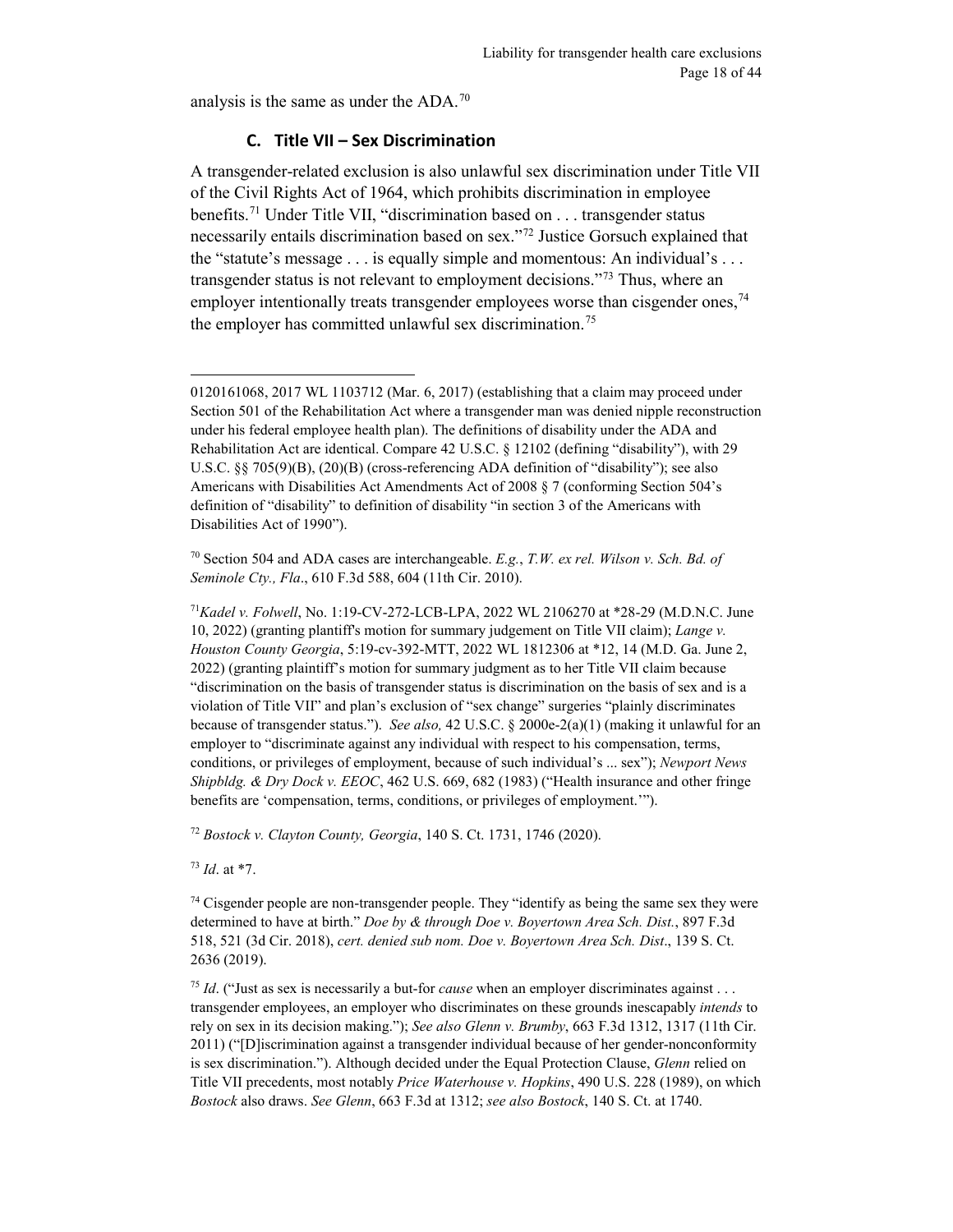analysis is the same as under the ADA.[70]

### C. Title VII – Sex Discrimination

A transgender-related exclusion is also unlawful sex discrimination under Title VII of the Civil Rights Act of 1964, which prohibits discrimination in employee benefits.[71] Under Title VII, "discrimination based on . . . transgender status necessarily entails discrimination based on sex."[72] Justice Gorsuch explained that the "statute's message . . . is equally simple and momentous: An individual's . . . transgender status is not relevant to employment decisions."[73] Thus, where an employer intentionally treats transgender employees worse than cisgender ones,[74] the employer has committed unlawful sex discrimination.[75]

---

0120161068, 2017 WL 1103712 (Mar. 6, 2017) (establishing that a claim may proceed under Section 501 of the Rehabilitation Act where a transgender man was denied nipple reconstruction under his federal employee health plan). The definitions of disability under the ADA and Rehabilitation Act are identical. Compare 42 U.S.C. § 12102 (defining "disability"), with 29 U.S.C. §§ 705(9)(B), (20)(B) (cross-referencing ADA definition of "disability"); see also Americans with Disabilities Act Amendments Act of 2008 § 7 (conforming Section 504's definition of "disability" to definition of disability "in section 3 of the Americans with Disabilities Act of 1990").

[70] Section 504 and ADA cases are interchangeable. *E.g.*, *T.W. ex rel. Wilson v. Sch. Bd. of Seminole Cty., Fla*., 610 F.3d 588, 604 (11th Cir. 2010).

[71] *Kadel v. Folwell*, No. 1:19-CV-272-LCB-LPA, 2022 WL 2106270 at *28-29 (M.D.N.C. June 10, 2022) (granting plantiff's motion for summary judgement on Title VII claim); *Lange v. Houston County Georgia*, 5:19-cv-392-MTT, 2022 WL 1812306 at *12, 14 (M.D. Ga. June 2, 2022) (granting plaintiff's motion for summary judgment as to her Title VII claim because "discrimination on the basis of transgender status is discrimination on the basis of sex and is a violation of Title VII" and plan's exclusion of "sex change" surgeries "plainly discriminates because of transgender status."). *See also,* 42 U.S.C. § 2000e-2(a)(1) (making it unlawful for an employer to "discriminate against any individual with respect to his compensation, terms, conditions, or privileges of employment, because of such individual's ... sex"); *Newport News Shipbldg. & Dry Dock v. EEOC*, 462 U.S. 669, 682 (1983) ("Health insurance and other fringe benefits are 'compensation, terms, conditions, or privileges of employment.'").

[72] *Bostock v. Clayton County, Georgia*, 140 S. Ct. 1731, 1746 (2020).

[73] *Id*. at *7.

[74] Cisgender people are non-transgender people. They "identify as being the same sex they were determined to have at birth." *Doe by & through Doe v. Boyertown Area Sch. Dist.*, 897 F.3d 518, 521 (3d Cir. 2018), *cert. denied sub nom. Doe v. Boyertown Area Sch. Dist*., 139 S. Ct. 2636 (2019).

[75] *Id*. ("Just as sex is necessarily a but-for *cause* when an employer discriminates against . . . transgender employees, an employer who discriminates on these grounds inescapably *intends* to rely on sex in its decision making."); *See also Glenn v. Brumby*, 663 F.3d 1312, 1317 (11th Cir. 2011) ("[D]iscrimination against a transgender individual because of her gender-nonconformity is sex discrimination."). Although decided under the Equal Protection Clause, *Glenn* relied on Title VII precedents, most notably *Price Waterhouse v. Hopkins*, 490 U.S. 228 (1989), on which *Bostock* also draws. *See Glenn*, 663 F.3d at 1312; *see also Bostock*, 140 S. Ct. at 1740.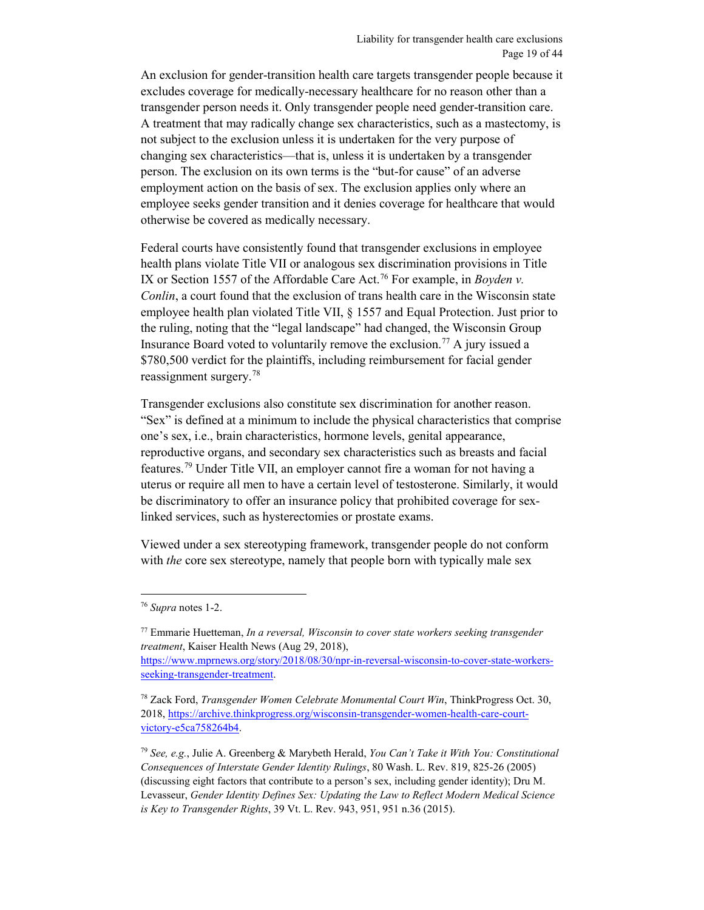An exclusion for gender-transition health care targets transgender people because it excludes coverage for medically-necessary healthcare for no reason other than a transgender person needs it. Only transgender people need gender-transition care. A treatment that may radically change sex characteristics, such as a mastectomy, is not subject to the exclusion unless it is undertaken for the very purpose of changing sex characteristics—that is, unless it is undertaken by a transgender person. The exclusion on its own terms is the "but-for cause" of an adverse employment action on the basis of sex. The exclusion applies only where an employee seeks gender transition and it denies coverage for healthcare that would otherwise be covered as medically necessary.

Federal courts have consistently found that transgender exclusions in employee health plans violate Title VII or analogous sex discrimination provisions in Title IX or Section 1557 of the Affordable Care Act.[76] For example, in *Boyden v. Conlin*, a court found that the exclusion of trans health care in the Wisconsin state employee health plan violated Title VII, § 1557 and Equal Protection. Just prior to the ruling, noting that the "legal landscape" had changed, the Wisconsin Group Insurance Board voted to voluntarily remove the exclusion.[77] A jury issued a $780,500 verdict for the plaintiffs, including reimbursement for facial gender reassignment surgery.[78]

Transgender exclusions also constitute sex discrimination for another reason. "Sex" is defined at a minimum to include the physical characteristics that comprise one's sex, i.e., brain characteristics, hormone levels, genital appearance, reproductive organs, and secondary sex characteristics such as breasts and facial features.[79] Under Title VII, an employer cannot fire a woman for not having a uterus or require all men to have a certain level of testosterone. Similarly, it would be discriminatory to offer an insurance policy that prohibited coverage for sex-linked services, such as hysterectomies or prostate exams.

Viewed under a sex stereotyping framework, transgender people do not conform with *the* core sex stereotype, namely that people born with typically male sex

---

[76] *Supra* notes 1-2.

[77] Emmarie Huetteman, *In a reversal, Wisconsin to cover state workers seeking transgender treatment*, Kaiser Health News (Aug 29, 2018), https://www.mprnews.org/story/2018/08/30/npr-in-reversal-wisconsin-to-cover-state-workers-seeking-transgender-treatment.

[78] Zack Ford, *Transgender Women Celebrate Monumental Court Win*, ThinkProgress Oct. 30, 2018, https://archive.thinkprogress.org/wisconsin-transgender-women-health-care-court-victory-e5ca758264b4.

[79] *See, e.g.*, Julie A. Greenberg & Marybeth Herald, *You Can't Take it With You: Constitutional Consequences of Interstate Gender Identity Rulings*, 80 Wash. L. Rev. 819, 825-26 (2005) (discussing eight factors that contribute to a person's sex, including gender identity); Dru M. Levasseur, *Gender Identity Defines Sex: Updating the Law to Reflect Modern Medical Science is Key to Transgender Rights*, 39 Vt. L. Rev. 943, 951, 951 n.36 (2015).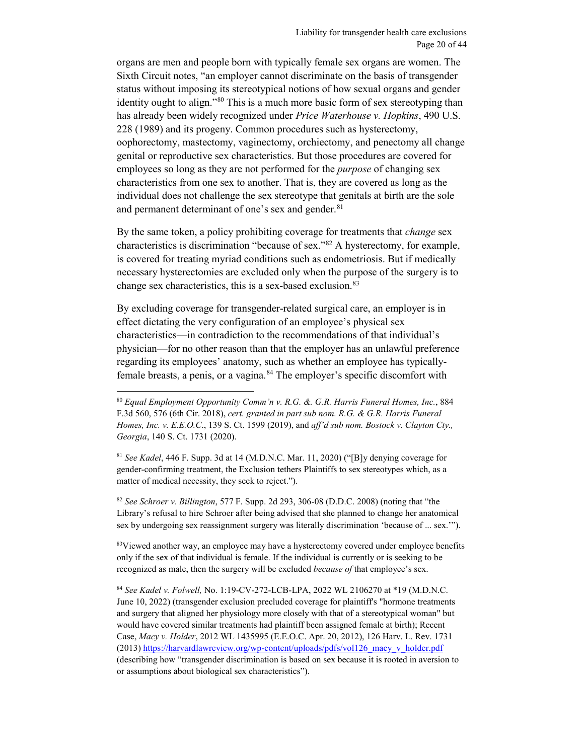organs are men and people born with typically female sex organs are women. The Sixth Circuit notes, "an employer cannot discriminate on the basis of transgender status without imposing its stereotypical notions of how sexual organs and gender identity ought to align."[80] This is a much more basic form of sex stereotyping than has already been widely recognized under *Price Waterhouse v. Hopkins*, 490 U.S. 228 (1989) and its progeny. Common procedures such as hysterectomy, oophorectomy, mastectomy, vaginectomy, orchiectomy, and penectomy all change genital or reproductive sex characteristics. But those procedures are covered for employees so long as they are not performed for the *purpose* of changing sex characteristics from one sex to another. That is, they are covered as long as the individual does not challenge the sex stereotype that genitals at birth are the sole and permanent determinant of one's sex and gender.[81]

By the same token, a policy prohibiting coverage for treatments that *change* sex characteristics is discrimination "because of sex."[82] A hysterectomy, for example, is covered for treating myriad conditions such as endometriosis. But if medically necessary hysterectomies are excluded only when the purpose of the surgery is to change sex characteristics, this is a sex-based exclusion.[83]

By excluding coverage for transgender-related surgical care, an employer is in effect dictating the very configuration of an employee's physical sex characteristics—in contradiction to the recommendations of that individual's physician—for no other reason than that the employer has an unlawful preference regarding its employees' anatomy, such as whether an employee has typically-female breasts, a penis, or a vagina.[84] The employer's specific discomfort with

---

[80] *Equal Employment Opportunity Comm'n v. R.G. &. G.R. Harris Funeral Homes, Inc.*, 884 F.3d 560, 576 (6th Cir. 2018), *cert. granted in part sub nom. R.G. & G.R. Harris Funeral Homes, Inc. v. E.E.O.C.*, 139 S. Ct. 1599 (2019), and *aff'd sub nom. Bostock v. Clayton Cty., Georgia*, 140 S. Ct. 1731 (2020).

[81] *See Kadel*, 446 F. Supp. 3d at 14 (M.D.N.C. Mar. 11, 2020) ("[B]y denying coverage for gender-confirming treatment, the Exclusion tethers Plaintiffs to sex stereotypes which, as a matter of medical necessity, they seek to reject.").

[82] *See Schroer v. Billington*, 577 F. Supp. 2d 293, 306-08 (D.D.C. 2008) (noting that "the Library's refusal to hire Schroer after being advised that she planned to change her anatomical sex by undergoing sex reassignment surgery was literally discrimination 'because of ... sex.'").

[83] Viewed another way, an employee may have a hysterectomy covered under employee benefits only if the sex of that individual is female. If the individual is currently or is seeking to be recognized as male, then the surgery will be excluded *because of* that employee's sex.

[84] *See Kadel v. Folwell,* No. 1:19-CV-272-LCB-LPA, 2022 WL 2106270 at *19 (M.D.N.C. June 10, 2022) (transgender exclusion precluded coverage for plaintiff's "hormone treatments and surgery that aligned her physiology more closely with that of a stereotypical woman" but would have covered similar treatments had plaintiff been assigned female at birth); Recent Case, *Macy v. Holder*, 2012 WL 1435995 (E.E.O.C. Apr. 20, 2012), 126 Harv. L. Rev. 1731 (2013) https://harvardlawreview.org/wp-content/uploads/pdfs/vol126_macy_v_holder.pdf (describing how "transgender discrimination is based on sex because it is rooted in aversion to or assumptions about biological sex characteristics").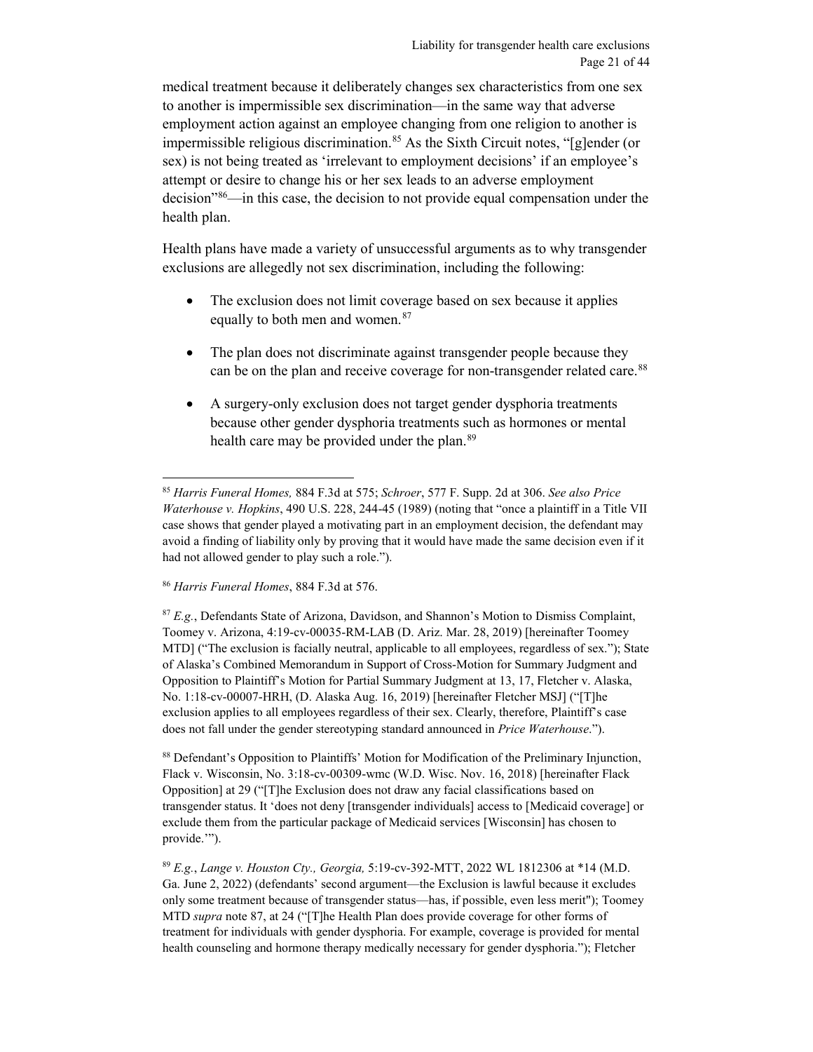medical treatment because it deliberately changes sex characteristics from one sex to another is impermissible sex discrimination—in the same way that adverse employment action against an employee changing from one religion to another is impermissible religious discrimination.[85] As the Sixth Circuit notes, "[g]ender (or sex) is not being treated as 'irrelevant to employment decisions' if an employee's attempt or desire to change his or her sex leads to an adverse employment decision"[86]—in this case, the decision to not provide equal compensation under the health plan.

Health plans have made a variety of unsuccessful arguments as to why transgender exclusions are allegedly not sex discrimination, including the following:

- The exclusion does not limit coverage based on sex because it applies equally to both men and women.[87]
- The plan does not discriminate against transgender people because they can be on the plan and receive coverage for non-transgender related care.[88]
- A surgery-only exclusion does not target gender dysphoria treatments because other gender dysphoria treatments such as hormones or mental health care may be provided under the plan.[89]

---

[85] *Harris Funeral Homes,* 884 F.3d at 575; *Schroer*, 577 F. Supp. 2d at 306. *See also Price Waterhouse v. Hopkins*, 490 U.S. 228, 244-45 (1989) (noting that "once a plaintiff in a Title VII case shows that gender played a motivating part in an employment decision, the defendant may avoid a finding of liability only by proving that it would have made the same decision even if it had not allowed gender to play such a role.").

[86] *Harris Funeral Homes*, 884 F.3d at 576.

[87] *E.g.*, Defendants State of Arizona, Davidson, and Shannon's Motion to Dismiss Complaint, Toomey v. Arizona, 4:19-cv-00035-RM-LAB (D. Ariz. Mar. 28, 2019) [hereinafter Toomey MTD] ("The exclusion is facially neutral, applicable to all employees, regardless of sex."); State of Alaska's Combined Memorandum in Support of Cross-Motion for Summary Judgment and Opposition to Plaintiff's Motion for Partial Summary Judgment at 13, 17, Fletcher v. Alaska, No. 1:18-cv-00007-HRH, (D. Alaska Aug. 16, 2019) [hereinafter Fletcher MSJ] ("[T]he exclusion applies to all employees regardless of their sex. Clearly, therefore, Plaintiff's case does not fall under the gender stereotyping standard announced in *Price Waterhouse*.").

[88] Defendant's Opposition to Plaintiffs' Motion for Modification of the Preliminary Injunction, Flack v. Wisconsin, No. 3:18-cv-00309-wmc (W.D. Wisc. Nov. 16, 2018) [hereinafter Flack Opposition] at 29 ("[T]he Exclusion does not draw any facial classifications based on transgender status. It 'does not deny [transgender individuals] access to [Medicaid coverage] or exclude them from the particular package of Medicaid services [Wisconsin] has chosen to provide.'").

[89] *E.g.*, *Lange v. Houston Cty., Georgia,* 5:19-cv-392-MTT, 2022 WL 1812306 at *14 (M.D. Ga. June 2, 2022) (defendants' second argument—the Exclusion is lawful because it excludes only some treatment because of transgender status—has, if possible, even less merit"); Toomey MTD *supra* note 87, at 24 ("[T]he Health Plan does provide coverage for other forms of treatment for individuals with gender dysphoria. For example, coverage is provided for mental health counseling and hormone therapy medically necessary for gender dysphoria."); Fletcher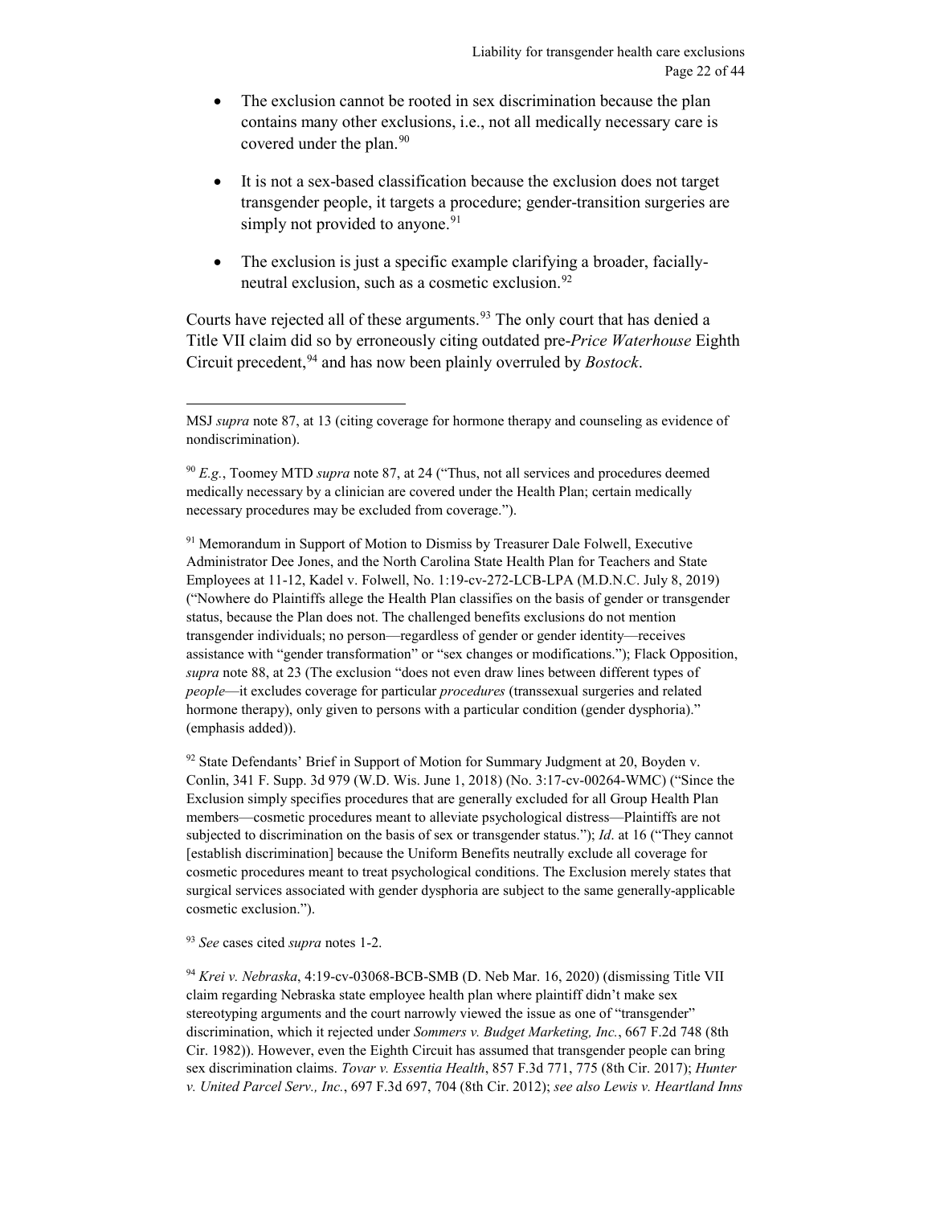- The exclusion cannot be rooted in sex discrimination because the plan contains many other exclusions, i.e., not all medically necessary care is covered under the plan.[90]

- It is not a sex-based classification because the exclusion does not target transgender people, it targets a procedure; gender-transition surgeries are simply not provided to anyone.[91]

- The exclusion is just a specific example clarifying a broader, facially-neutral exclusion, such as a cosmetic exclusion.[92]

Courts have rejected all of these arguments.[93] The only court that has denied a Title VII claim did so by erroneously citing outdated pre-*Price Waterhouse* Eighth Circuit precedent,[94] and has now been plainly overruled by *Bostock*.

---

MSJ *supra* note 87, at 13 (citing coverage for hormone therapy and counseling as evidence of nondiscrimination).

[90] *E.g.*, Toomey MTD *supra* note 87, at 24 ("Thus, not all services and procedures deemed medically necessary by a clinician are covered under the Health Plan; certain medically necessary procedures may be excluded from coverage.").

[91] Memorandum in Support of Motion to Dismiss by Treasurer Dale Folwell, Executive Administrator Dee Jones, and the North Carolina State Health Plan for Teachers and State Employees at 11-12, Kadel v. Folwell, No. 1:19-cv-272-LCB-LPA (M.D.N.C. July 8, 2019) ("Nowhere do Plaintiffs allege the Health Plan classifies on the basis of gender or transgender status, because the Plan does not. The challenged benefits exclusions do not mention transgender individuals; no person—regardless of gender or gender identity—receives assistance with "gender transformation" or "sex changes or modifications."); Flack Opposition, *supra* note 88, at 23 (The exclusion "does not even draw lines between different types of *people*—it excludes coverage for particular *procedures* (transsexual surgeries and related hormone therapy), only given to persons with a particular condition (gender dysphoria)." (emphasis added)).

[92] State Defendants' Brief in Support of Motion for Summary Judgment at 20, Boyden v. Conlin, 341 F. Supp. 3d 979 (W.D. Wis. June 1, 2018) (No. 3:17-cv-00264-WMC) ("Since the Exclusion simply specifies procedures that are generally excluded for all Group Health Plan members—cosmetic procedures meant to alleviate psychological distress—Plaintiffs are not subjected to discrimination on the basis of sex or transgender status."); *Id*. at 16 ("They cannot [establish discrimination] because the Uniform Benefits neutrally exclude all coverage for cosmetic procedures meant to treat psychological conditions. The Exclusion merely states that surgical services associated with gender dysphoria are subject to the same generally-applicable cosmetic exclusion.").

[93] *See* cases cited *supra* notes 1-2.

[94] *Krei v. Nebraska*, 4:19-cv-03068-BCB-SMB (D. Neb Mar. 16, 2020) (dismissing Title VII claim regarding Nebraska state employee health plan where plaintiff didn't make sex stereotyping arguments and the court narrowly viewed the issue as one of "transgender" discrimination, which it rejected under *Sommers v. Budget Marketing, Inc.*, 667 F.2d 748 (8th Cir. 1982)). However, even the Eighth Circuit has assumed that transgender people can bring sex discrimination claims. *Tovar v. Essentia Health*, 857 F.3d 771, 775 (8th Cir. 2017); *Hunter v. United Parcel Serv., Inc.*, 697 F.3d 697, 704 (8th Cir. 2012); *see also Lewis v. Heartland Inns*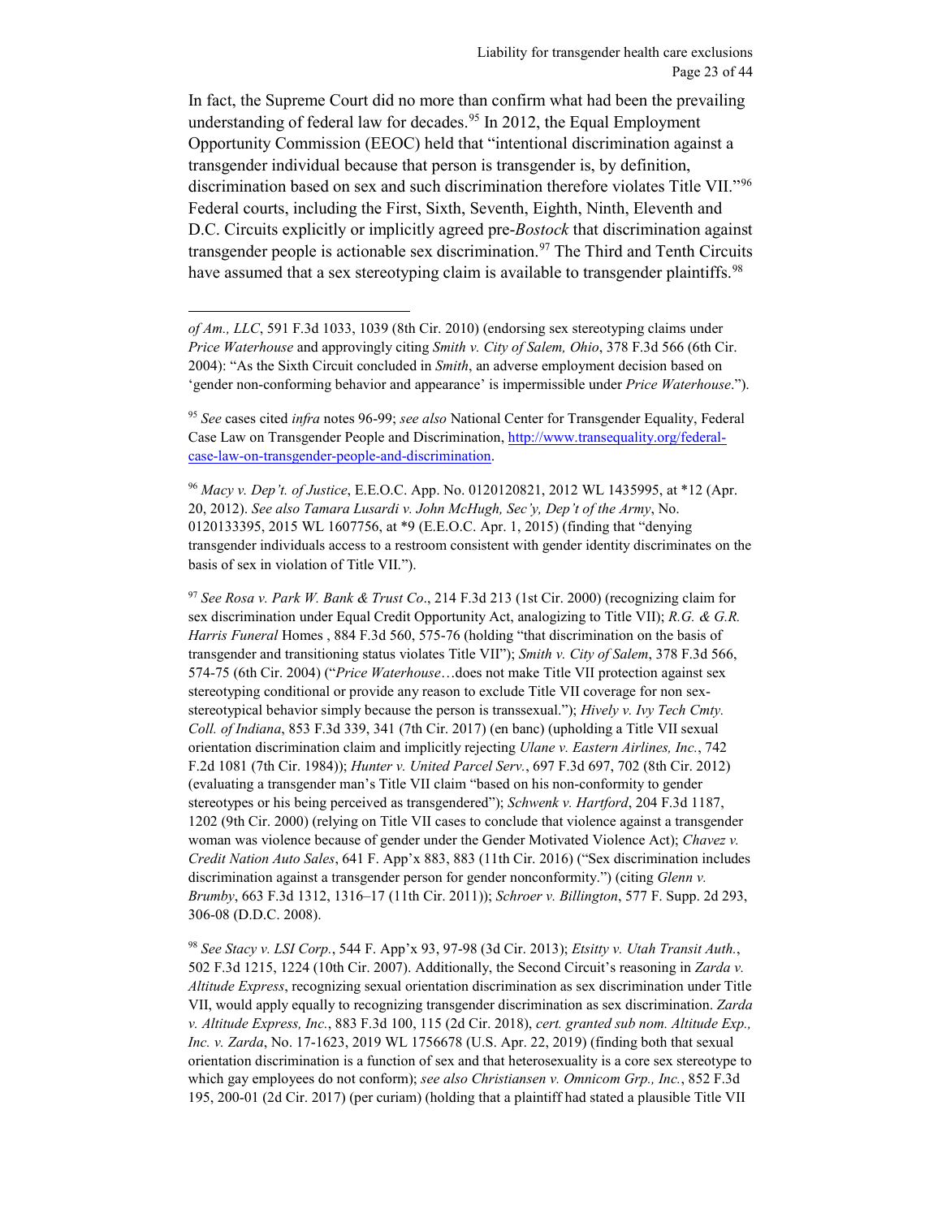In fact, the Supreme Court did no more than confirm what had been the prevailing understanding of federal law for decades.[95] In 2012, the Equal Employment Opportunity Commission (EEOC) held that "intentional discrimination against a transgender individual because that person is transgender is, by definition, discrimination based on sex and such discrimination therefore violates Title VII."[96] Federal courts, including the First, Sixth, Seventh, Eighth, Ninth, Eleventh and D.C. Circuits explicitly or implicitly agreed pre-*Bostock* that discrimination against transgender people is actionable sex discrimination.[97] The Third and Tenth Circuits have assumed that a sex stereotyping claim is available to transgender plaintiffs.[98]

---

*of Am., LLC*, 591 F.3d 1033, 1039 (8th Cir. 2010) (endorsing sex stereotyping claims under *Price Waterhouse* and approvingly citing *Smith v. City of Salem, Ohio*, 378 F.3d 566 (6th Cir. 2004): "As the Sixth Circuit concluded in *Smith*, an adverse employment decision based on 'gender non-conforming behavior and appearance' is impermissible under *Price Waterhouse*.").

[95] *See* cases cited *infra* notes 96-99; *see also* National Center for Transgender Equality, Federal Case Law on Transgender People and Discrimination, http://www.transequality.org/federal-case-law-on-transgender-people-and-discrimination.

[96] *Macy v. Dep't. of Justice*, E.E.O.C. App. No. 0120120821, 2012 WL 1435995, at *12 (Apr. 20, 2012). *See also Tamara Lusardi v. John McHugh, Sec'y, Dep't of the Army*, No. 0120133395, 2015 WL 1607756, at *9 (E.E.O.C. Apr. 1, 2015) (finding that "denying transgender individuals access to a restroom consistent with gender identity discriminates on the basis of sex in violation of Title VII.").

[97] *See Rosa v. Park W. Bank & Trust Co*., 214 F.3d 213 (1st Cir. 2000) (recognizing claim for sex discrimination under Equal Credit Opportunity Act, analogizing to Title VII); *R.G. & G.R. Harris Funeral* Homes , 884 F.3d 560, 575-76 (holding "that discrimination on the basis of transgender and transitioning status violates Title VII"); *Smith v. City of Salem*, 378 F.3d 566, 574-75 (6th Cir. 2004) ("*Price Waterhouse*…does not make Title VII protection against sex stereotyping conditional or provide any reason to exclude Title VII coverage for non sex-stereotypical behavior simply because the person is transsexual."); *Hively v. Ivy Tech Cmty. Coll. of Indiana*, 853 F.3d 339, 341 (7th Cir. 2017) (en banc) (upholding a Title VII sexual orientation discrimination claim and implicitly rejecting *Ulane v. Eastern Airlines, Inc.*, 742 F.2d 1081 (7th Cir. 1984)); *Hunter v. United Parcel Serv.*, 697 F.3d 697, 702 (8th Cir. 2012) (evaluating a transgender man's Title VII claim "based on his non-conformity to gender stereotypes or his being perceived as transgendered"); *Schwenk v. Hartford*, 204 F.3d 1187, 1202 (9th Cir. 2000) (relying on Title VII cases to conclude that violence against a transgender woman was violence because of gender under the Gender Motivated Violence Act); *Chavez v. Credit Nation Auto Sales*, 641 F. App'x 883, 883 (11th Cir. 2016) ("Sex discrimination includes discrimination against a transgender person for gender nonconformity.") (citing *Glenn v. Brumby*, 663 F.3d 1312, 1316–17 (11th Cir. 2011)); *Schroer v. Billington*, 577 F. Supp. 2d 293, 306-08 (D.D.C. 2008).

[98] *See Stacy v. LSI Corp.*, 544 F. App'x 93, 97-98 (3d Cir. 2013); *Etsitty v. Utah Transit Auth.*, 502 F.3d 1215, 1224 (10th Cir. 2007). Additionally, the Second Circuit's reasoning in *Zarda v. Altitude Express*, recognizing sexual orientation discrimination as sex discrimination under Title VII, would apply equally to recognizing transgender discrimination as sex discrimination. *Zarda v. Altitude Express, Inc.*, 883 F.3d 100, 115 (2d Cir. 2018), *cert. granted sub nom. Altitude Exp., Inc. v. Zarda*, No. 17-1623, 2019 WL 1756678 (U.S. Apr. 22, 2019) (finding both that sexual orientation discrimination is a function of sex and that heterosexuality is a core sex stereotype to which gay employees do not conform); *see also Christiansen v. Omnicom Grp., Inc.*, 852 F.3d 195, 200-01 (2d Cir. 2017) (per curiam) (holding that a plaintiff had stated a plausible Title VII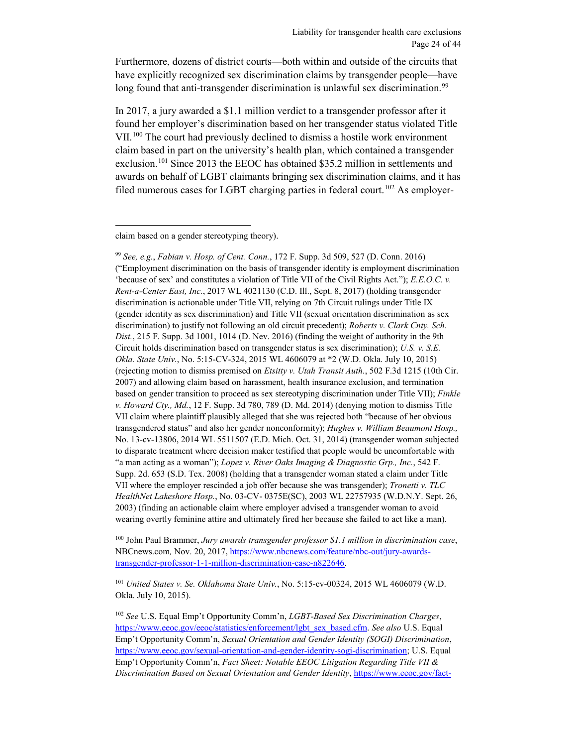Furthermore, dozens of district courts—both within and outside of the circuits that have explicitly recognized sex discrimination claims by transgender people—have long found that anti-transgender discrimination is unlawful sex discrimination.[99]

In 2017, a jury awarded a $1.1 million verdict to a transgender professor after it found her employer's discrimination based on her transgender status violated Title VII.[100] The court had previously declined to dismiss a hostile work environment claim based in part on the university's health plan, which contained a transgender exclusion.[101] Since 2013 the EEOC has obtained $35.2 million in settlements and awards on behalf of LGBT claimants bringing sex discrimination claims, and it has filed numerous cases for LGBT charging parties in federal court.[102] As employer-

---

claim based on a gender stereotyping theory).

[99] *See, e.g.*, *Fabian v. Hosp. of Cent. Conn.*, 172 F. Supp. 3d 509, 527 (D. Conn. 2016) ("Employment discrimination on the basis of transgender identity is employment discrimination 'because of sex' and constitutes a violation of Title VII of the Civil Rights Act."); *E.E.O.C. v. Rent-a-Center East, Inc.*, 2017 WL 4021130 (C.D. Ill., Sept. 8, 2017) (holding transgender discrimination is actionable under Title VII, relying on 7th Circuit rulings under Title IX (gender identity as sex discrimination) and Title VII (sexual orientation discrimination as sex discrimination) to justify not following an old circuit precedent); *Roberts v. Clark Cnty. Sch. Dist.*, 215 F. Supp. 3d 1001, 1014 (D. Nev. 2016) (finding the weight of authority in the 9th Circuit holds discrimination based on transgender status is sex discrimination); *U.S. v. S.E. Okla. State Univ.*, No. 5:15-CV-324, 2015 WL 4606079 at *2 (W.D. Okla. July 10, 2015) (rejecting motion to dismiss premised on *Etsitty v. Utah Transit Auth.*, 502 F.3d 1215 (10th Cir. 2007) and allowing claim based on harassment, health insurance exclusion, and termination based on gender transition to proceed as sex stereotyping discrimination under Title VII); *Finkle v. Howard Cty., Md.*, 12 F. Supp. 3d 780, 789 (D. Md. 2014) (denying motion to dismiss Title VII claim where plaintiff plausibly alleged that she was rejected both "because of her obvious transgendered status" and also her gender nonconformity); *Hughes v. William Beaumont Hosp.,* No. 13-cv-13806, 2014 WL 5511507 (E.D. Mich. Oct. 31, 2014) (transgender woman subjected to disparate treatment where decision maker testified that people would be uncomfortable with "a man acting as a woman"); *Lopez v. River Oaks Imaging & Diagnostic Grp., Inc.*, 542 F. Supp. 2d. 653 (S.D. Tex. 2008) (holding that a transgender woman stated a claim under Title VII where the employer rescinded a job offer because she was transgender); *Tronetti v. TLC HealthNet Lakeshore Hosp.*, No. 03-CV- 0375E(SC), 2003 WL 22757935 (W.D.N.Y. Sept. 26, 2003) (finding an actionable claim where employer advised a transgender woman to avoid wearing overtly feminine attire and ultimately fired her because she failed to act like a man).

[100] John Paul Brammer, *Jury awards transgender professor $1.1 million in discrimination case*, NBCnews.com*,* Nov. 20, 2017, https://www.nbcnews.com/feature/nbc-out/jury-awards-transgender-professor-1-1-million-discrimination-case-n822646.

[101] *United States v. Se. Oklahoma State Univ.*, No. 5:15-cv-00324, 2015 WL 4606079 (W.D. Okla. July 10, 2015).

[102] *See* U.S. Equal Emp't Opportunity Comm'n, *LGBT-Based Sex Discrimination Charges*, https://www.eeoc.gov/eeoc/statistics/enforcement/lgbt_sex_based.cfm. *See also* U.S. Equal Emp't Opportunity Comm'n, *Sexual Orientation and Gender Identity (SOGI) Discrimination*, https://www.eeoc.gov/sexual-orientation-and-gender-identity-sogi-discrimination; U.S. Equal Emp't Opportunity Comm'n, *Fact Sheet: Notable EEOC Litigation Regarding Title VII & Discrimination Based on Sexual Orientation and Gender Identity*, https://www.eeoc.gov/fact-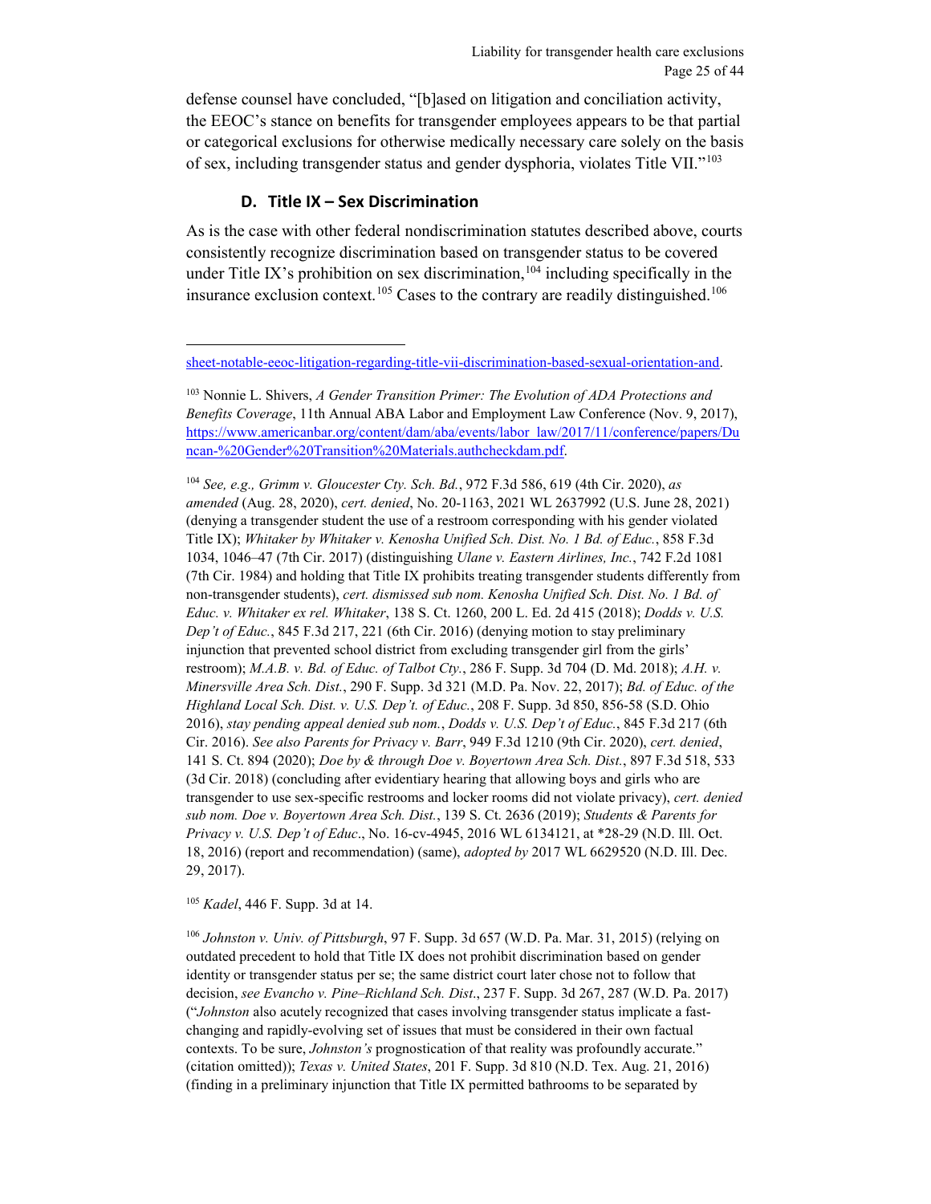defense counsel have concluded, "[b]ased on litigation and conciliation activity, the EEOC's stance on benefits for transgender employees appears to be that partial or categorical exclusions for otherwise medically necessary care solely on the basis of sex, including transgender status and gender dysphoria, violates Title VII."[103]

### D. Title IX – Sex Discrimination

As is the case with other federal nondiscrimination statutes described above, courts consistently recognize discrimination based on transgender status to be covered under Title IX's prohibition on sex discrimination,[104] including specifically in the insurance exclusion context.[105] Cases to the contrary are readily distinguished.[106]

---

sheet-notable-eeoc-litigation-regarding-title-vii-discrimination-based-sexual-orientation-and.

[103] Nonnie L. Shivers, *A Gender Transition Primer: The Evolution of ADA Protections and Benefits Coverage*, 11th Annual ABA Labor and Employment Law Conference (Nov. 9, 2017), https://www.americanbar.org/content/dam/aba/events/labor_law/2017/11/conference/papers/Duncan-%20Gender%20Transition%20Materials.authcheckdam.pdf.

[104] *See, e.g., Grimm v. Gloucester Cty. Sch. Bd.*, 972 F.3d 586, 619 (4th Cir. 2020), *as amended* (Aug. 28, 2020), *cert. denied*, No. 20-1163, 2021 WL 2637992 (U.S. June 28, 2021) (denying a transgender student the use of a restroom corresponding with his gender violated Title IX); *Whitaker by Whitaker v. Kenosha Unified Sch. Dist. No. 1 Bd. of Educ.*, 858 F.3d 1034, 1046–47 (7th Cir. 2017) (distinguishing *Ulane v. Eastern Airlines, Inc.*, 742 F.2d 1081 (7th Cir. 1984) and holding that Title IX prohibits treating transgender students differently from non-transgender students), *cert. dismissed sub nom. Kenosha Unified Sch. Dist. No. 1 Bd. of Educ. v. Whitaker ex rel. Whitaker*, 138 S. Ct. 1260, 200 L. Ed. 2d 415 (2018); *Dodds v. U.S. Dep't of Educ.*, 845 F.3d 217, 221 (6th Cir. 2016) (denying motion to stay preliminary injunction that prevented school district from excluding transgender girl from the girls' restroom); *M.A.B. v. Bd. of Educ. of Talbot Cty.*, 286 F. Supp. 3d 704 (D. Md. 2018); *A.H. v. Minersville Area Sch. Dist.*, 290 F. Supp. 3d 321 (M.D. Pa. Nov. 22, 2017); *Bd. of Educ. of the Highland Local Sch. Dist. v. U.S. Dep't. of Educ.*, 208 F. Supp. 3d 850, 856-58 (S.D. Ohio 2016), *stay pending appeal denied sub nom.*, *Dodds v. U.S. Dep't of Educ.*, 845 F.3d 217 (6th Cir. 2016). *See also Parents for Privacy v. Barr*, 949 F.3d 1210 (9th Cir. 2020), *cert. denied*, 141 S. Ct. 894 (2020); *Doe by & through Doe v. Boyertown Area Sch. Dist.*, 897 F.3d 518, 533 (3d Cir. 2018) (concluding after evidentiary hearing that allowing boys and girls who are transgender to use sex-specific restrooms and locker rooms did not violate privacy), *cert. denied sub nom. Doe v. Boyertown Area Sch. Dist.*, 139 S. Ct. 2636 (2019); *Students & Parents for Privacy v. U.S. Dep't of Educ*., No. 16-cv-4945, 2016 WL 6134121, at *28-29 (N.D. Ill. Oct. 18, 2016) (report and recommendation) (same), *adopted by* 2017 WL 6629520 (N.D. Ill. Dec. 29, 2017).

[105] *Kadel*, 446 F. Supp. 3d at 14.

[106] *Johnston v. Univ. of Pittsburgh*, 97 F. Supp. 3d 657 (W.D. Pa. Mar. 31, 2015) (relying on outdated precedent to hold that Title IX does not prohibit discrimination based on gender identity or transgender status per se; the same district court later chose not to follow that decision, *see Evancho v. Pine–Richland Sch. Dist*., 237 F. Supp. 3d 267, 287 (W.D. Pa. 2017) ("*Johnston* also acutely recognized that cases involving transgender status implicate a fast-changing and rapidly-evolving set of issues that must be considered in their own factual contexts. To be sure, *Johnston's* prognostication of that reality was profoundly accurate." (citation omitted)); *Texas v. United States*, 201 F. Supp. 3d 810 (N.D. Tex. Aug. 21, 2016) (finding in a preliminary injunction that Title IX permitted bathrooms to be separated by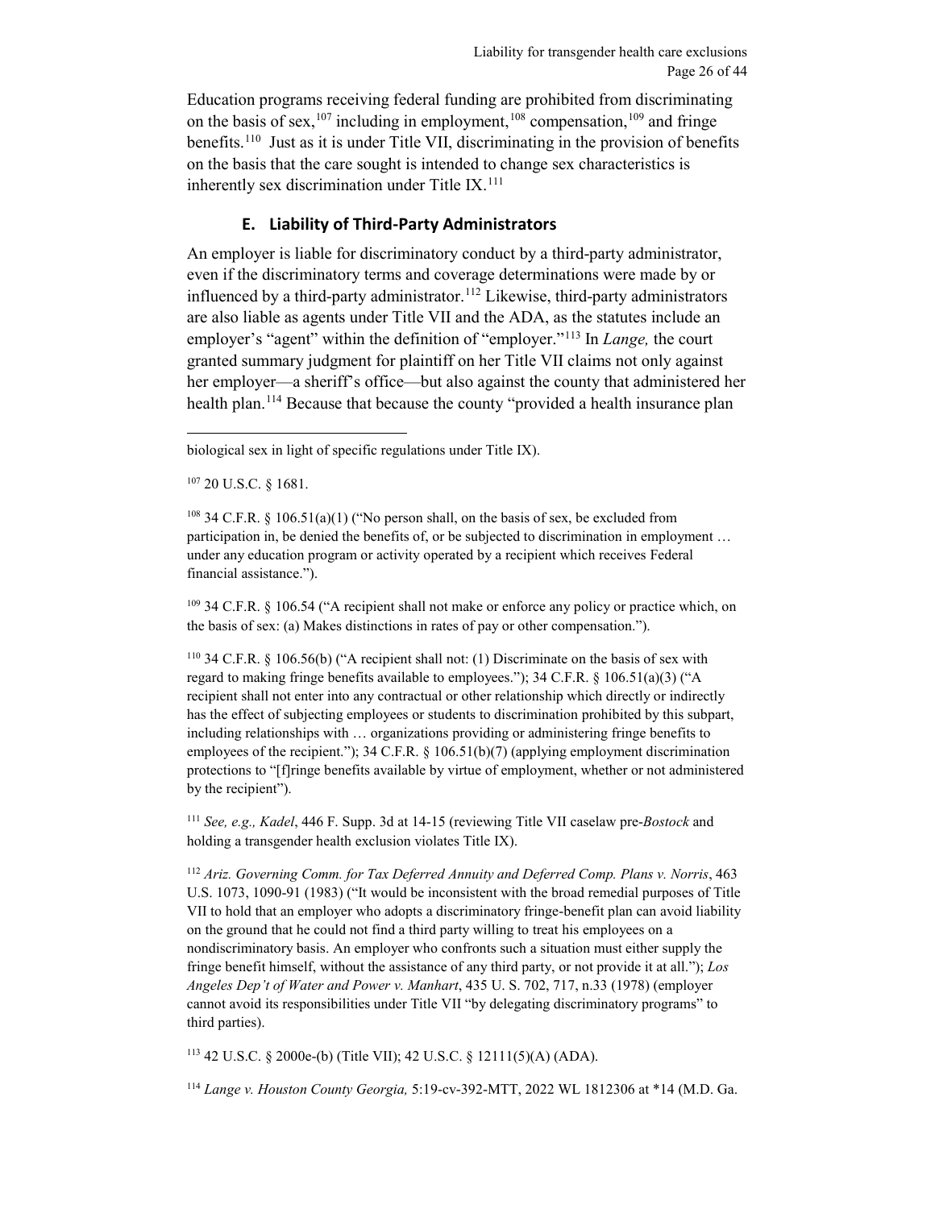Education programs receiving federal funding are prohibited from discriminating on the basis of sex,[107] including in employment,[108] compensation,[109] and fringe benefits.[110] Just as it is under Title VII, discriminating in the provision of benefits on the basis that the care sought is intended to change sex characteristics is inherently sex discrimination under Title IX.[111]

### E. Liability of Third-Party Administrators

An employer is liable for discriminatory conduct by a third-party administrator, even if the discriminatory terms and coverage determinations were made by or influenced by a third-party administrator.[112] Likewise, third-party administrators are also liable as agents under Title VII and the ADA, as the statutes include an employer's "agent" within the definition of "employer."[113] In *Lange,* the court granted summary judgment for plaintiff on her Title VII claims not only against her employer—a sheriff's office—but also against the county that administered her health plan.[114] Because that because the county "provided a health insurance plan

---

biological sex in light of specific regulations under Title IX).

[107] 20 U.S.C. § 1681.

[108] 34 C.F.R. § 106.51(a)(1) ("No person shall, on the basis of sex, be excluded from participation in, be denied the benefits of, or be subjected to discrimination in employment … under any education program or activity operated by a recipient which receives Federal financial assistance.").

[109] 34 C.F.R. § 106.54 ("A recipient shall not make or enforce any policy or practice which, on the basis of sex: (a) Makes distinctions in rates of pay or other compensation.").

[110] 34 C.F.R. § 106.56(b) ("A recipient shall not: (1) Discriminate on the basis of sex with regard to making fringe benefits available to employees."); 34 C.F.R. § 106.51(a)(3) ("A recipient shall not enter into any contractual or other relationship which directly or indirectly has the effect of subjecting employees or students to discrimination prohibited by this subpart, including relationships with … organizations providing or administering fringe benefits to employees of the recipient."); 34 C.F.R. § 106.51(b)(7) (applying employment discrimination protections to "[f]ringe benefits available by virtue of employment, whether or not administered by the recipient").

[111] *See, e.g., Kadel*, 446 F. Supp. 3d at 14-15 (reviewing Title VII caselaw pre-*Bostock* and holding a transgender health exclusion violates Title IX).

[112] *Ariz. Governing Comm. for Tax Deferred Annuity and Deferred Comp. Plans v. Norris*, 463 U.S. 1073, 1090-91 (1983) ("It would be inconsistent with the broad remedial purposes of Title VII to hold that an employer who adopts a discriminatory fringe-benefit plan can avoid liability on the ground that he could not find a third party willing to treat his employees on a nondiscriminatory basis. An employer who confronts such a situation must either supply the fringe benefit himself, without the assistance of any third party, or not provide it at all."); *Los Angeles Dep't of Water and Power v. Manhart*, 435 U. S. 702, 717, n.33 (1978) (employer cannot avoid its responsibilities under Title VII "by delegating discriminatory programs" to third parties).

[113] 42 U.S.C. § 2000e-(b) (Title VII); 42 U.S.C. § 12111(5)(A) (ADA).

[114] *Lange v. Houston County Georgia,* 5:19-cv-392-MTT, 2022 WL 1812306 at *14 (M.D. Ga.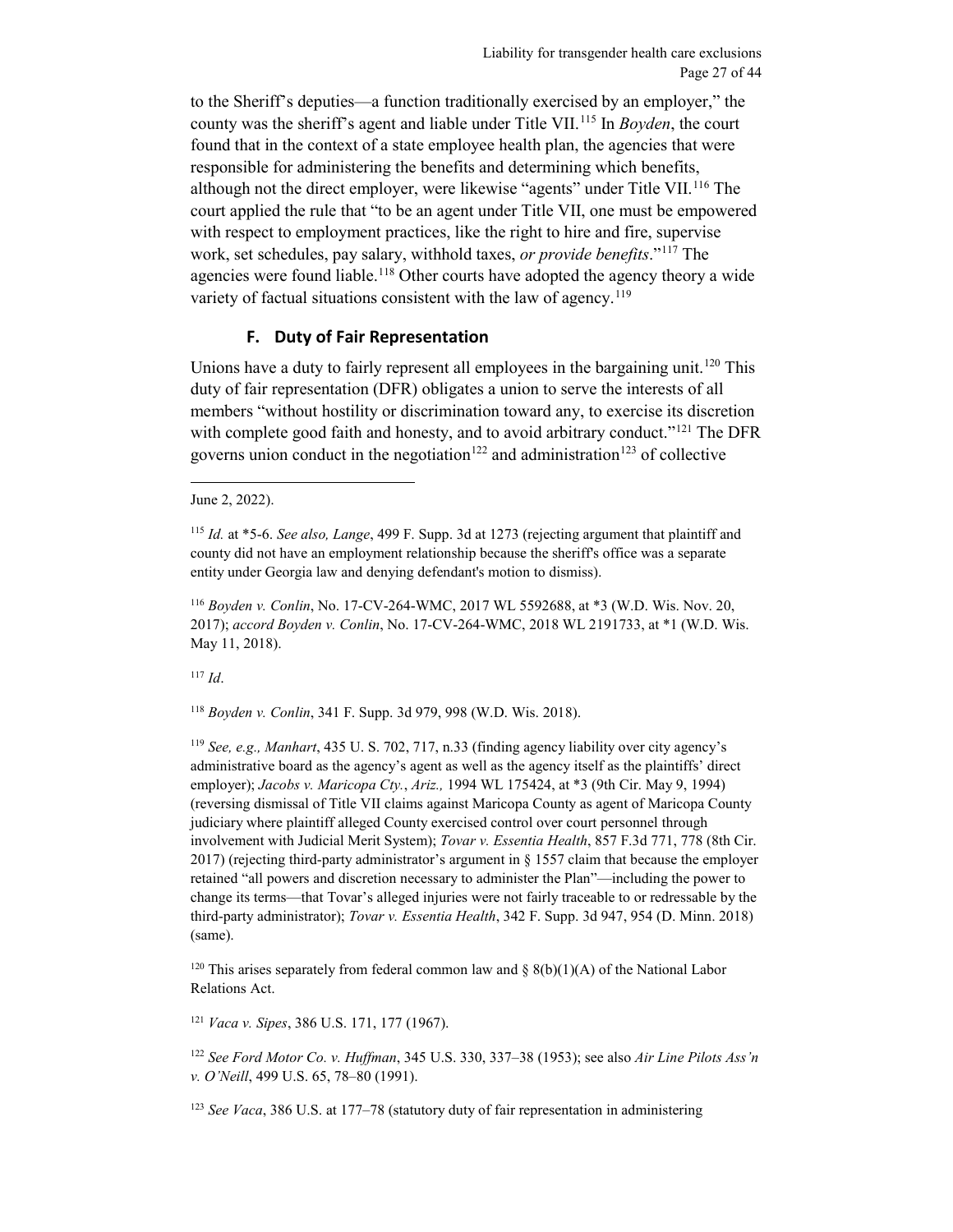to the Sheriff's deputies—a function traditionally exercised by an employer," the county was the sheriff's agent and liable under Title VII.[115] In *Boyden*, the court found that in the context of a state employee health plan, the agencies that were responsible for administering the benefits and determining which benefits, although not the direct employer, were likewise "agents" under Title VII.[116] The court applied the rule that "to be an agent under Title VII, one must be empowered with respect to employment practices, like the right to hire and fire, supervise work, set schedules, pay salary, withhold taxes, *or provide benefits*."[117] The agencies were found liable.[118] Other courts have adopted the agency theory a wide variety of factual situations consistent with the law of agency.[119]

### F. Duty of Fair Representation

Unions have a duty to fairly represent all employees in the bargaining unit.[120] This duty of fair representation (DFR) obligates a union to serve the interests of all members "without hostility or discrimination toward any, to exercise its discretion with complete good faith and honesty, and to avoid arbitrary conduct."[121] The DFR governs union conduct in the negotiation[122] and administration[123] of collective

---

June 2, 2022).

[115] *Id.* at \*5-6. *See also, Lange*, 499 F. Supp. 3d at 1273 (rejecting argument that plaintiff and county did not have an employment relationship because the sheriff's office was a separate entity under Georgia law and denying defendant's motion to dismiss).

[116] *Boyden v. Conlin*, No. 17-CV-264-WMC, 2017 WL 5592688, at \*3 (W.D. Wis. Nov. 20, 2017); *accord Boyden v. Conlin*, No. 17-CV-264-WMC, 2018 WL 2191733, at \*1 (W.D. Wis. May 11, 2018).

[117] *Id*.

[118] *Boyden v. Conlin*, 341 F. Supp. 3d 979, 998 (W.D. Wis. 2018).

[119] *See, e.g., Manhart*, 435 U. S. 702, 717, n.33 (finding agency liability over city agency's administrative board as the agency's agent as well as the agency itself as the plaintiffs' direct employer); *Jacobs v. Maricopa Cty.*, *Ariz.,* 1994 WL 175424, at \*3 (9th Cir. May 9, 1994) (reversing dismissal of Title VII claims against Maricopa County as agent of Maricopa County judiciary where plaintiff alleged County exercised control over court personnel through involvement with Judicial Merit System); *Tovar v. Essentia Health*, 857 F.3d 771, 778 (8th Cir. 2017) (rejecting third-party administrator's argument in § 1557 claim that because the employer retained "all powers and discretion necessary to administer the Plan"—including the power to change its terms—that Tovar's alleged injuries were not fairly traceable to or redressable by the third-party administrator); *Tovar v. Essentia Health*, 342 F. Supp. 3d 947, 954 (D. Minn. 2018) (same).

[120] This arises separately from federal common law and § 8(b)(1)(A) of the National Labor Relations Act.

[121] *Vaca v. Sipes*, 386 U.S. 171, 177 (1967).

[122] *See Ford Motor Co. v. Huffman*, 345 U.S. 330, 337–38 (1953); see also *Air Line Pilots Ass'n v. O'Neill*, 499 U.S. 65, 78–80 (1991).

[123] *See Vaca*, 386 U.S. at 177–78 (statutory duty of fair representation in administering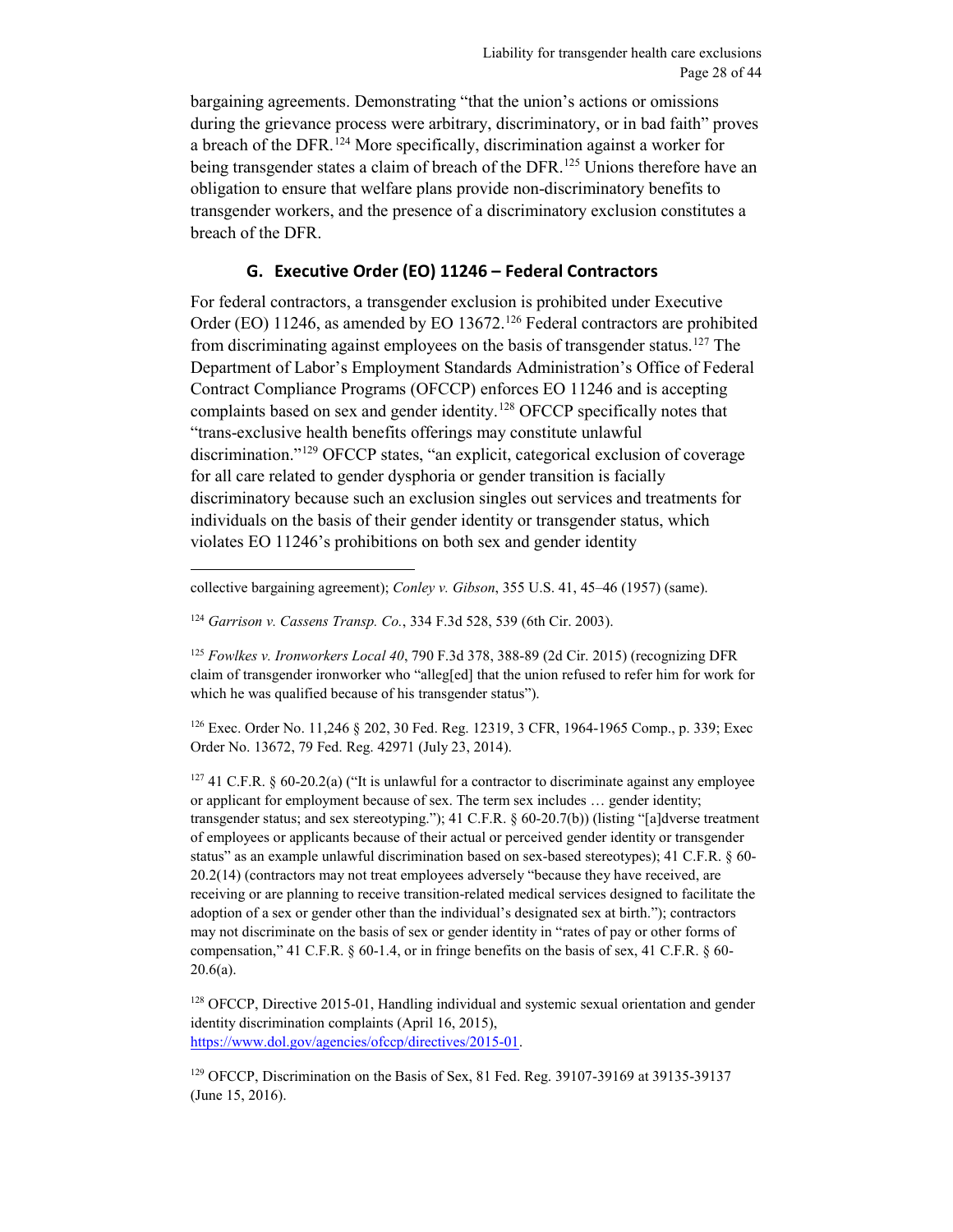bargaining agreements. Demonstrating "that the union's actions or omissions during the grievance process were arbitrary, discriminatory, or in bad faith" proves a breach of the DFR.[124] More specifically, discrimination against a worker for being transgender states a claim of breach of the DFR.[125] Unions therefore have an obligation to ensure that welfare plans provide non-discriminatory benefits to transgender workers, and the presence of a discriminatory exclusion constitutes a breach of the DFR.

### G. Executive Order (EO) 11246 – Federal Contractors

For federal contractors, a transgender exclusion is prohibited under Executive Order (EO) 11246, as amended by EO 13672.[126] Federal contractors are prohibited from discriminating against employees on the basis of transgender status.[127] The Department of Labor's Employment Standards Administration's Office of Federal Contract Compliance Programs (OFCCP) enforces EO 11246 and is accepting complaints based on sex and gender identity.[128] OFCCP specifically notes that "trans-exclusive health benefits offerings may constitute unlawful discrimination."[129] OFCCP states, "an explicit, categorical exclusion of coverage for all care related to gender dysphoria or gender transition is facially discriminatory because such an exclusion singles out services and treatments for individuals on the basis of their gender identity or transgender status, which violates EO 11246's prohibitions on both sex and gender identity

---

collective bargaining agreement); *Conley v. Gibson*, 355 U.S. 41, 45–46 (1957) (same).

[124] *Garrison v. Cassens Transp. Co.*, 334 F.3d 528, 539 (6th Cir. 2003).

[125] *Fowlkes v. Ironworkers Local 40*, 790 F.3d 378, 388-89 (2d Cir. 2015) (recognizing DFR claim of transgender ironworker who "alleg[ed] that the union refused to refer him for work for which he was qualified because of his transgender status").

[126] Exec. Order No. 11,246 § 202, 30 Fed. Reg. 12319, 3 CFR, 1964-1965 Comp., p. 339; Exec Order No. 13672, 79 Fed. Reg. 42971 (July 23, 2014).

[127] 41 C.F.R. § 60-20.2(a) ("It is unlawful for a contractor to discriminate against any employee or applicant for employment because of sex. The term sex includes … gender identity; transgender status; and sex stereotyping."); 41 C.F.R. § 60-20.7(b)) (listing "[a]dverse treatment of employees or applicants because of their actual or perceived gender identity or transgender status" as an example unlawful discrimination based on sex-based stereotypes); 41 C.F.R. § 60-20.2(14) (contractors may not treat employees adversely "because they have received, are receiving or are planning to receive transition-related medical services designed to facilitate the adoption of a sex or gender other than the individual's designated sex at birth."); contractors may not discriminate on the basis of sex or gender identity in "rates of pay or other forms of compensation," 41 C.F.R. § 60-1.4, or in fringe benefits on the basis of sex, 41 C.F.R. § 60-20.6(a).

[128] OFCCP, Directive 2015-01, Handling individual and systemic sexual orientation and gender identity discrimination complaints (April 16, 2015), https://www.dol.gov/agencies/ofccp/directives/2015-01.

[129] OFCCP, Discrimination on the Basis of Sex, 81 Fed. Reg. 39107-39169 at 39135-39137 (June 15, 2016).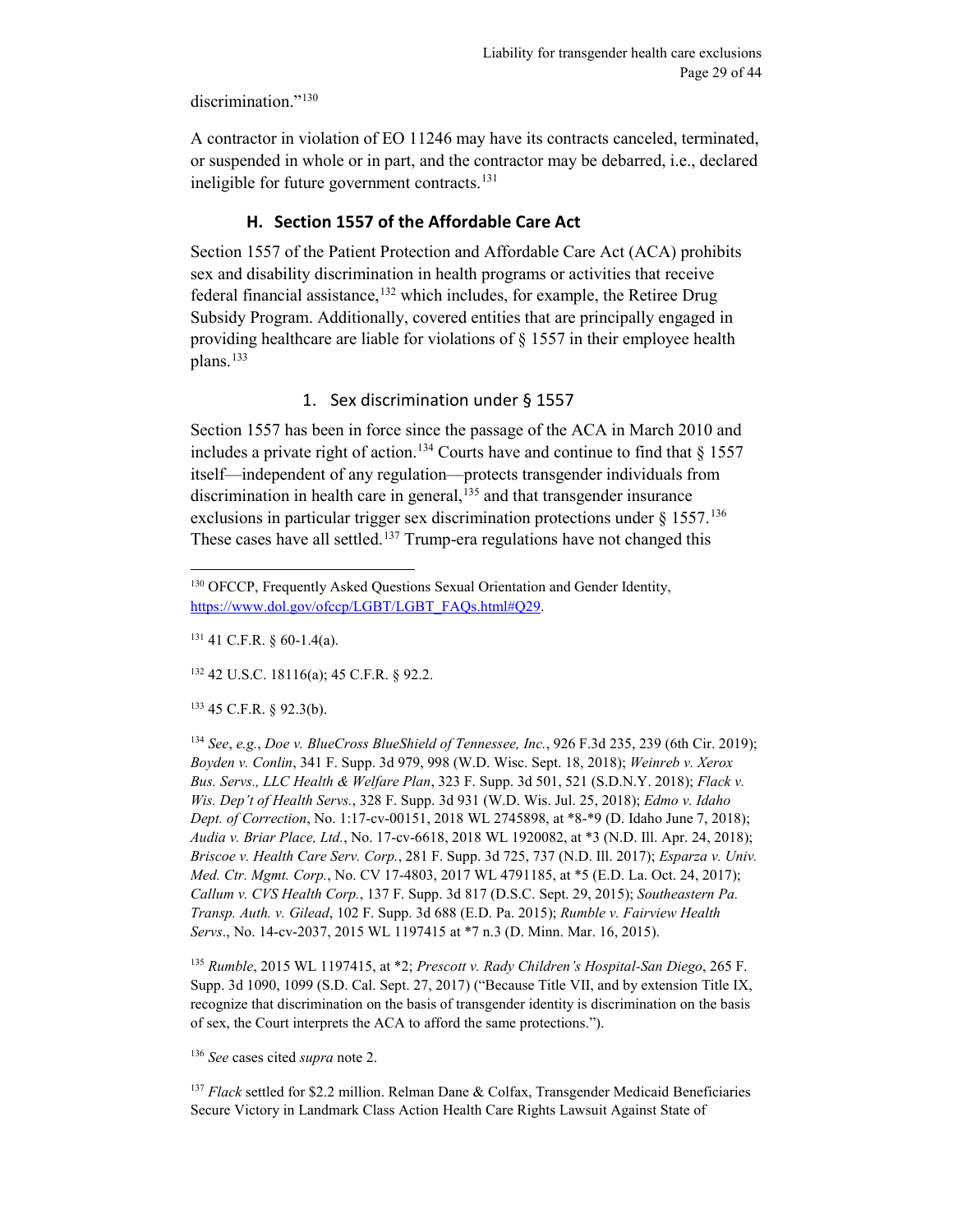discrimination."[130]

A contractor in violation of EO 11246 may have its contracts canceled, terminated, or suspended in whole or in part, and the contractor may be debarred, i.e., declared ineligible for future government contracts.[131]

### H. Section 1557 of the Affordable Care Act

Section 1557 of the Patient Protection and Affordable Care Act (ACA) prohibits sex and disability discrimination in health programs or activities that receive federal financial assistance,[132] which includes, for example, the Retiree Drug Subsidy Program. Additionally, covered entities that are principally engaged in providing healthcare are liable for violations of § 1557 in their employee health plans.[133]

#### 1. Sex discrimination under § 1557

Section 1557 has been in force since the passage of the ACA in March 2010 and includes a private right of action.[134] Courts have and continue to find that § 1557 itself—independent of any regulation—protects transgender individuals from discrimination in health care in general,[135] and that transgender insurance exclusions in particular trigger sex discrimination protections under § 1557.[136] These cases have all settled.[137] Trump-era regulations have not changed this

---

[130] OFCCP, Frequently Asked Questions Sexual Orientation and Gender Identity, https://www.dol.gov/ofccp/LGBT/LGBT_FAQs.html#Q29.

[131] 41 C.F.R. § 60-1.4(a).

[132] 42 U.S.C. 18116(a); 45 C.F.R. § 92.2.

[133] 45 C.F.R. § 92.3(b).

[134] *See*, *e.g.*, *Doe v. BlueCross BlueShield of Tennessee, Inc.*, 926 F.3d 235, 239 (6th Cir. 2019); *Boyden v. Conlin*, 341 F. Supp. 3d 979, 998 (W.D. Wisc. Sept. 18, 2018); *Weinreb v. Xerox Bus. Servs., LLC Health & Welfare Plan*, 323 F. Supp. 3d 501, 521 (S.D.N.Y. 2018); *Flack v. Wis. Dep't of Health Servs.*, 328 F. Supp. 3d 931 (W.D. Wis. Jul. 25, 2018); *Edmo v. Idaho Dept. of Correction*, No. 1:17-cv-00151, 2018 WL 2745898, at *8-*9 (D. Idaho June 7, 2018); *Audia v. Briar Place, Ltd.*, No. 17-cv-6618, 2018 WL 1920082, at *3 (N.D. Ill. Apr. 24, 2018); *Briscoe v. Health Care Serv. Corp.*, 281 F. Supp. 3d 725, 737 (N.D. Ill. 2017); *Esparza v. Univ. Med. Ctr. Mgmt. Corp.*, No. CV 17-4803, 2017 WL 4791185, at *5 (E.D. La. Oct. 24, 2017); *Callum v. CVS Health Corp.*, 137 F. Supp. 3d 817 (D.S.C. Sept. 29, 2015); *Southeastern Pa. Transp. Auth. v. Gilead*, 102 F. Supp. 3d 688 (E.D. Pa. 2015); *Rumble v. Fairview Health Servs*., No. 14-cv-2037, 2015 WL 1197415 at *7 n.3 (D. Minn. Mar. 16, 2015).

[135] *Rumble*, 2015 WL 1197415, at *2; *Prescott v. Rady Children's Hospital-San Diego*, 265 F. Supp. 3d 1090, 1099 (S.D. Cal. Sept. 27, 2017) ("Because Title VII, and by extension Title IX, recognize that discrimination on the basis of transgender identity is discrimination on the basis of sex, the Court interprets the ACA to afford the same protections.").

[136] *See* cases cited *supra* note 2.

[137] *Flack* settled for $2.2 million. Relman Dane & Colfax, Transgender Medicaid Beneficiaries Secure Victory in Landmark Class Action Health Care Rights Lawsuit Against State of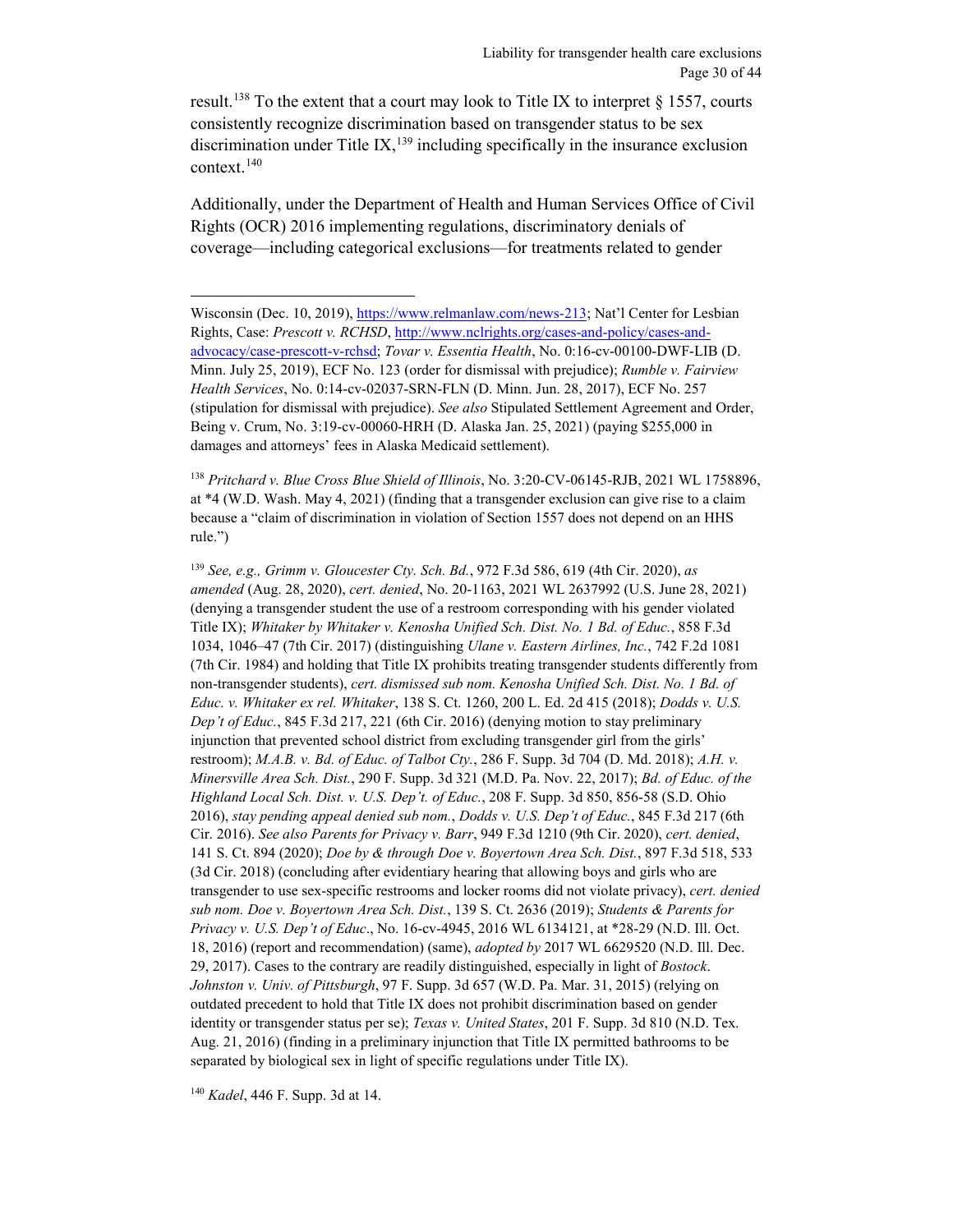result.[138] To the extent that a court may look to Title IX to interpret § 1557, courts consistently recognize discrimination based on transgender status to be sex discrimination under Title IX,[139] including specifically in the insurance exclusion context.[140]

Additionally, under the Department of Health and Human Services Office of Civil Rights (OCR) 2016 implementing regulations, discriminatory denials of coverage—including categorical exclusions—for treatments related to gender

---

Wisconsin (Dec. 10, 2019), https://www.relmanlaw.com/news-213; Nat'l Center for Lesbian Rights, Case: *Prescott v. RCHSD*, http://www.nclrights.org/cases-and-policy/cases-and-advocacy/case-prescott-v-rchsd; *Tovar v. Essentia Health*, No. 0:16-cv-00100-DWF-LIB (D. Minn. July 25, 2019), ECF No. 123 (order for dismissal with prejudice); *Rumble v. Fairview Health Services*, No. 0:14-cv-02037-SRN-FLN (D. Minn. Jun. 28, 2017), ECF No. 257 (stipulation for dismissal with prejudice). *See also* Stipulated Settlement Agreement and Order, Being v. Crum, No. 3:19-cv-00060-HRH (D. Alaska Jan. 25, 2021) (paying $255,000 in damages and attorneys' fees in Alaska Medicaid settlement).

[138] *Pritchard v. Blue Cross Blue Shield of Illinois*, No. 3:20-CV-06145-RJB, 2021 WL 1758896, at *4 (W.D. Wash. May 4, 2021) (finding that a transgender exclusion can give rise to a claim because a "claim of discrimination in violation of Section 1557 does not depend on an HHS rule.")

[139] *See, e.g., Grimm v. Gloucester Cty. Sch. Bd.*, 972 F.3d 586, 619 (4th Cir. 2020), *as amended* (Aug. 28, 2020), *cert. denied*, No. 20-1163, 2021 WL 2637992 (U.S. June 28, 2021) (denying a transgender student the use of a restroom corresponding with his gender violated Title IX); *Whitaker by Whitaker v. Kenosha Unified Sch. Dist. No. 1 Bd. of Educ.*, 858 F.3d 1034, 1046–47 (7th Cir. 2017) (distinguishing *Ulane v. Eastern Airlines, Inc.*, 742 F.2d 1081 (7th Cir. 1984) and holding that Title IX prohibits treating transgender students differently from non-transgender students), *cert. dismissed sub nom. Kenosha Unified Sch. Dist. No. 1 Bd. of Educ. v. Whitaker ex rel. Whitaker*, 138 S. Ct. 1260, 200 L. Ed. 2d 415 (2018); *Dodds v. U.S. Dep't of Educ.*, 845 F.3d 217, 221 (6th Cir. 2016) (denying motion to stay preliminary injunction that prevented school district from excluding transgender girl from the girls' restroom); *M.A.B. v. Bd. of Educ. of Talbot Cty.*, 286 F. Supp. 3d 704 (D. Md. 2018); *A.H. v. Minersville Area Sch. Dist.*, 290 F. Supp. 3d 321 (M.D. Pa. Nov. 22, 2017); *Bd. of Educ. of the Highland Local Sch. Dist. v. U.S. Dep't. of Educ.*, 208 F. Supp. 3d 850, 856-58 (S.D. Ohio 2016), *stay pending appeal denied sub nom.*, *Dodds v. U.S. Dep't of Educ.*, 845 F.3d 217 (6th Cir. 2016). *See also Parents for Privacy v. Barr*, 949 F.3d 1210 (9th Cir. 2020), *cert. denied*, 141 S. Ct. 894 (2020); *Doe by & through Doe v. Boyertown Area Sch. Dist.*, 897 F.3d 518, 533 (3d Cir. 2018) (concluding after evidentiary hearing that allowing boys and girls who are transgender to use sex-specific restrooms and locker rooms did not violate privacy), *cert. denied sub nom. Doe v. Boyertown Area Sch. Dist.*, 139 S. Ct. 2636 (2019); *Students & Parents for Privacy v. U.S. Dep't of Educ*., No. 16-cv-4945, 2016 WL 6134121, at *28-29 (N.D. Ill. Oct. 18, 2016) (report and recommendation) (same), *adopted by* 2017 WL 6629520 (N.D. Ill. Dec. 29, 2017). Cases to the contrary are readily distinguished, especially in light of *Bostock*. *Johnston v. Univ. of Pittsburgh*, 97 F. Supp. 3d 657 (W.D. Pa. Mar. 31, 2015) (relying on outdated precedent to hold that Title IX does not prohibit discrimination based on gender identity or transgender status per se); *Texas v. United States*, 201 F. Supp. 3d 810 (N.D. Tex. Aug. 21, 2016) (finding in a preliminary injunction that Title IX permitted bathrooms to be separated by biological sex in light of specific regulations under Title IX).

[140] *Kadel*, 446 F. Supp. 3d at 14.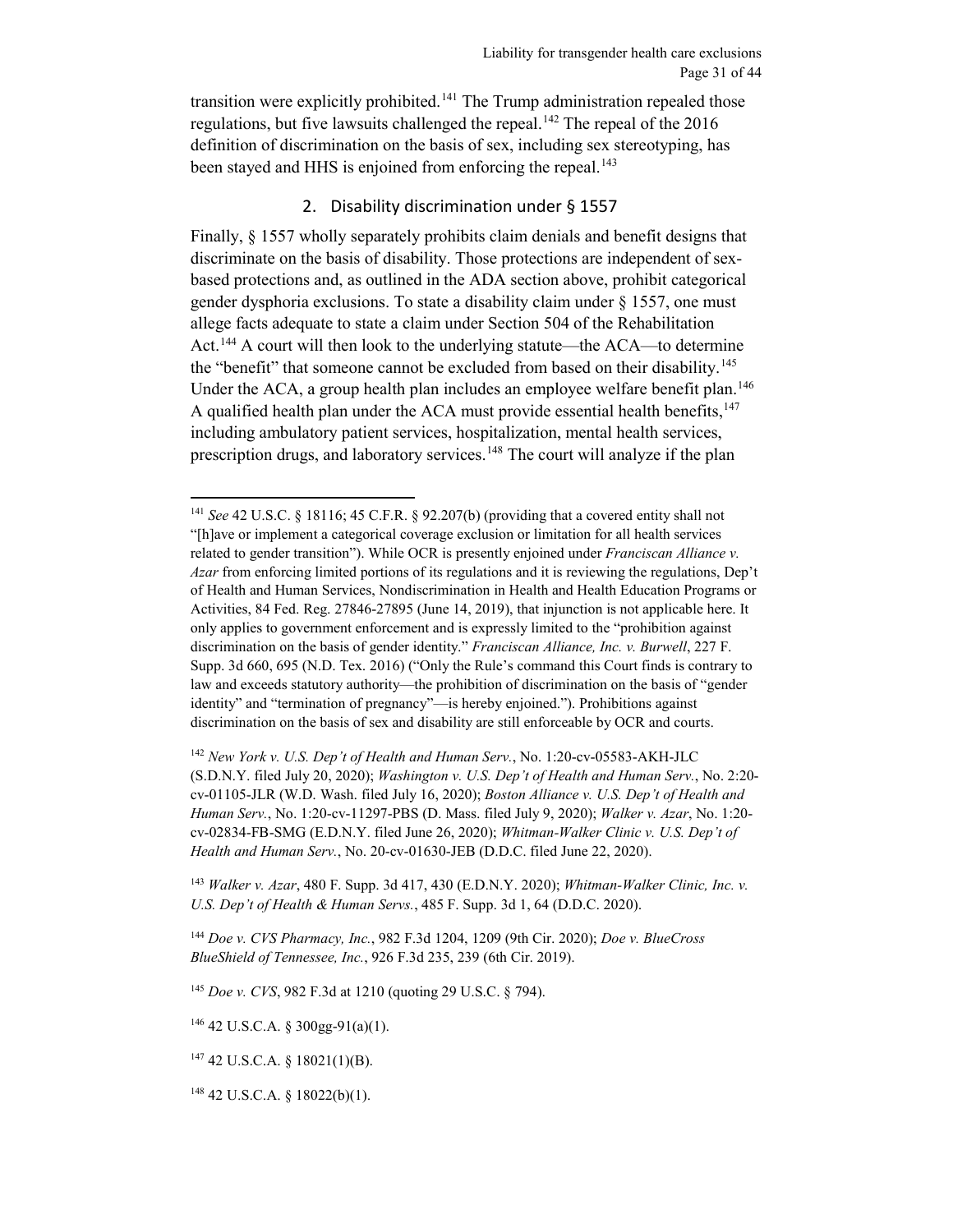transition were explicitly prohibited.[141] The Trump administration repealed those regulations, but five lawsuits challenged the repeal.[142] The repeal of the 2016 definition of discrimination on the basis of sex, including sex stereotyping, has been stayed and HHS is enjoined from enforcing the repeal.[143]

### 2. Disability discrimination under § 1557

Finally, § 1557 wholly separately prohibits claim denials and benefit designs that discriminate on the basis of disability. Those protections are independent of sex-based protections and, as outlined in the ADA section above, prohibit categorical gender dysphoria exclusions. To state a disability claim under § 1557, one must allege facts adequate to state a claim under Section 504 of the Rehabilitation Act.[144] A court will then look to the underlying statute—the ACA—to determine the "benefit" that someone cannot be excluded from based on their disability.[145] Under the ACA, a group health plan includes an employee welfare benefit plan.[146] A qualified health plan under the ACA must provide essential health benefits,[147] including ambulatory patient services, hospitalization, mental health services, prescription drugs, and laboratory services.[148] The court will analyze if the plan

---

[141] *See* 42 U.S.C. § 18116; 45 C.F.R. § 92.207(b) (providing that a covered entity shall not "[h]ave or implement a categorical coverage exclusion or limitation for all health services related to gender transition"). While OCR is presently enjoined under *Franciscan Alliance v. Azar* from enforcing limited portions of its regulations and it is reviewing the regulations, Dep't of Health and Human Services, Nondiscrimination in Health and Health Education Programs or Activities, 84 Fed. Reg. 27846-27895 (June 14, 2019), that injunction is not applicable here. It only applies to government enforcement and is expressly limited to the "prohibition against discrimination on the basis of gender identity." *Franciscan Alliance, Inc. v. Burwell*, 227 F. Supp. 3d 660, 695 (N.D. Tex. 2016) ("Only the Rule's command this Court finds is contrary to law and exceeds statutory authority—the prohibition of discrimination on the basis of "gender identity" and "termination of pregnancy"—is hereby enjoined."). Prohibitions against discrimination on the basis of sex and disability are still enforceable by OCR and courts.

[142] *New York v. U.S. Dep't of Health and Human Serv.*, No. 1:20-cv-05583-AKH-JLC (S.D.N.Y. filed July 20, 2020); *Washington v. U.S. Dep't of Health and Human Serv.*, No. 2:20-cv-01105-JLR (W.D. Wash. filed July 16, 2020); *Boston Alliance v. U.S. Dep't of Health and Human Serv.*, No. 1:20-cv-11297-PBS (D. Mass. filed July 9, 2020); *Walker v. Azar*, No. 1:20-cv-02834-FB-SMG (E.D.N.Y. filed June 26, 2020); *Whitman-Walker Clinic v. U.S. Dep't of Health and Human Serv.*, No. 20-cv-01630-JEB (D.D.C. filed June 22, 2020).

[143] *Walker v. Azar*, 480 F. Supp. 3d 417, 430 (E.D.N.Y. 2020); *Whitman-Walker Clinic, Inc. v. U.S. Dep't of Health & Human Servs.*, 485 F. Supp. 3d 1, 64 (D.D.C. 2020).

[144] *Doe v. CVS Pharmacy, Inc.*, 982 F.3d 1204, 1209 (9th Cir. 2020); *Doe v. BlueCross BlueShield of Tennessee, Inc.*, 926 F.3d 235, 239 (6th Cir. 2019).

[145] *Doe v. CVS*, 982 F.3d at 1210 (quoting 29 U.S.C. § 794).

[146] 42 U.S.C.A. § 300gg-91(a)(1).

[147] 42 U.S.C.A. § 18021(1)(B).

[148] 42 U.S.C.A. § 18022(b)(1).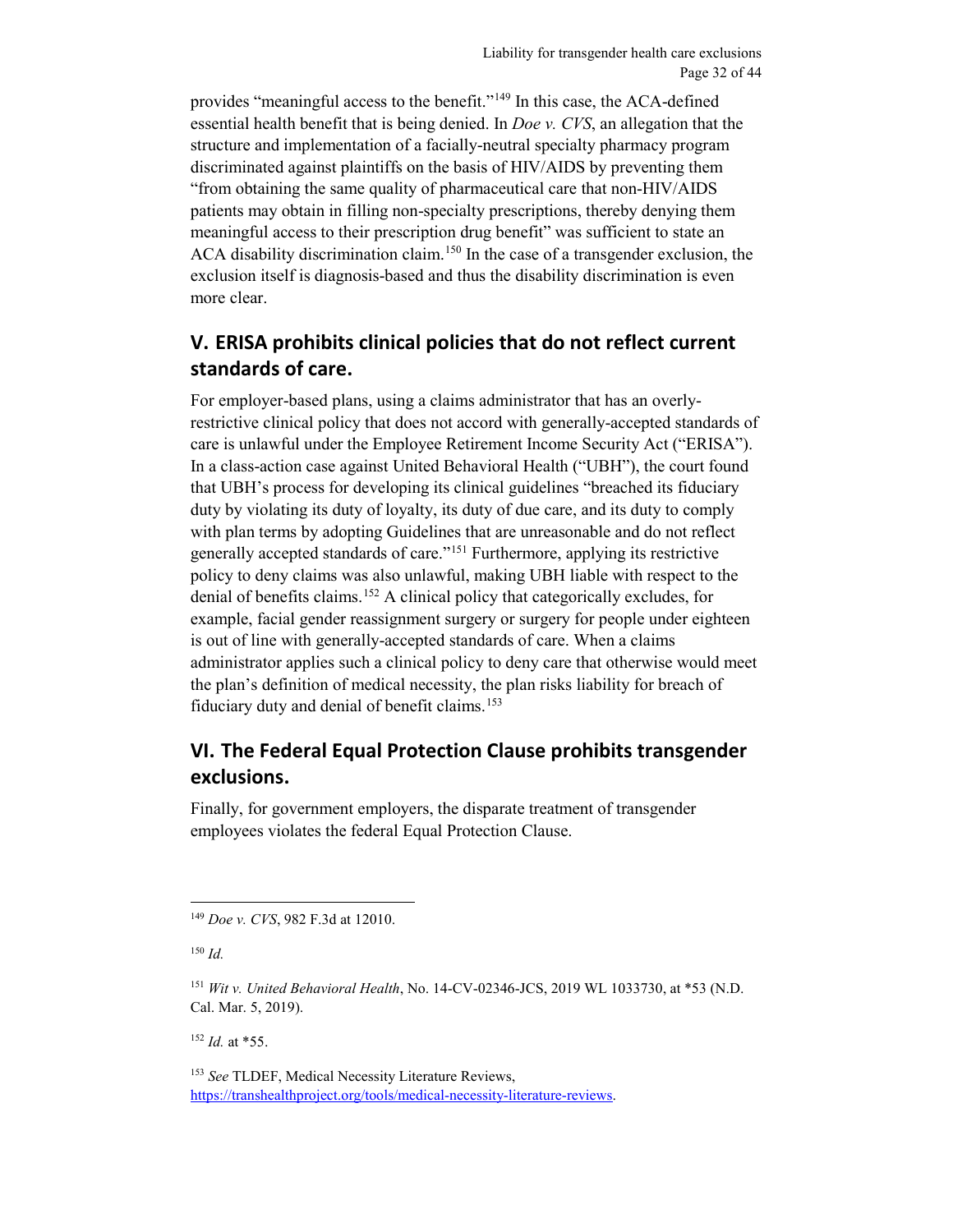provides "meaningful access to the benefit."[149] In this case, the ACA-defined essential health benefit that is being denied. In *Doe v. CVS*, an allegation that the structure and implementation of a facially-neutral specialty pharmacy program discriminated against plaintiffs on the basis of HIV/AIDS by preventing them "from obtaining the same quality of pharmaceutical care that non-HIV/AIDS patients may obtain in filling non-specialty prescriptions, thereby denying them meaningful access to their prescription drug benefit" was sufficient to state an ACA disability discrimination claim.[150] In the case of a transgender exclusion, the exclusion itself is diagnosis-based and thus the disability discrimination is even more clear.

## V. ERISA prohibits clinical policies that do not reflect current standards of care.

For employer-based plans, using a claims administrator that has an overly-restrictive clinical policy that does not accord with generally-accepted standards of care is unlawful under the Employee Retirement Income Security Act ("ERISA"). In a class-action case against United Behavioral Health ("UBH"), the court found that UBH's process for developing its clinical guidelines "breached its fiduciary duty by violating its duty of loyalty, its duty of due care, and its duty to comply with plan terms by adopting Guidelines that are unreasonable and do not reflect generally accepted standards of care."[151] Furthermore, applying its restrictive policy to deny claims was also unlawful, making UBH liable with respect to the denial of benefits claims.[152] A clinical policy that categorically excludes, for example, facial gender reassignment surgery or surgery for people under eighteen is out of line with generally-accepted standards of care. When a claims administrator applies such a clinical policy to deny care that otherwise would meet the plan's definition of medical necessity, the plan risks liability for breach of fiduciary duty and denial of benefit claims.[153]

## VI. The Federal Equal Protection Clause prohibits transgender exclusions.

Finally, for government employers, the disparate treatment of transgender employees violates the federal Equal Protection Clause.

---

[149] *Doe v. CVS*, 982 F.3d at 12010.

[150] *Id.*

[151] *Wit v. United Behavioral Health*, No. 14-CV-02346-JCS, 2019 WL 1033730, at *53 (N.D. Cal. Mar. 5, 2019).

[152] *Id.* at *55.

[153] *See* TLDEF, Medical Necessity Literature Reviews, https://transhealthproject.org/tools/medical-necessity-literature-reviews.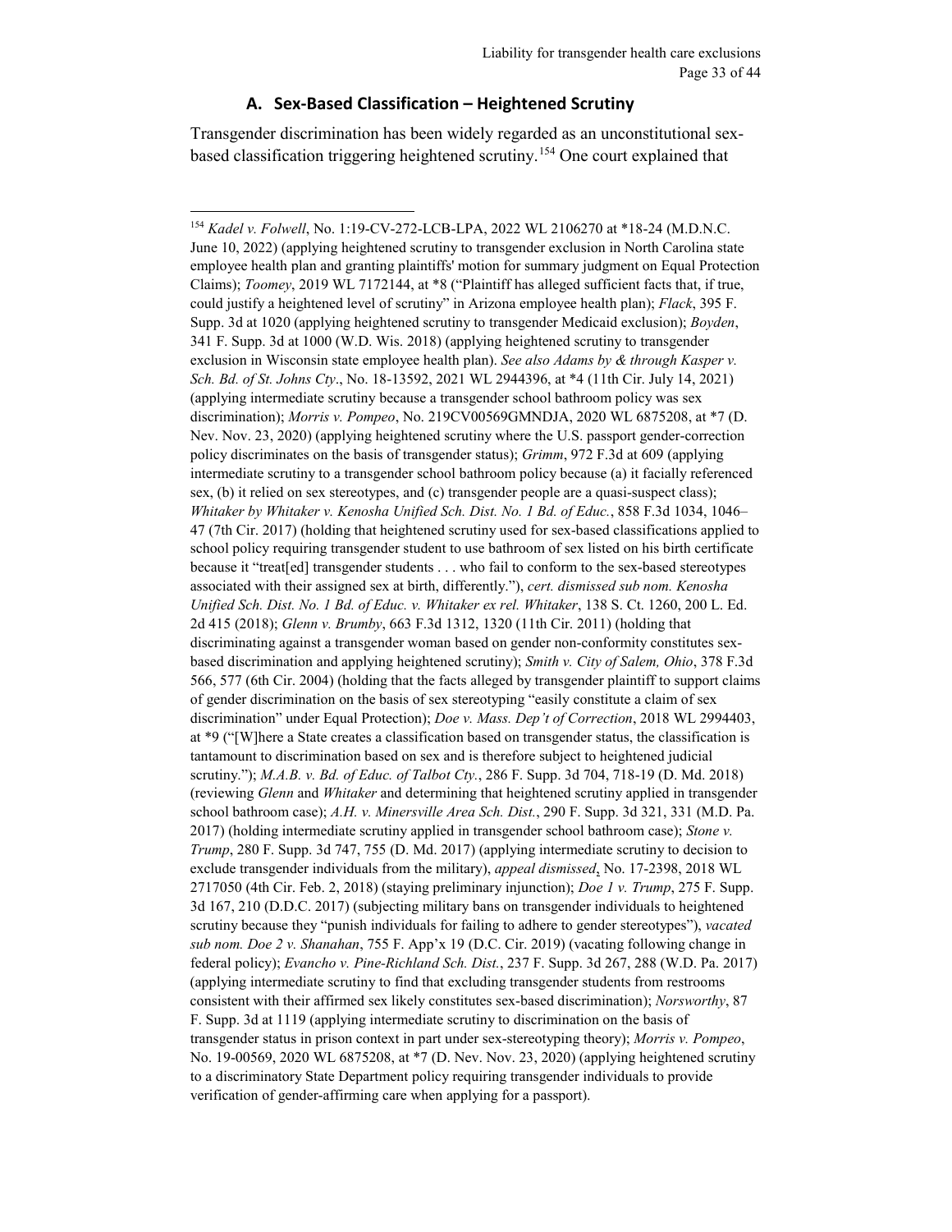### A. Sex-Based Classification – Heightened Scrutiny

Transgender discrimination has been widely regarded as an unconstitutional sex-based classification triggering heightened scrutiny.[154] One court explained that

---

[154] *Kadel v. Folwell*, No. 1:19-CV-272-LCB-LPA, 2022 WL 2106270 at *18-24 (M.D.N.C. June 10, 2022) (applying heightened scrutiny to transgender exclusion in North Carolina state employee health plan and granting plaintiffs' motion for summary judgment on Equal Protection Claims); *Toomey*, 2019 WL 7172144, at *8 ("Plaintiff has alleged sufficient facts that, if true, could justify a heightened level of scrutiny" in Arizona employee health plan); *Flack*, 395 F. Supp. 3d at 1020 (applying heightened scrutiny to transgender Medicaid exclusion); *Boyden*, 341 F. Supp. 3d at 1000 (W.D. Wis. 2018) (applying heightened scrutiny to transgender exclusion in Wisconsin state employee health plan). *See also Adams by & through Kasper v. Sch. Bd. of St. Johns Cty*., No. 18-13592, 2021 WL 2944396, at *4 (11th Cir. July 14, 2021) (applying intermediate scrutiny because a transgender school bathroom policy was sex discrimination); *Morris v. Pompeo*, No. 219CV00569GMNDJA, 2020 WL 6875208, at *7 (D. Nev. Nov. 23, 2020) (applying heightened scrutiny where the U.S. passport gender-correction policy discriminates on the basis of transgender status); *Grimm*, 972 F.3d at 609 (applying intermediate scrutiny to a transgender school bathroom policy because (a) it facially referenced sex, (b) it relied on sex stereotypes, and (c) transgender people are a quasi-suspect class); *Whitaker by Whitaker v. Kenosha Unified Sch. Dist. No. 1 Bd. of Educ.*, 858 F.3d 1034, 1046–47 (7th Cir. 2017) (holding that heightened scrutiny used for sex-based classifications applied to school policy requiring transgender student to use bathroom of sex listed on his birth certificate because it "treat[ed] transgender students . . . who fail to conform to the sex-based stereotypes associated with their assigned sex at birth, differently."), *cert. dismissed sub nom. Kenosha Unified Sch. Dist. No. 1 Bd. of Educ. v. Whitaker ex rel. Whitaker*, 138 S. Ct. 1260, 200 L. Ed. 2d 415 (2018); *Glenn v. Brumby*, 663 F.3d 1312, 1320 (11th Cir. 2011) (holding that discriminating against a transgender woman based on gender non-conformity constitutes sex-based discrimination and applying heightened scrutiny); *Smith v. City of Salem, Ohio*, 378 F.3d 566, 577 (6th Cir. 2004) (holding that the facts alleged by transgender plaintiff to support claims of gender discrimination on the basis of sex stereotyping "easily constitute a claim of sex discrimination" under Equal Protection); *Doe v. Mass. Dep't of Correction*, 2018 WL 2994403, at *9 ("[W]here a State creates a classification based on transgender status, the classification is tantamount to discrimination based on sex and is therefore subject to heightened judicial scrutiny."); *M.A.B. v. Bd. of Educ. of Talbot Cty.*, 286 F. Supp. 3d 704, 718-19 (D. Md. 2018) (reviewing *Glenn* and *Whitaker* and determining that heightened scrutiny applied in transgender school bathroom case); *A.H. v. Minersville Area Sch. Dist.*, 290 F. Supp. 3d 321, 331 (M.D. Pa. 2017) (holding intermediate scrutiny applied in transgender school bathroom case); *Stone v. Trump*, 280 F. Supp. 3d 747, 755 (D. Md. 2017) (applying intermediate scrutiny to decision to exclude transgender individuals from the military), *appeal dismissed*, No. 17-2398, 2018 WL 2717050 (4th Cir. Feb. 2, 2018) (staying preliminary injunction); *Doe 1 v. Trump*, 275 F. Supp. 3d 167, 210 (D.D.C. 2017) (subjecting military bans on transgender individuals to heightened scrutiny because they "punish individuals for failing to adhere to gender stereotypes"), *vacated sub nom. Doe 2 v. Shanahan*, 755 F. App'x 19 (D.C. Cir. 2019) (vacating following change in federal policy); *Evancho v. Pine-Richland Sch. Dist.*, 237 F. Supp. 3d 267, 288 (W.D. Pa. 2017) (applying intermediate scrutiny to find that excluding transgender students from restrooms consistent with their affirmed sex likely constitutes sex-based discrimination); *Norsworthy*, 87 F. Supp. 3d at 1119 (applying intermediate scrutiny to discrimination on the basis of transgender status in prison context in part under sex-stereotyping theory); *Morris v. Pompeo*, No. 19-00569, 2020 WL 6875208, at *7 (D. Nev. Nov. 23, 2020) (applying heightened scrutiny to a discriminatory State Department policy requiring transgender individuals to provide verification of gender-affirming care when applying for a passport).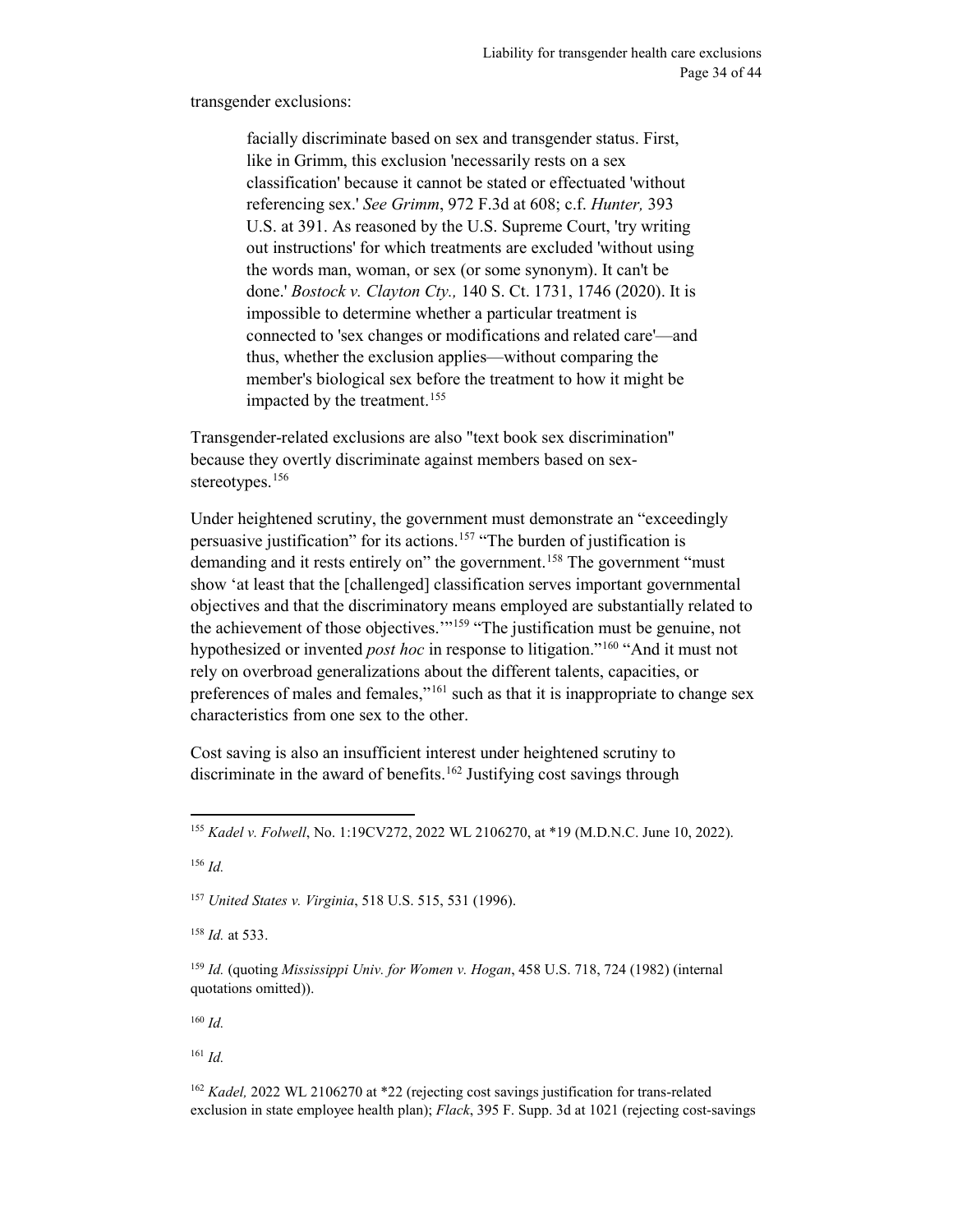transgender exclusions:

> facially discriminate based on sex and transgender status. First, like in Grimm, this exclusion 'necessarily rests on a sex classification' because it cannot be stated or effectuated 'without referencing sex.' *See Grimm*, 972 F.3d at 608; c.f. *Hunter,* 393 U.S. at 391. As reasoned by the U.S. Supreme Court, 'try writing out instructions' for which treatments are excluded 'without using the words man, woman, or sex (or some synonym). It can't be done.' *Bostock v. Clayton Cty.,* 140 S. Ct. 1731, 1746 (2020). It is impossible to determine whether a particular treatment is connected to 'sex changes or modifications and related care'—and thus, whether the exclusion applies—without comparing the member's biological sex before the treatment to how it might be impacted by the treatment.[155]

Transgender-related exclusions are also "text book sex discrimination" because they overtly discriminate against members based on sex-stereotypes.[156]

Under heightened scrutiny, the government must demonstrate an "exceedingly persuasive justification" for its actions.[157] "The burden of justification is demanding and it rests entirely on" the government.[158] The government "must show 'at least that the [challenged] classification serves important governmental objectives and that the discriminatory means employed are substantially related to the achievement of those objectives.'"[159] "The justification must be genuine, not hypothesized or invented *post hoc* in response to litigation."[160] "And it must not rely on overbroad generalizations about the different talents, capacities, or preferences of males and females,"[161] such as that it is inappropriate to change sex characteristics from one sex to the other.

Cost saving is also an insufficient interest under heightened scrutiny to discriminate in the award of benefits.[162] Justifying cost savings through

---

[155] *Kadel v. Folwell*, No. 1:19CV272, 2022 WL 2106270, at *19 (M.D.N.C. June 10, 2022).

[156] *Id.*

[157] *United States v. Virginia*, 518 U.S. 515, 531 (1996).

[158] *Id.* at 533.

[159] *Id.* (quoting *Mississippi Univ. for Women v. Hogan*, 458 U.S. 718, 724 (1982) (internal quotations omitted)).

[160] *Id.*

[161] *Id.*

[162] *Kadel,* 2022 WL 2106270 at *22 (rejecting cost savings justification for trans-related exclusion in state employee health plan); *Flack*, 395 F. Supp. 3d at 1021 (rejecting cost-savings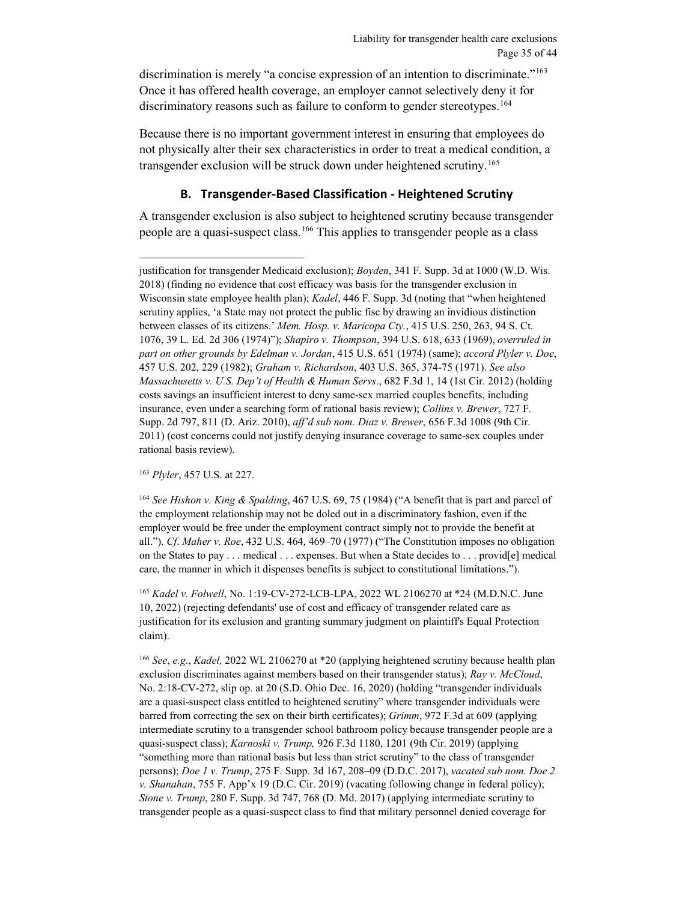discrimination is merely "a concise expression of an intention to discriminate."[163] Once it has offered health coverage, an employer cannot selectively deny it for discriminatory reasons such as failure to conform to gender stereotypes.[164]

Because there is no important government interest in ensuring that employees do not physically alter their sex characteristics in order to treat a medical condition, a transgender exclusion will be struck down under heightened scrutiny.[165]

### B. Transgender-Based Classification - Heightened Scrutiny

A transgender exclusion is also subject to heightened scrutiny because transgender people are a quasi-suspect class.[166] This applies to transgender people as a class

---

justification for transgender Medicaid exclusion); *Boyden*, 341 F. Supp. 3d at 1000 (W.D. Wis. 2018) (finding no evidence that cost efficacy was basis for the transgender exclusion in Wisconsin state employee health plan); *Kadel*, 446 F. Supp. 3d (noting that "when heightened scrutiny applies, 'a State may not protect the public fisc by drawing an invidious distinction between classes of its citizens.' *Mem. Hosp. v. Maricopa Cty.*, 415 U.S. 250, 263, 94 S. Ct. 1076, 39 L. Ed. 2d 306 (1974)"); *Shapiro v. Thompson*, 394 U.S. 618, 633 (1969), *overruled in part on other grounds by Edelman v. Jordan*, 415 U.S. 651 (1974) (same); *accord Plyler v. Doe*, 457 U.S. 202, 229 (1982); *Graham v. Richardson*, 403 U.S. 365, 374-75 (1971). *See also Massachusetts v. U.S. Dep't of Health & Human Servs*., 682 F.3d 1, 14 (1st Cir. 2012) (holding costs savings an insufficient interest to deny same-sex married couples benefits, including insurance, even under a searching form of rational basis review); *Collins v. Brewer*, 727 F. Supp. 2d 797, 811 (D. Ariz. 2010), *aff'd sub nom. Diaz v. Brewer*, 656 F.3d 1008 (9th Cir. 2011) (cost concerns could not justify denying insurance coverage to same-sex couples under rational basis review).

[163] *Plyler*, 457 U.S. at 227.

[164] *See Hishon v. King & Spalding*, 467 U.S. 69, 75 (1984) ("A benefit that is part and parcel of the employment relationship may not be doled out in a discriminatory fashion, even if the employer would be free under the employment contract simply not to provide the benefit at all."). *Cf. Maher v. Roe*, 432 U.S. 464, 469–70 (1977) ("The Constitution imposes no obligation on the States to pay . . . medical . . . expenses. But when a State decides to . . . provid[e] medical care, the manner in which it dispenses benefits is subject to constitutional limitations.").

[165] *Kadel v. Folwell*, No. 1:19-CV-272-LCB-LPA, 2022 WL 2106270 at *24 (M.D.N.C. June 10, 2022) (rejecting defendants' use of cost and efficacy of transgender related care as justification for its exclusion and granting summary judgment on plaintiff's Equal Protection claim).

[166] *See*, *e.g.*, *Kadel,* 2022 WL 2106270 at *20 (applying heightened scrutiny because health plan exclusion discriminates against members based on their transgender status); *Ray v. McCloud*, No. 2:18-CV-272, slip op. at 20 (S.D. Ohio Dec. 16, 2020) (holding "transgender individuals are a quasi-suspect class entitled to heightened scrutiny" where transgender individuals were barred from correcting the sex on their birth certificates); *Grimm*, 972 F.3d at 609 (applying intermediate scrutiny to a transgender school bathroom policy because transgender people are a quasi-suspect class); *Karnoski v. Trump,* 926 F.3d 1180, 1201 (9th Cir. 2019) (applying "something more than rational basis but less than strict scrutiny" to the class of transgender persons); *Doe 1 v. Trump*, 275 F. Supp. 3d 167, 208–09 (D.D.C. 2017), *vacated sub nom. Doe 2 v. Shanahan*, 755 F. App'x 19 (D.C. Cir. 2019) (vacating following change in federal policy); *Stone v. Trump*, 280 F. Supp. 3d 747, 768 (D. Md. 2017) (applying intermediate scrutiny to transgender people as a quasi-suspect class to find that military personnel denied coverage for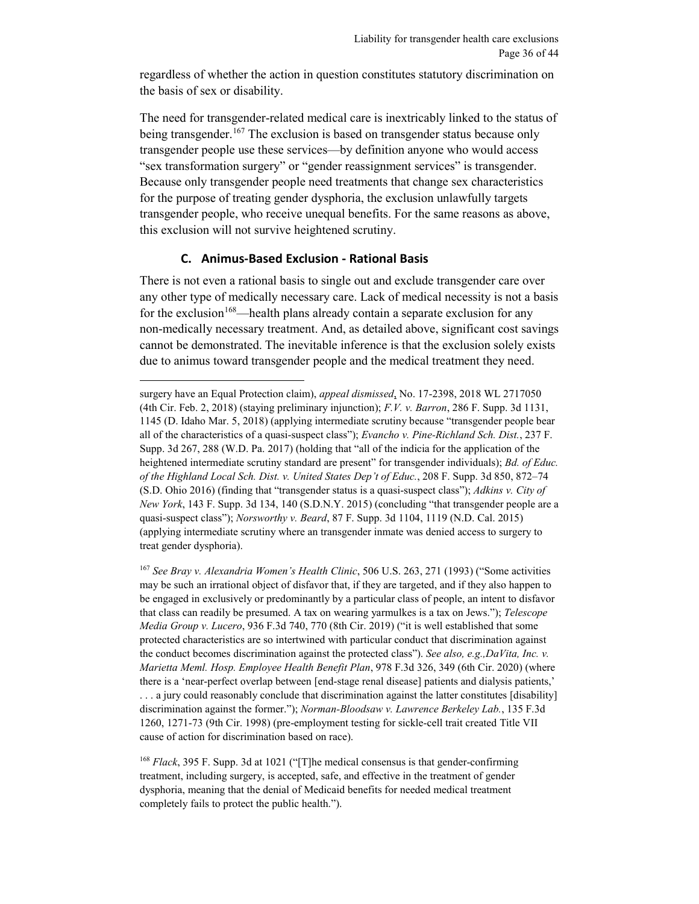regardless of whether the action in question constitutes statutory discrimination on the basis of sex or disability.

The need for transgender-related medical care is inextricably linked to the status of being transgender.[167] The exclusion is based on transgender status because only transgender people use these services—by definition anyone who would access "sex transformation surgery" or "gender reassignment services" is transgender. Because only transgender people need treatments that change sex characteristics for the purpose of treating gender dysphoria, the exclusion unlawfully targets transgender people, who receive unequal benefits. For the same reasons as above, this exclusion will not survive heightened scrutiny.

### C. Animus-Based Exclusion - Rational Basis

There is not even a rational basis to single out and exclude transgender care over any other type of medically necessary care. Lack of medical necessity is not a basis for the exclusion[168]—health plans already contain a separate exclusion for any non-medically necessary treatment. And, as detailed above, significant cost savings cannot be demonstrated. The inevitable inference is that the exclusion solely exists due to animus toward transgender people and the medical treatment they need.

---

surgery have an Equal Protection claim), *appeal dismissed*, No. 17-2398, 2018 WL 2717050 (4th Cir. Feb. 2, 2018) (staying preliminary injunction); *F.V. v. Barron*, 286 F. Supp. 3d 1131, 1145 (D. Idaho Mar. 5, 2018) (applying intermediate scrutiny because "transgender people bear all of the characteristics of a quasi-suspect class"); *Evancho v. Pine-Richland Sch. Dist.*, 237 F. Supp. 3d 267, 288 (W.D. Pa. 2017) (holding that "all of the indicia for the application of the heightened intermediate scrutiny standard are present" for transgender individuals); *Bd. of Educ. of the Highland Local Sch. Dist. v. United States Dep't of Educ.*, 208 F. Supp. 3d 850, 872–74 (S.D. Ohio 2016) (finding that "transgender status is a quasi-suspect class"); *Adkins v. City of New York*, 143 F. Supp. 3d 134, 140 (S.D.N.Y. 2015) (concluding "that transgender people are a quasi-suspect class"); *Norsworthy v. Beard*, 87 F. Supp. 3d 1104, 1119 (N.D. Cal. 2015) (applying intermediate scrutiny where an transgender inmate was denied access to surgery to treat gender dysphoria).

[167] *See Bray v. Alexandria Women's Health Clinic*, 506 U.S. 263, 271 (1993) ("Some activities may be such an irrational object of disfavor that, if they are targeted, and if they also happen to be engaged in exclusively or predominantly by a particular class of people, an intent to disfavor that class can readily be presumed. A tax on wearing yarmulkes is a tax on Jews."); *Telescope Media Group v. Lucero*, 936 F.3d 740, 770 (8th Cir. 2019) ("it is well established that some protected characteristics are so intertwined with particular conduct that discrimination against the conduct becomes discrimination against the protected class"). *See also, e.g.,DaVita, Inc. v. Marietta Meml. Hosp. Employee Health Benefit Plan*, 978 F.3d 326, 349 (6th Cir. 2020) (where there is a 'near-perfect overlap between [end-stage renal disease] patients and dialysis patients,' . . . a jury could reasonably conclude that discrimination against the latter constitutes [disability] discrimination against the former."); *Norman-Bloodsaw v. Lawrence Berkeley Lab.*, 135 F.3d 1260, 1271-73 (9th Cir. 1998) (pre-employment testing for sickle-cell trait created Title VII cause of action for discrimination based on race).

[168] *Flack*, 395 F. Supp. 3d at 1021 ("[T]he medical consensus is that gender-confirming treatment, including surgery, is accepted, safe, and effective in the treatment of gender dysphoria, meaning that the denial of Medicaid benefits for needed medical treatment completely fails to protect the public health.").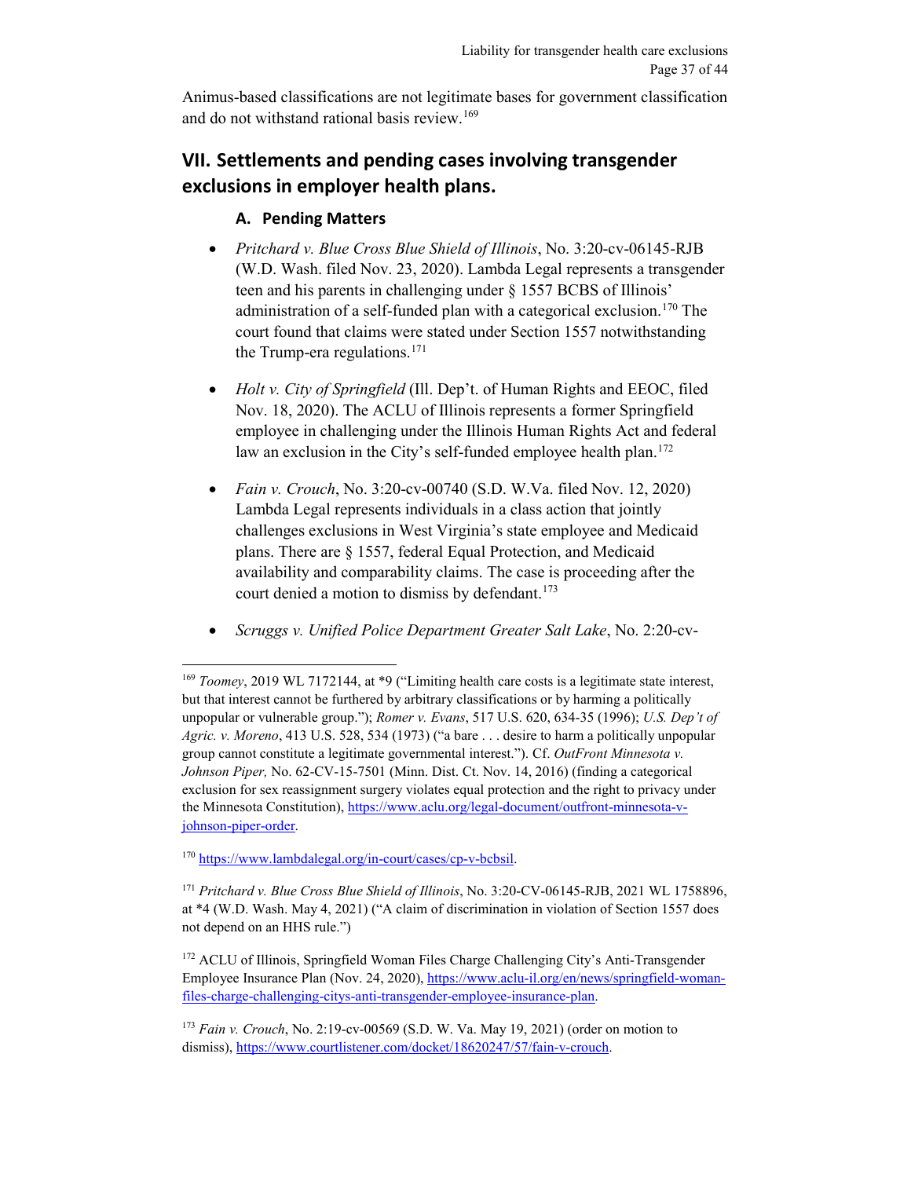Animus-based classifications are not legitimate bases for government classification and do not withstand rational basis review.[169]

## VII. Settlements and pending cases involving transgender exclusions in employer health plans.

### A. Pending Matters

- *Pritchard v. Blue Cross Blue Shield of Illinois*, No. 3:20-cv-06145-RJB (W.D. Wash. filed Nov. 23, 2020). Lambda Legal represents a transgender teen and his parents in challenging under § 1557 BCBS of Illinois' administration of a self-funded plan with a categorical exclusion.[170] The court found that claims were stated under Section 1557 notwithstanding the Trump-era regulations.[171]

- *Holt v. City of Springfield* (Ill. Dep't. of Human Rights and EEOC, filed Nov. 18, 2020). The ACLU of Illinois represents a former Springfield employee in challenging under the Illinois Human Rights Act and federal law an exclusion in the City's self-funded employee health plan.[172]

- *Fain v. Crouch*, No. 3:20-cv-00740 (S.D. W.Va. filed Nov. 12, 2020) Lambda Legal represents individuals in a class action that jointly challenges exclusions in West Virginia's state employee and Medicaid plans. There are § 1557, federal Equal Protection, and Medicaid availability and comparability claims. The case is proceeding after the court denied a motion to dismiss by defendant.[173]

- *Scruggs v. Unified Police Department Greater Salt Lake*, No. 2:20-cv-

---

[169] *Toomey*, 2019 WL 7172144, at *9 ("Limiting health care costs is a legitimate state interest, but that interest cannot be furthered by arbitrary classifications or by harming a politically unpopular or vulnerable group."); *Romer v. Evans*, 517 U.S. 620, 634-35 (1996); *U.S. Dep't of Agric. v. Moreno*, 413 U.S. 528, 534 (1973) ("a bare . . . desire to harm a politically unpopular group cannot constitute a legitimate governmental interest."). Cf. *OutFront Minnesota v. Johnson Piper,* No. 62-CV-15-7501 (Minn. Dist. Ct. Nov. 14, 2016) (finding a categorical exclusion for sex reassignment surgery violates equal protection and the right to privacy under the Minnesota Constitution), https://www.aclu.org/legal-document/outfront-minnesota-v-johnson-piper-order.

[170] https://www.lambdalegal.org/in-court/cases/cp-v-bcbsil.

[171] *Pritchard v. Blue Cross Blue Shield of Illinois*, No. 3:20-CV-06145-RJB, 2021 WL 1758896, at *4 (W.D. Wash. May 4, 2021) ("A claim of discrimination in violation of Section 1557 does not depend on an HHS rule.")

[172] ACLU of Illinois, Springfield Woman Files Charge Challenging City's Anti-Transgender Employee Insurance Plan (Nov. 24, 2020), https://www.aclu-il.org/en/news/springfield-woman-files-charge-challenging-citys-anti-transgender-employee-insurance-plan.

[173] *Fain v. Crouch*, No. 2:19-cv-00569 (S.D. W. Va. May 19, 2021) (order on motion to dismiss), https://www.courtlistener.com/docket/18620247/57/fain-v-crouch.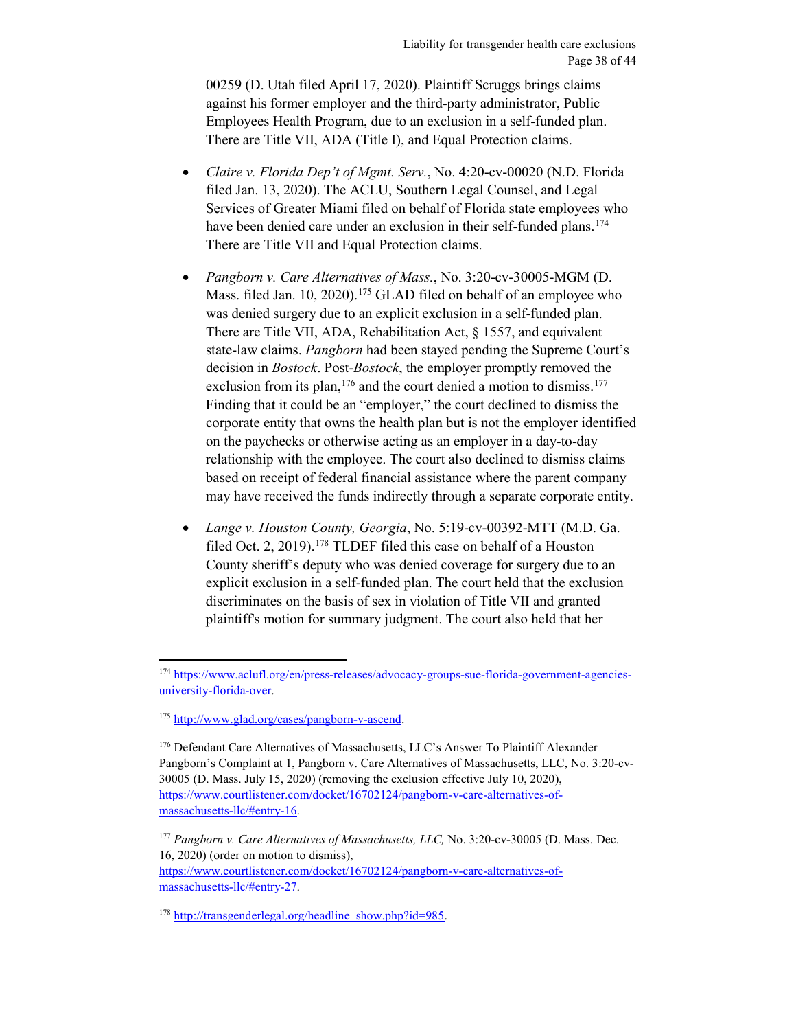00259 (D. Utah filed April 17, 2020). Plaintiff Scruggs brings claims against his former employer and the third-party administrator, Public Employees Health Program, due to an exclusion in a self-funded plan. There are Title VII, ADA (Title I), and Equal Protection claims.

- *Claire v. Florida Dep't of Mgmt. Serv.*, No. 4:20-cv-00020 (N.D. Florida filed Jan. 13, 2020). The ACLU, Southern Legal Counsel, and Legal Services of Greater Miami filed on behalf of Florida state employees who have been denied care under an exclusion in their self-funded plans.[174] There are Title VII and Equal Protection claims.

- *Pangborn v. Care Alternatives of Mass.*, No. 3:20-cv-30005-MGM (D. Mass. filed Jan. 10, 2020).[175] GLAD filed on behalf of an employee who was denied surgery due to an explicit exclusion in a self-funded plan. There are Title VII, ADA, Rehabilitation Act, § 1557, and equivalent state-law claims. *Pangborn* had been stayed pending the Supreme Court's decision in *Bostock*. Post-*Bostock*, the employer promptly removed the exclusion from its plan,[176] and the court denied a motion to dismiss.[177] Finding that it could be an "employer," the court declined to dismiss the corporate entity that owns the health plan but is not the employer identified on the paychecks or otherwise acting as an employer in a day-to-day relationship with the employee. The court also declined to dismiss claims based on receipt of federal financial assistance where the parent company may have received the funds indirectly through a separate corporate entity.

- *Lange v. Houston County, Georgia*, No. 5:19-cv-00392-MTT (M.D. Ga. filed Oct. 2, 2019).[178] TLDEF filed this case on behalf of a Houston County sheriff's deputy who was denied coverage for surgery due to an explicit exclusion in a self-funded plan. The court held that the exclusion discriminates on the basis of sex in violation of Title VII and granted plaintiff's motion for summary judgment. The court also held that her

---

[174] https://www.aclufl.org/en/press-releases/advocacy-groups-sue-florida-government-agencies-university-florida-over.

[175] http://www.glad.org/cases/pangborn-v-ascend.

[176] Defendant Care Alternatives of Massachusetts, LLC's Answer To Plaintiff Alexander Pangborn's Complaint at 1, Pangborn v. Care Alternatives of Massachusetts, LLC, No. 3:20-cv-30005 (D. Mass. July 15, 2020) (removing the exclusion effective July 10, 2020), https://www.courtlistener.com/docket/16702124/pangborn-v-care-alternatives-of-massachusetts-llc/#entry-16.

[177] *Pangborn v. Care Alternatives of Massachusetts, LLC,* No. 3:20-cv-30005 (D. Mass. Dec. 16, 2020) (order on motion to dismiss), https://www.courtlistener.com/docket/16702124/pangborn-v-care-alternatives-of-massachusetts-llc/#entry-27.

[178] http://transgenderlegal.org/headline_show.php?id=985.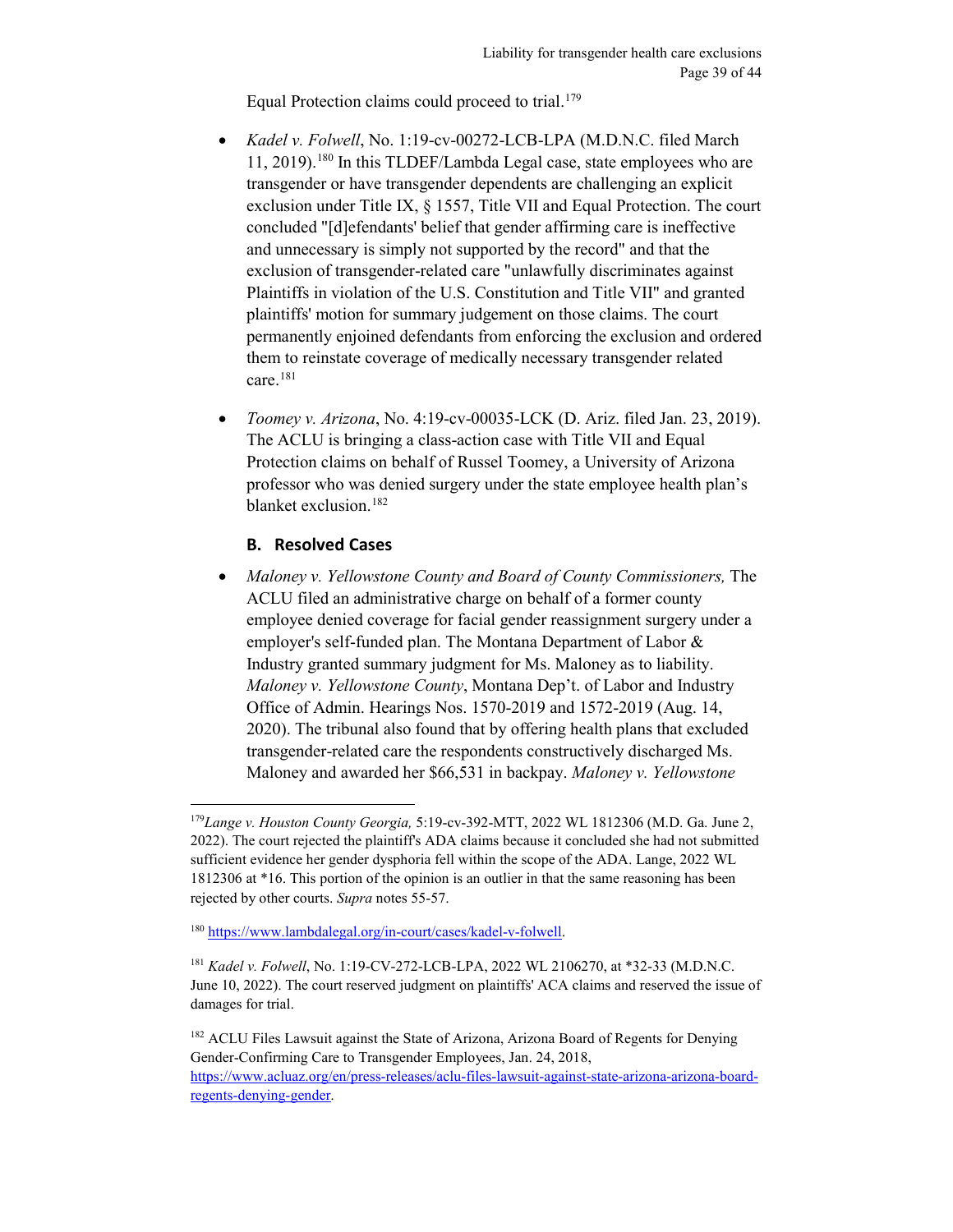Equal Protection claims could proceed to trial.[179]

- *Kadel v. Folwell*, No. 1:19-cv-00272-LCB-LPA (M.D.N.C. filed March 11, 2019).[180] In this TLDEF/Lambda Legal case, state employees who are transgender or have transgender dependents are challenging an explicit exclusion under Title IX, § 1557, Title VII and Equal Protection. The court concluded "[d]efendants' belief that gender affirming care is ineffective and unnecessary is simply not supported by the record" and that the exclusion of transgender-related care "unlawfully discriminates against Plaintiffs in violation of the U.S. Constitution and Title VII" and granted plaintiffs' motion for summary judgement on those claims. The court permanently enjoined defendants from enforcing the exclusion and ordered them to reinstate coverage of medically necessary transgender related care.[181]

- *Toomey v. Arizona*, No. 4:19-cv-00035-LCK (D. Ariz. filed Jan. 23, 2019). The ACLU is bringing a class-action case with Title VII and Equal Protection claims on behalf of Russel Toomey, a University of Arizona professor who was denied surgery under the state employee health plan's blanket exclusion.[182]

### B. Resolved Cases

- *Maloney v. Yellowstone County and Board of County Commissioners,* The ACLU filed an administrative charge on behalf of a former county employee denied coverage for facial gender reassignment surgery under a employer's self-funded plan. The Montana Department of Labor & Industry granted summary judgment for Ms. Maloney as to liability. *Maloney v. Yellowstone County*, Montana Dep't. of Labor and Industry Office of Admin. Hearings Nos. 1570-2019 and 1572-2019 (Aug. 14, 2020). The tribunal also found that by offering health plans that excluded transgender-related care the respondents constructively discharged Ms. Maloney and awarded her $66,531 in backpay. *Maloney v. Yellowstone*

---

[179] *Lange v. Houston County Georgia,* 5:19-cv-392-MTT, 2022 WL 1812306 (M.D. Ga. June 2, 2022). The court rejected the plaintiff's ADA claims because it concluded she had not submitted sufficient evidence her gender dysphoria fell within the scope of the ADA. Lange, 2022 WL 1812306 at *16. This portion of the opinion is an outlier in that the same reasoning has been rejected by other courts. *Supra* notes 55-57.

[180] https://www.lambdalegal.org/in-court/cases/kadel-v-folwell.

[181] *Kadel v. Folwell*, No. 1:19-CV-272-LCB-LPA, 2022 WL 2106270, at *32-33 (M.D.N.C. June 10, 2022). The court reserved judgment on plaintiffs' ACA claims and reserved the issue of damages for trial.

[182] ACLU Files Lawsuit against the State of Arizona, Arizona Board of Regents for Denying Gender-Confirming Care to Transgender Employees, Jan. 24, 2018, https://www.acluaz.org/en/press-releases/aclu-files-lawsuit-against-state-arizona-arizona-board-regents-denying-gender.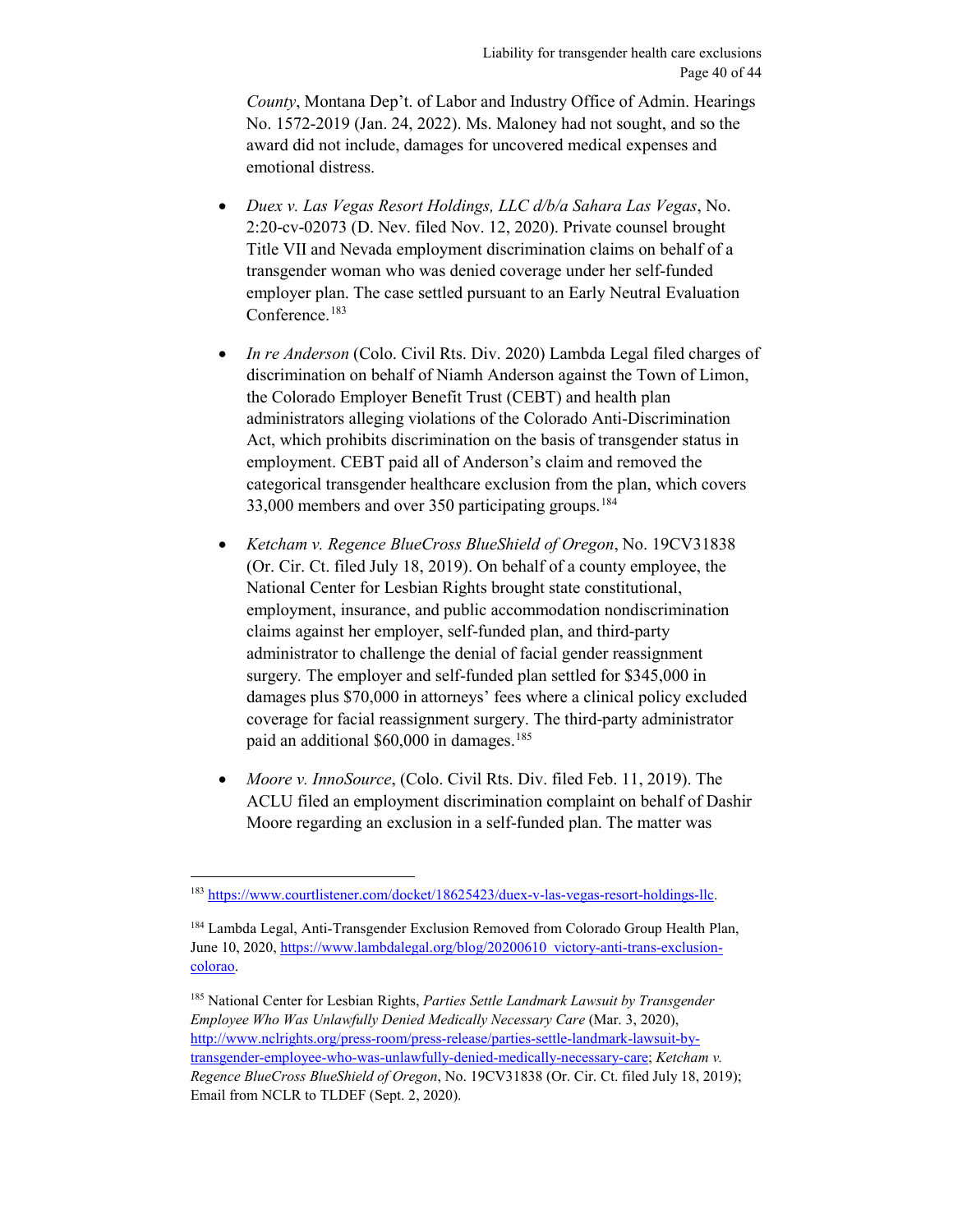*County*, Montana Dep't. of Labor and Industry Office of Admin. Hearings No. 1572-2019 (Jan. 24, 2022). Ms. Maloney had not sought, and so the award did not include, damages for uncovered medical expenses and emotional distress.

- *Duex v. Las Vegas Resort Holdings, LLC d/b/a Sahara Las Vegas*, No. 2:20-cv-02073 (D. Nev. filed Nov. 12, 2020). Private counsel brought Title VII and Nevada employment discrimination claims on behalf of a transgender woman who was denied coverage under her self-funded employer plan. The case settled pursuant to an Early Neutral Evaluation Conference.[183]

- *In re Anderson* (Colo. Civil Rts. Div. 2020) Lambda Legal filed charges of discrimination on behalf of Niamh Anderson against the Town of Limon, the Colorado Employer Benefit Trust (CEBT) and health plan administrators alleging violations of the Colorado Anti-Discrimination Act, which prohibits discrimination on the basis of transgender status in employment. CEBT paid all of Anderson's claim and removed the categorical transgender healthcare exclusion from the plan, which covers 33,000 members and over 350 participating groups.[184]

- *Ketcham v. Regence BlueCross BlueShield of Oregon*, No. 19CV31838 (Or. Cir. Ct. filed July 18, 2019). On behalf of a county employee, the National Center for Lesbian Rights brought state constitutional, employment, insurance, and public accommodation nondiscrimination claims against her employer, self-funded plan, and third-party administrator to challenge the denial of facial gender reassignment surgery. The employer and self-funded plan settled for $345,000 in damages plus $70,000 in attorneys' fees where a clinical policy excluded coverage for facial reassignment surgery. The third-party administrator paid an additional $60,000 in damages.[185]

- *Moore v. InnoSource*, (Colo. Civil Rts. Div. filed Feb. 11, 2019). The ACLU filed an employment discrimination complaint on behalf of Dashir Moore regarding an exclusion in a self-funded plan. The matter was

---

[183] https://www.courtlistener.com/docket/18625423/duex-v-las-vegas-resort-holdings-llc.

[184] Lambda Legal, Anti-Transgender Exclusion Removed from Colorado Group Health Plan, June 10, 2020, https://www.lambdalegal.org/blog/20200610_victory-anti-trans-exclusion-colorao.

[185] National Center for Lesbian Rights, *Parties Settle Landmark Lawsuit by Transgender Employee Who Was Unlawfully Denied Medically Necessary Care* (Mar. 3, 2020), http://www.nclrights.org/press-room/press-release/parties-settle-landmark-lawsuit-by-transgender-employee-who-was-unlawfully-denied-medically-necessary-care; *Ketcham v. Regence BlueCross BlueShield of Oregon*, No. 19CV31838 (Or. Cir. Ct. filed July 18, 2019); Email from NCLR to TLDEF (Sept. 2, 2020).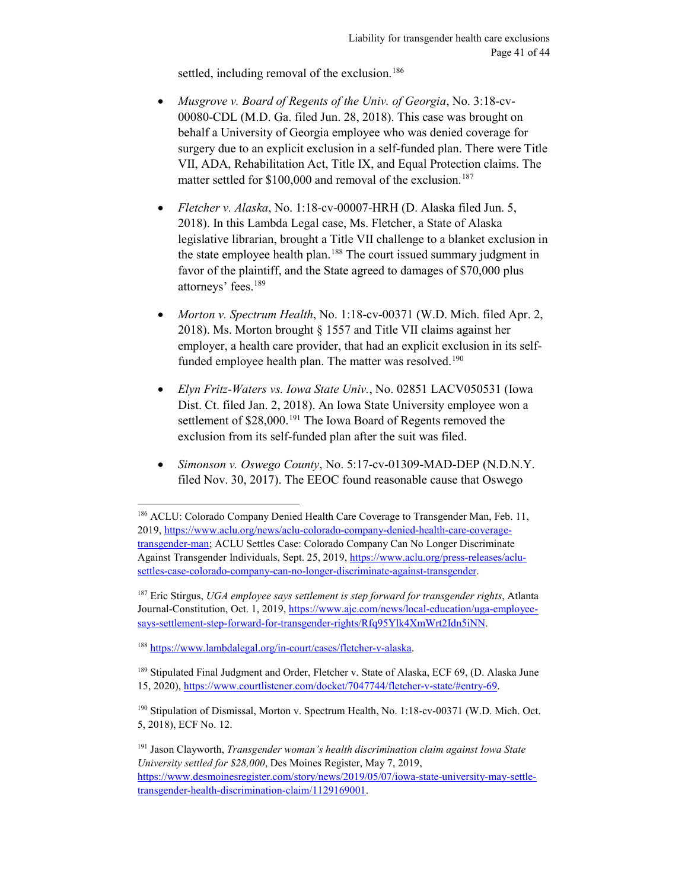settled, including removal of the exclusion.[186]

- *Musgrove v. Board of Regents of the Univ. of Georgia*, No. 3:18-cv-00080-CDL (M.D. Ga. filed Jun. 28, 2018). This case was brought on behalf a University of Georgia employee who was denied coverage for surgery due to an explicit exclusion in a self-funded plan. There were Title VII, ADA, Rehabilitation Act, Title IX, and Equal Protection claims. The matter settled for $100,000 and removal of the exclusion.[187]

- *Fletcher v. Alaska*, No. 1:18-cv-00007-HRH (D. Alaska filed Jun. 5, 2018). In this Lambda Legal case, Ms. Fletcher, a State of Alaska legislative librarian, brought a Title VII challenge to a blanket exclusion in the state employee health plan.[188] The court issued summary judgment in favor of the plaintiff, and the State agreed to damages of $70,000 plus attorneys' fees.[189]

- *Morton v. Spectrum Health*, No. 1:18-cv-00371 (W.D. Mich. filed Apr. 2, 2018). Ms. Morton brought § 1557 and Title VII claims against her employer, a health care provider, that had an explicit exclusion in its self-funded employee health plan. The matter was resolved.[190]

- *Elyn Fritz-Waters vs. Iowa State Univ.*, No. 02851 LACV050531 (Iowa Dist. Ct. filed Jan. 2, 2018). An Iowa State University employee won a settlement of $28,000.[191] The Iowa Board of Regents removed the exclusion from its self-funded plan after the suit was filed.

- *Simonson v. Oswego County*, No. 5:17-cv-01309-MAD-DEP (N.D.N.Y. filed Nov. 30, 2017). The EEOC found reasonable cause that Oswego

---

[186] ACLU: Colorado Company Denied Health Care Coverage to Transgender Man, Feb. 11, 2019, https://www.aclu.org/news/aclu-colorado-company-denied-health-care-coverage-transgender-man; ACLU Settles Case: Colorado Company Can No Longer Discriminate Against Transgender Individuals, Sept. 25, 2019, https://www.aclu.org/press-releases/aclu-settles-case-colorado-company-can-no-longer-discriminate-against-transgender.

[187] Eric Stirgus, *UGA employee says settlement is step forward for transgender rights*, Atlanta Journal-Constitution, Oct. 1, 2019, https://www.ajc.com/news/local-education/uga-employee-says-settlement-step-forward-for-transgender-rights/Rfq95Ylk4XmWrt2Idn5iNN.

[188] https://www.lambdalegal.org/in-court/cases/fletcher-v-alaska.

[189] Stipulated Final Judgment and Order, Fletcher v. State of Alaska, ECF 69, (D. Alaska June 15, 2020), https://www.courtlistener.com/docket/7047744/fletcher-v-state/#entry-69.

[190] Stipulation of Dismissal, Morton v. Spectrum Health, No. 1:18-cv-00371 (W.D. Mich. Oct. 5, 2018), ECF No. 12.

[191] Jason Clayworth, *Transgender woman's health discrimination claim against Iowa State University settled for $28,000*, Des Moines Register, May 7, 2019, https://www.desmoinesregister.com/story/news/2019/05/07/iowa-state-university-may-settle-transgender-health-discrimination-claim/1129169001.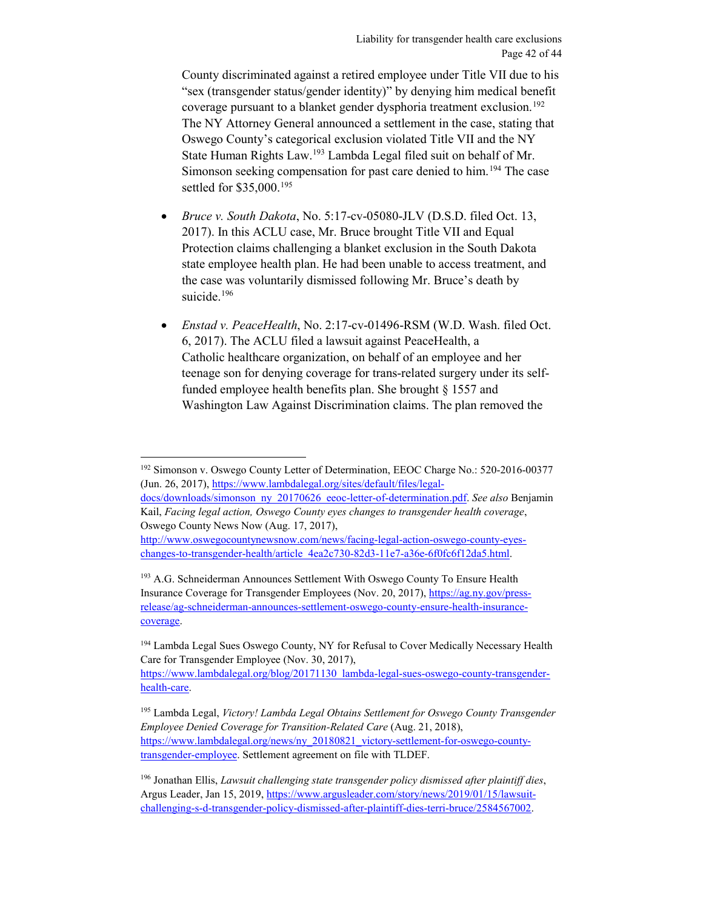County discriminated against a retired employee under Title VII due to his "sex (transgender status/gender identity)" by denying him medical benefit coverage pursuant to a blanket gender dysphoria treatment exclusion.[192] The NY Attorney General announced a settlement in the case, stating that Oswego County's categorical exclusion violated Title VII and the NY State Human Rights Law.[193] Lambda Legal filed suit on behalf of Mr. Simonson seeking compensation for past care denied to him.[194] The case settled for $35,000.[195]

- *Bruce v. South Dakota*, No. 5:17-cv-05080-JLV (D.S.D. filed Oct. 13, 2017). In this ACLU case, Mr. Bruce brought Title VII and Equal Protection claims challenging a blanket exclusion in the South Dakota state employee health plan. He had been unable to access treatment, and the case was voluntarily dismissed following Mr. Bruce's death by suicide.[196]

- *Enstad v. PeaceHealth*, No. 2:17-cv-01496-RSM (W.D. Wash. filed Oct. 6, 2017). The ACLU filed a lawsuit against PeaceHealth, a Catholic healthcare organization, on behalf of an employee and her teenage son for denying coverage for trans-related surgery under its self-funded employee health benefits plan. She brought § 1557 and Washington Law Against Discrimination claims. The plan removed the

---

[192] Simonson v. Oswego County Letter of Determination, EEOC Charge No.: 520-2016-00377 (Jun. 26, 2017), https://www.lambdalegal.org/sites/default/files/legal-docs/downloads/simonson_ny_20170626_eeoc-letter-of-determination.pdf. *See also* Benjamin Kail, *Facing legal action, Oswego County eyes changes to transgender health coverage*, Oswego County News Now (Aug. 17, 2017), http://www.oswegocountynewsnow.com/news/facing-legal-action-oswego-county-eyes-changes-to-transgender-health/article_4ea2c730-82d3-11e7-a36e-6f0fc6f12da5.html.

[193] A.G. Schneiderman Announces Settlement With Oswego County To Ensure Health Insurance Coverage for Transgender Employees (Nov. 20, 2017), https://ag.ny.gov/press-release/ag-schneiderman-announces-settlement-oswego-county-ensure-health-insurance-coverage.

[194] Lambda Legal Sues Oswego County, NY for Refusal to Cover Medically Necessary Health Care for Transgender Employee (Nov. 30, 2017), https://www.lambdalegal.org/blog/20171130_lambda-legal-sues-oswego-county-transgender-health-care.

[195] Lambda Legal, *Victory! Lambda Legal Obtains Settlement for Oswego County Transgender Employee Denied Coverage for Transition-Related Care* (Aug. 21, 2018), https://www.lambdalegal.org/news/ny_20180821_victory-settlement-for-oswego-county-transgender-employee. Settlement agreement on file with TLDEF.

[196] Jonathan Ellis, *Lawsuit challenging state transgender policy dismissed after plaintiff dies*, Argus Leader, Jan 15, 2019, https://www.argusleader.com/story/news/2019/01/15/lawsuit-challenging-s-d-transgender-policy-dismissed-after-plaintiff-dies-terri-bruce/2584567002.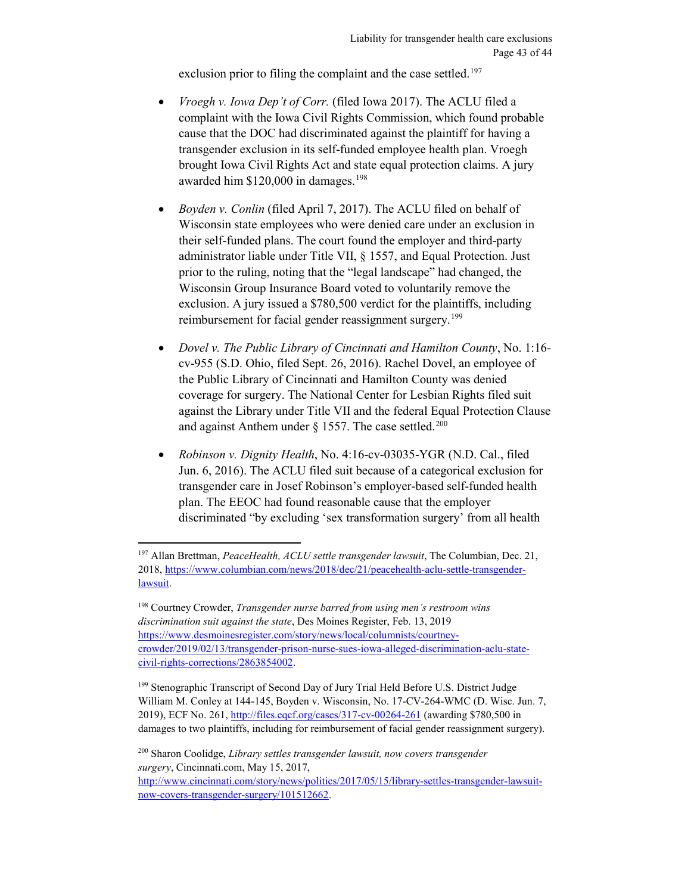exclusion prior to filing the complaint and the case settled.[197]

- *Vroegh v. Iowa Dep't of Corr.* (filed Iowa 2017). The ACLU filed a complaint with the Iowa Civil Rights Commission, which found probable cause that the DOC had discriminated against the plaintiff for having a transgender exclusion in its self-funded employee health plan. Vroegh brought Iowa Civil Rights Act and state equal protection claims. A jury awarded him $120,000 in damages.[198]

- *Boyden v. Conlin* (filed April 7, 2017). The ACLU filed on behalf of Wisconsin state employees who were denied care under an exclusion in their self-funded plans. The court found the employer and third-party administrator liable under Title VII, § 1557, and Equal Protection. Just prior to the ruling, noting that the "legal landscape" had changed, the Wisconsin Group Insurance Board voted to voluntarily remove the exclusion. A jury issued a $780,500 verdict for the plaintiffs, including reimbursement for facial gender reassignment surgery.[199]

- *Dovel v. The Public Library of Cincinnati and Hamilton County*, No. 1:16-cv-955 (S.D. Ohio, filed Sept. 26, 2016). Rachel Dovel, an employee of the Public Library of Cincinnati and Hamilton County was denied coverage for surgery. The National Center for Lesbian Rights filed suit against the Library under Title VII and the federal Equal Protection Clause and against Anthem under § 1557. The case settled.[200]

- *Robinson v. Dignity Health*, No. 4:16-cv-03035-YGR (N.D. Cal., filed Jun. 6, 2016). The ACLU filed suit because of a categorical exclusion for transgender care in Josef Robinson's employer-based self-funded health plan. The EEOC had found reasonable cause that the employer discriminated "by excluding 'sex transformation surgery' from all health

---

[197] Allan Brettman, *PeaceHealth, ACLU settle transgender lawsuit*, The Columbian, Dec. 21, 2018, https://www.columbian.com/news/2018/dec/21/peacehealth-aclu-settle-transgender-lawsuit.

[198] Courtney Crowder, *Transgender nurse barred from using men's restroom wins discrimination suit against the state*, Des Moines Register, Feb. 13, 2019 https://www.desmoinesregister.com/story/news/local/columnists/courtney-crowder/2019/02/13/transgender-prison-nurse-sues-iowa-alleged-discrimination-aclu-state-civil-rights-corrections/2863854002.

[199] Stenographic Transcript of Second Day of Jury Trial Held Before U.S. District Judge William M. Conley at 144-145, Boyden v. Wisconsin, No. 17-CV-264-WMC (D. Wisc. Jun. 7, 2019), ECF No. 261, http://files.eqcf.org/cases/317-cv-00264-261 (awarding $780,500 in damages to two plaintiffs, including for reimbursement of facial gender reassignment surgery).

[200] Sharon Coolidge, *Library settles transgender lawsuit, now covers transgender surgery*, Cincinnati.com, May 15, 2017, http://www.cincinnati.com/story/news/politics/2017/05/15/library-settles-transgender-lawsuit-now-covers-transgender-surgery/101512662.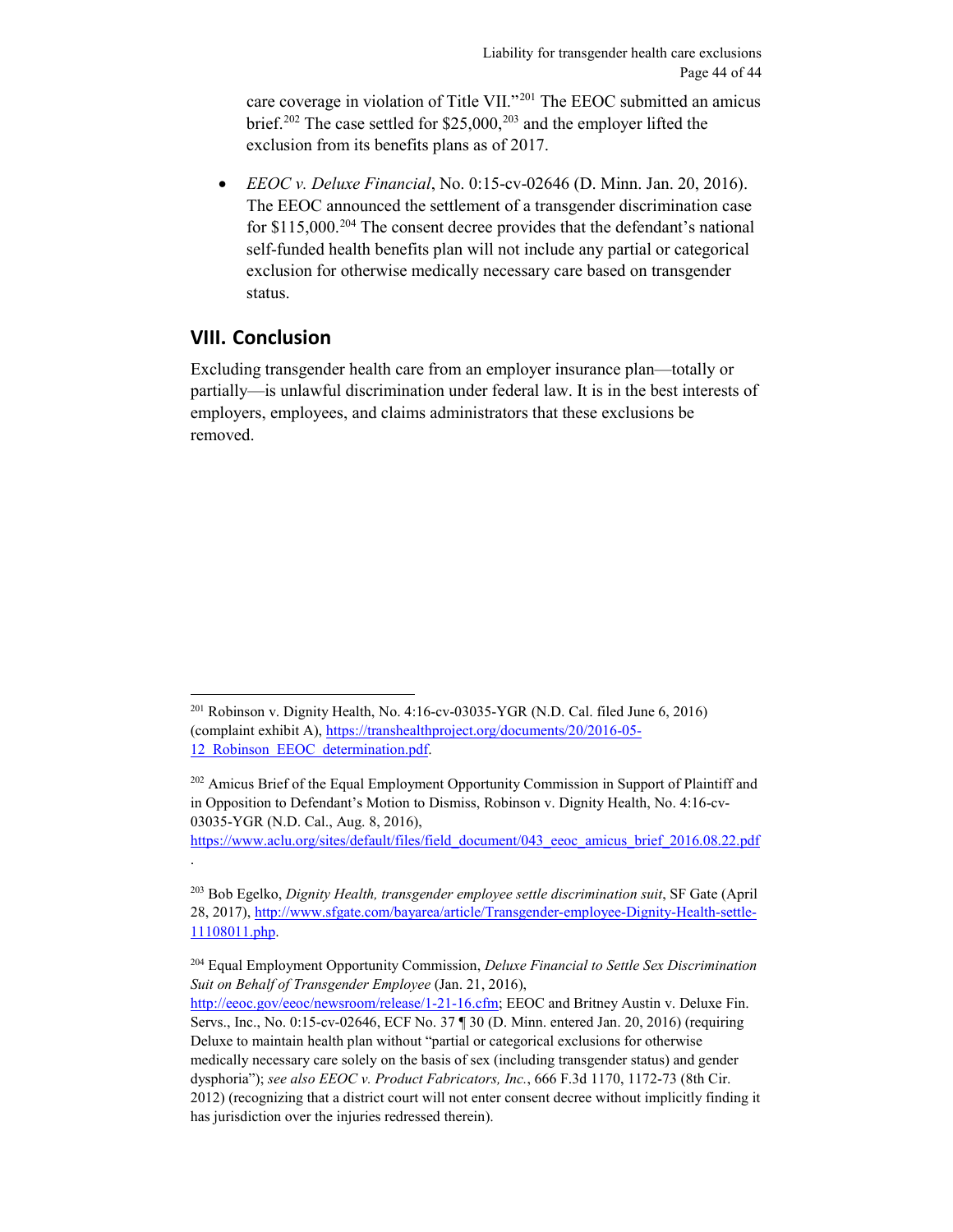care coverage in violation of Title VII."[201] The EEOC submitted an amicus brief.[202] The case settled for $25,000,[203] and the employer lifted the exclusion from its benefits plans as of 2017.

- *EEOC v. Deluxe Financial*, No. 0:15-cv-02646 (D. Minn. Jan. 20, 2016). The EEOC announced the settlement of a transgender discrimination case for $115,000.[204] The consent decree provides that the defendant's national self-funded health benefits plan will not include any partial or categorical exclusion for otherwise medically necessary care based on transgender status.

## VIII. Conclusion

Excluding transgender health care from an employer insurance plan—totally or partially—is unlawful discrimination under federal law. It is in the best interests of employers, employees, and claims administrators that these exclusions be removed.

---

[201] Robinson v. Dignity Health, No. 4:16-cv-03035-YGR (N.D. Cal. filed June 6, 2016) (complaint exhibit A), https://transhealthproject.org/documents/20/2016-05-12_Robinson_EEOC_determination.pdf.

[202] Amicus Brief of the Equal Employment Opportunity Commission in Support of Plaintiff and in Opposition to Defendant's Motion to Dismiss, Robinson v. Dignity Health, No. 4:16-cv-03035-YGR (N.D. Cal., Aug. 8, 2016), https://www.aclu.org/sites/default/files/field_document/043_eeoc_amicus_brief_2016.08.22.pdf.

[203] Bob Egelko, *Dignity Health, transgender employee settle discrimination suit*, SF Gate (April 28, 2017), http://www.sfgate.com/bayarea/article/Transgender-employee-Dignity-Health-settle-11108011.php.

[204] Equal Employment Opportunity Commission, *Deluxe Financial to Settle Sex Discrimination Suit on Behalf of Transgender Employee* (Jan. 21, 2016), http://eeoc.gov/eeoc/newsroom/release/1-21-16.cfm; EEOC and Britney Austin v. Deluxe Fin. Servs., Inc., No. 0:15-cv-02646, ECF No. 37 ¶ 30 (D. Minn. entered Jan. 20, 2016) (requiring Deluxe to maintain health plan without "partial or categorical exclusions for otherwise medically necessary care solely on the basis of sex (including transgender status) and gender dysphoria"); *see also EEOC v. Product Fabricators, Inc.*, 666 F.3d 1170, 1172-73 (8th Cir. 2012) (recognizing that a district court will not enter consent decree without implicitly finding it has jurisdiction over the injuries redressed therein).